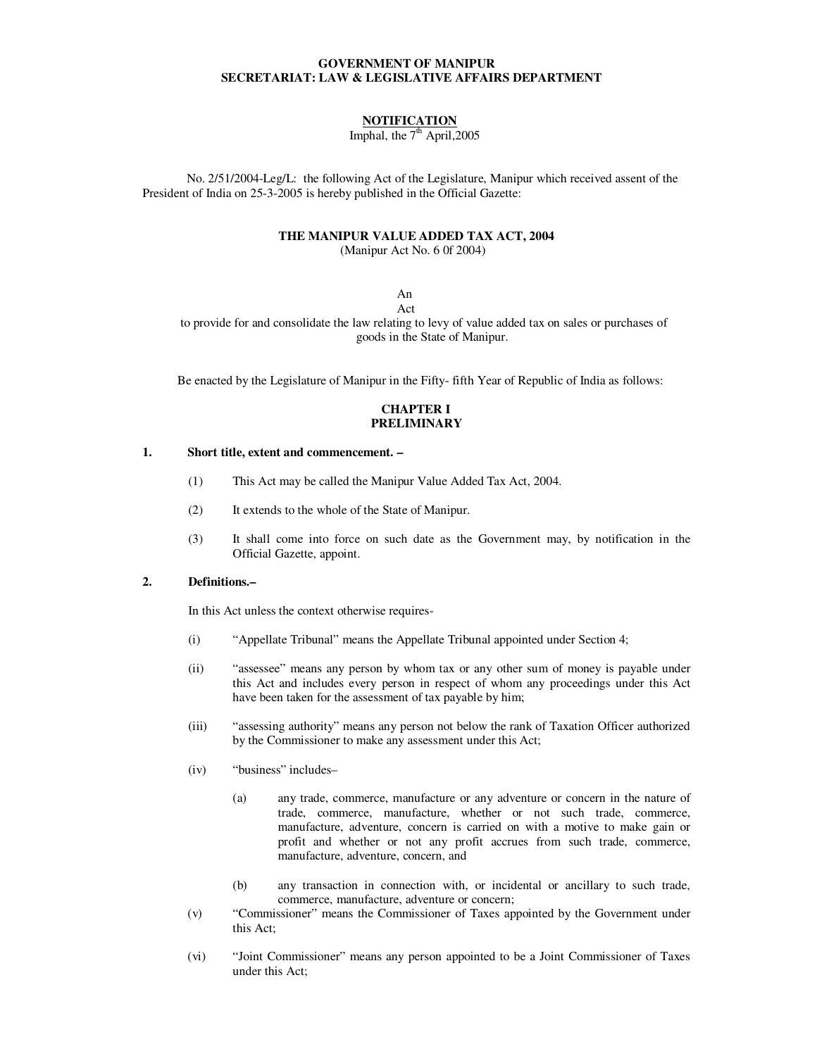**GOVERNMENT OF MANIPUR**
**SECRETARIAT: LAW & LEGISLATIVE AFFAIRS DEPARTMENT**

**NOTIFICATION**
Imphal, the 7th April,2005

No. 2/51/2004-Leg/L: the following Act of the Legislature, Manipur which received assent of the President of India on 25-3-2005 is hereby published in the Official Gazette:

# THE MANIPUR VALUE ADDED TAX ACT, 2004

(Manipur Act No. 6 0f 2004)

An
Act
to provide for and consolidate the law relating to levy of value added tax on sales or purchases of goods in the State of Manipur.

Be enacted by the Legislature of Manipur in the Fifty- fifth Year of Republic of India as follows:

## CHAPTER I
## PRELIMINARY

**1. Short title, extent and commencement. –**

(1) This Act may be called the Manipur Value Added Tax Act, 2004.

(2) It extends to the whole of the State of Manipur.

(3) It shall come into force on such date as the Government may, by notification in the Official Gazette, appoint.

**2. Definitions.–**

In this Act unless the context otherwise requires-

(i) "Appellate Tribunal" means the Appellate Tribunal appointed under Section 4;

(ii) "assessee" means any person by whom tax or any other sum of money is payable under this Act and includes every person in respect of whom any proceedings under this Act have been taken for the assessment of tax payable by him;

(iii) "assessing authority" means any person not below the rank of Taxation Officer authorized by the Commissioner to make any assessment under this Act;

(iv) "business" includes–

(a) any trade, commerce, manufacture or any adventure or concern in the nature of trade, commerce, manufacture, whether or not such trade, commerce, manufacture, adventure, concern is carried on with a motive to make gain or profit and whether or not any profit accrues from such trade, commerce, manufacture, adventure, concern, and

(b) any transaction in connection with, or incidental or ancillary to such trade, commerce, manufacture, adventure or concern;

(v) "Commissioner" means the Commissioner of Taxes appointed by the Government under this Act;

(vi) "Joint Commissioner" means any person appointed to be a Joint Commissioner of Taxes under this Act;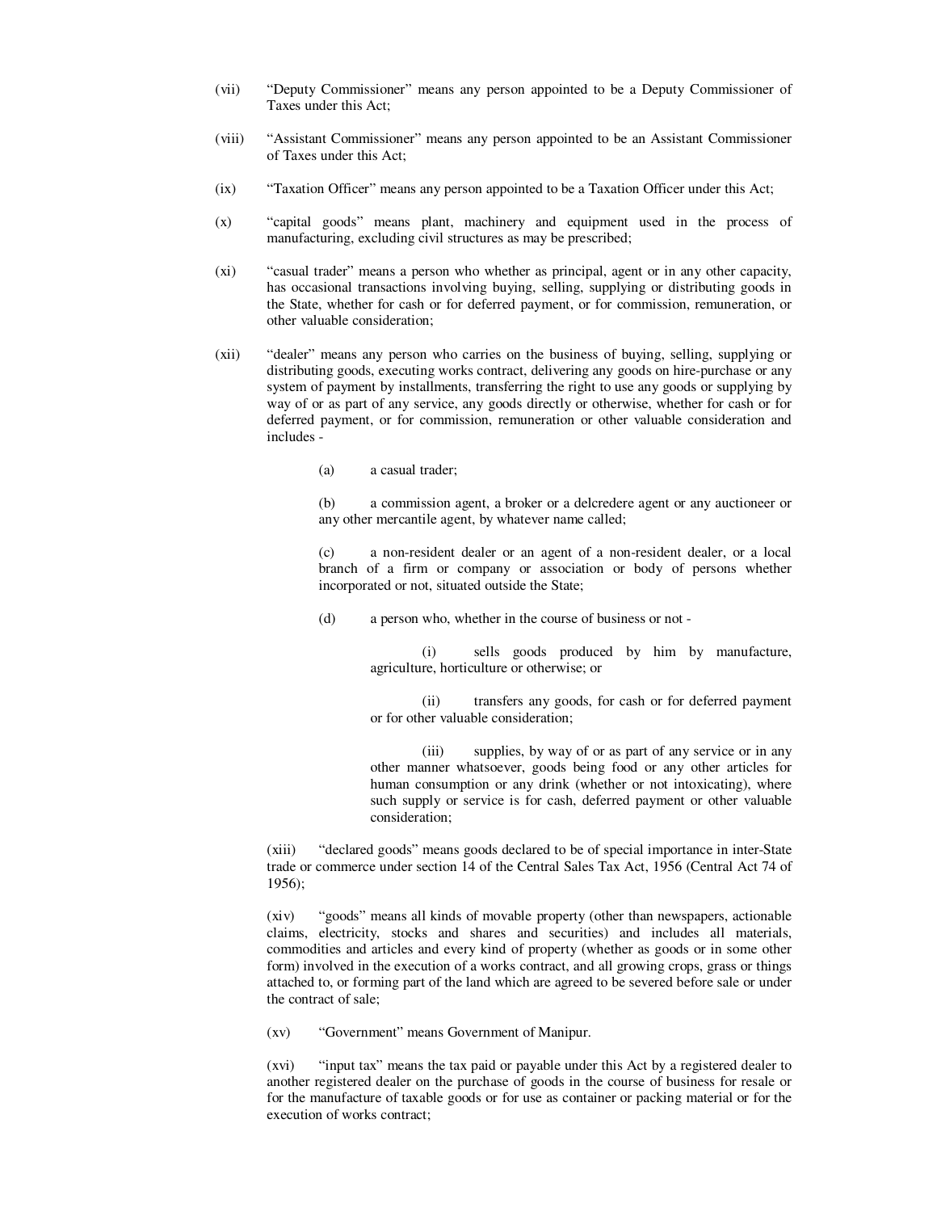(vii) “Deputy Commissioner” means any person appointed to be a Deputy Commissioner of Taxes under this Act;

(viii) “Assistant Commissioner” means any person appointed to be an Assistant Commissioner of Taxes under this Act;

(ix) “Taxation Officer” means any person appointed to be a Taxation Officer under this Act;

(x) “capital goods” means plant, machinery and equipment used in the process of manufacturing, excluding civil structures as may be prescribed;

(xi) “casual trader” means a person who whether as principal, agent or in any other capacity, has occasional transactions involving buying, selling, supplying or distributing goods in the State, whether for cash or for deferred payment, or for commission, remuneration, or other valuable consideration;

(xii) “dealer” means any person who carries on the business of buying, selling, supplying or distributing goods, executing works contract, delivering any goods on hire-purchase or any system of payment by installments, transferring the right to use any goods or supplying by way of or as part of any service, any goods directly or otherwise, whether for cash or for deferred payment, or for commission, remuneration or other valuable consideration and includes -

(a) a casual trader;

(b) a commission agent, a broker or a delcredere agent or any auctioneer or any other mercantile agent, by whatever name called;

(c) a non-resident dealer or an agent of a non-resident dealer, or a local branch of a firm or company or association or body of persons whether incorporated or not, situated outside the State;

(d) a person who, whether in the course of business or not -

(i) sells goods produced by him by manufacture, agriculture, horticulture or otherwise; or

(ii) transfers any goods, for cash or for deferred payment or for other valuable consideration;

(iii) supplies, by way of or as part of any service or in any other manner whatsoever, goods being food or any other articles for human consumption or any drink (whether or not intoxicating), where such supply or service is for cash, deferred payment or other valuable consideration;

(xiii) “declared goods” means goods declared to be of special importance in inter-State trade or commerce under section 14 of the Central Sales Tax Act, 1956 (Central Act 74 of 1956);

(xiv) “goods” means all kinds of movable property (other than newspapers, actionable claims, electricity, stocks and shares and securities) and includes all materials, commodities and articles and every kind of property (whether as goods or in some other form) involved in the execution of a works contract, and all growing crops, grass or things attached to, or forming part of the land which are agreed to be severed before sale or under the contract of sale;

(xv) “Government” means Government of Manipur.

(xvi) “input tax” means the tax paid or payable under this Act by a registered dealer to another registered dealer on the purchase of goods in the course of business for resale or for the manufacture of taxable goods or for use as container or packing material or for the execution of works contract;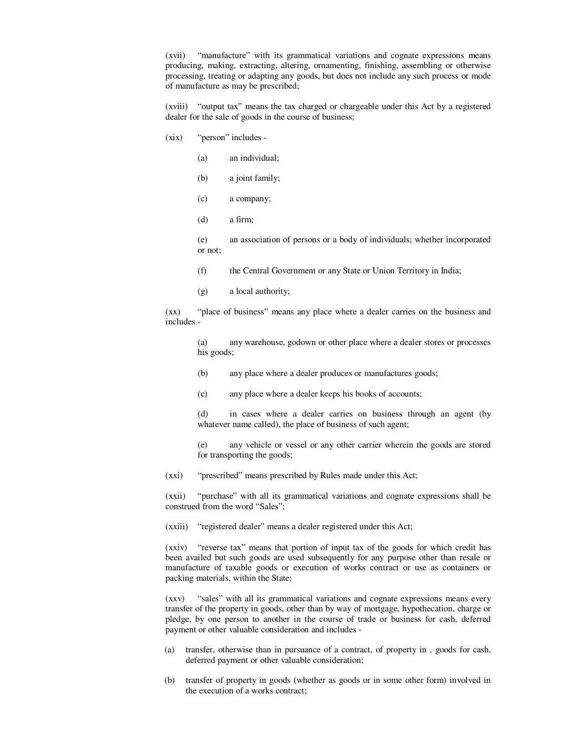(xvii) "manufacture" with its grammatical variations and cognate expressions means producing, making, extracting, altering, ornamenting, finishing, assembling or otherwise processing, treating or adapting any goods, but does not include any such process or mode of manufacture as may be prescribed;

(xviii) "output tax" means the tax charged or chargeable under this Act by a registered dealer for the sale of goods in the course of business;

(xix) "person" includes -

(a) an individual;

(b) a joint family;

(c) a company;

(d) a firm;

(e) an association of persons or a body of individuals; whether incorporated or not;

(f) the Central Government or any State or Union Territory in India;

(g) a local authority;

(xx) "place of business" means any place where a dealer carries on the business and includes -

(a) any warehouse, godown or other place where a dealer stores or processes his goods;

(b) any place where a dealer produces or manufactures goods;

(c) any place where a dealer keeps his books of accounts;

(d) in cases where a dealer carries on business through an agent (by whatever name called), the place of business of such agent;

(e) any vehicle or vessel or any other carrier wherein the goods are stored for transporting the goods;

(xxi) "prescribed" means prescribed by Rules made under this Act;

(xxii) "purchase" with all its grammatical variations and cognate expressions shall be construed from the word "Sales";

(xxiii) "registered dealer" means a dealer registered under this Act;

(xxiv) "reverse tax" means that portion of input tax of the goods for which credit has been availed but such goods are used subsequently for any purpose other than resale or manufacture of taxable goods or execution of works contract or use as containers or packing materials, within the State;

(xxv) "sales" with all its grammatical variations and cognate expressions means every transfer of the property in goods, other than by way of mortgage, hypothecation, charge or pledge, by one person to another in the course of trade or business for cash, deferred payment or other valuable consideration and includes -

(a) transfer, otherwise than in pursuance of a contract, of property in , goods for cash, deferred payment or other valuable consideration;

(b) transfer of property in goods (whether as goods or in some other form) involved in the execution of a works contract;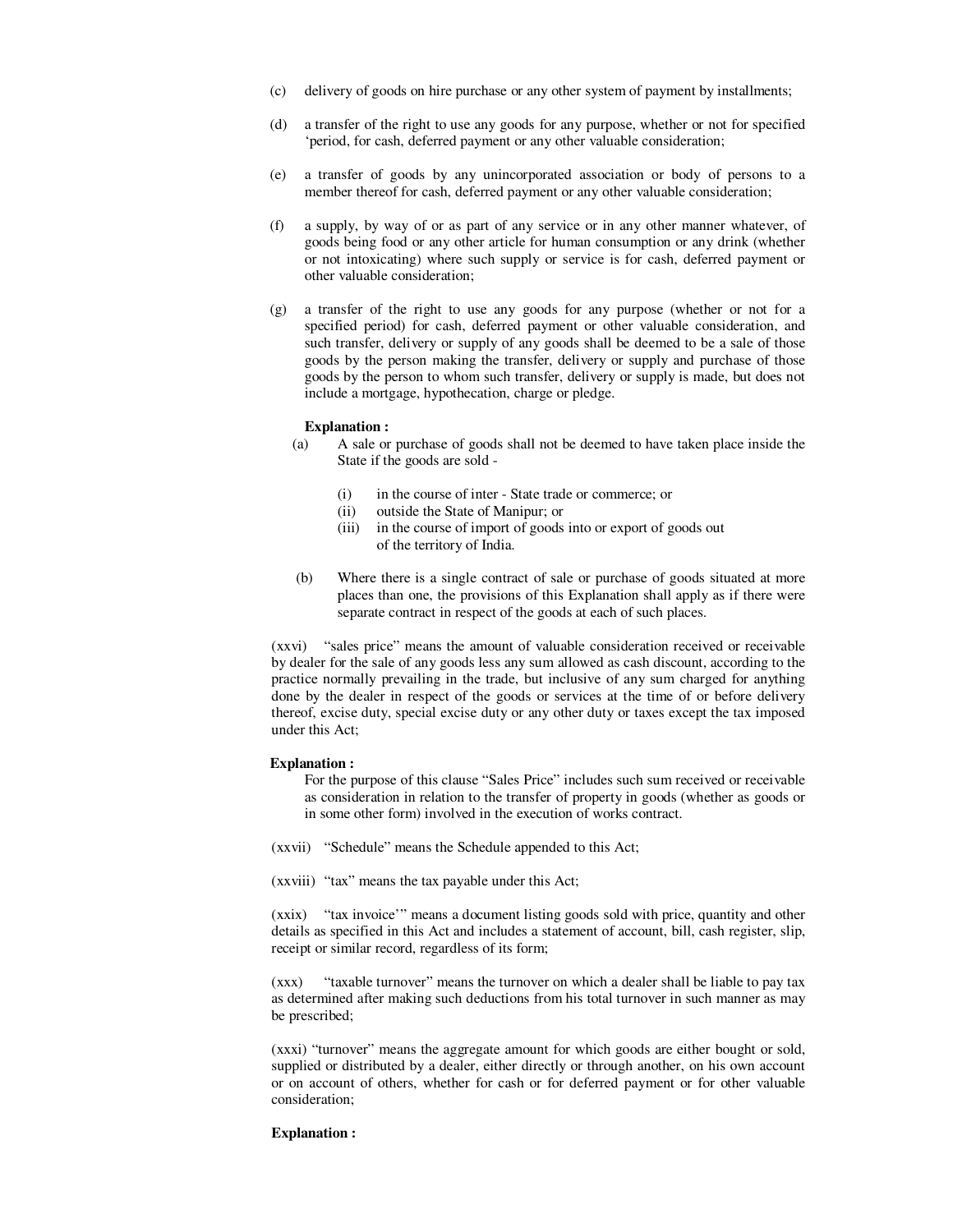(c) delivery of goods on hire purchase or any other system of payment by installments;

(d) a transfer of the right to use any goods for any purpose, whether or not for specified 'period, for cash, deferred payment or any other valuable consideration;

(e) a transfer of goods by any unincorporated association or body of persons to a member thereof for cash, deferred payment or any other valuable consideration;

(f) a supply, by way of or as part of any service or in any other manner whatever, of goods being food or any other article for human consumption or any drink (whether or not intoxicating) where such supply or service is for cash, deferred payment or other valuable consideration;

(g) a transfer of the right to use any goods for any purpose (whether or not for a specified period) for cash, deferred payment or other valuable consideration, and such transfer, delivery or supply of any goods shall be deemed to be a sale of those goods by the person making the transfer, delivery or supply and purchase of those goods by the person to whom such transfer, delivery or supply is made, but does not include a mortgage, hypothecation, charge or pledge.

**Explanation :**

(a) A sale or purchase of goods shall not be deemed to have taken place inside the State if the goods are sold -

  (i) in the course of inter - State trade or commerce; or
  (ii) outside the State of Manipur; or
  (iii) in the course of import of goods into or export of goods out of the territory of India.

(b) Where there is a single contract of sale or purchase of goods situated at more places than one, the provisions of this Explanation shall apply as if there were separate contract in respect of the goods at each of such places.

(xxvi) "sales price" means the amount of valuable consideration received or receivable by dealer for the sale of any goods less any sum allowed as cash discount, according to the practice normally prevailing in the trade, but inclusive of any sum charged for anything done by the dealer in respect of the goods or services at the time of or before delivery thereof, excise duty, special excise duty or any other duty or taxes except the tax imposed under this Act;

**Explanation :**

For the purpose of this clause "Sales Price" includes such sum received or receivable as consideration in relation to the transfer of property in goods (whether as goods or in some other form) involved in the execution of works contract.

(xxvii) "Schedule" means the Schedule appended to this Act;

(xxviii) "tax" means the tax payable under this Act;

(xxix) "tax invoice'" means a document listing goods sold with price, quantity and other details as specified in this Act and includes a statement of account, bill, cash register, slip, receipt or similar record, regardless of its form;

(xxx) "taxable turnover" means the turnover on which a dealer shall be liable to pay tax as determined after making such deductions from his total turnover in such manner as may be prescribed;

(xxxi) "turnover" means the aggregate amount for which goods are either bought or sold, supplied or distributed by a dealer, either directly or through another, on his own account or on account of others, whether for cash or for deferred payment or for other valuable consideration;

**Explanation :**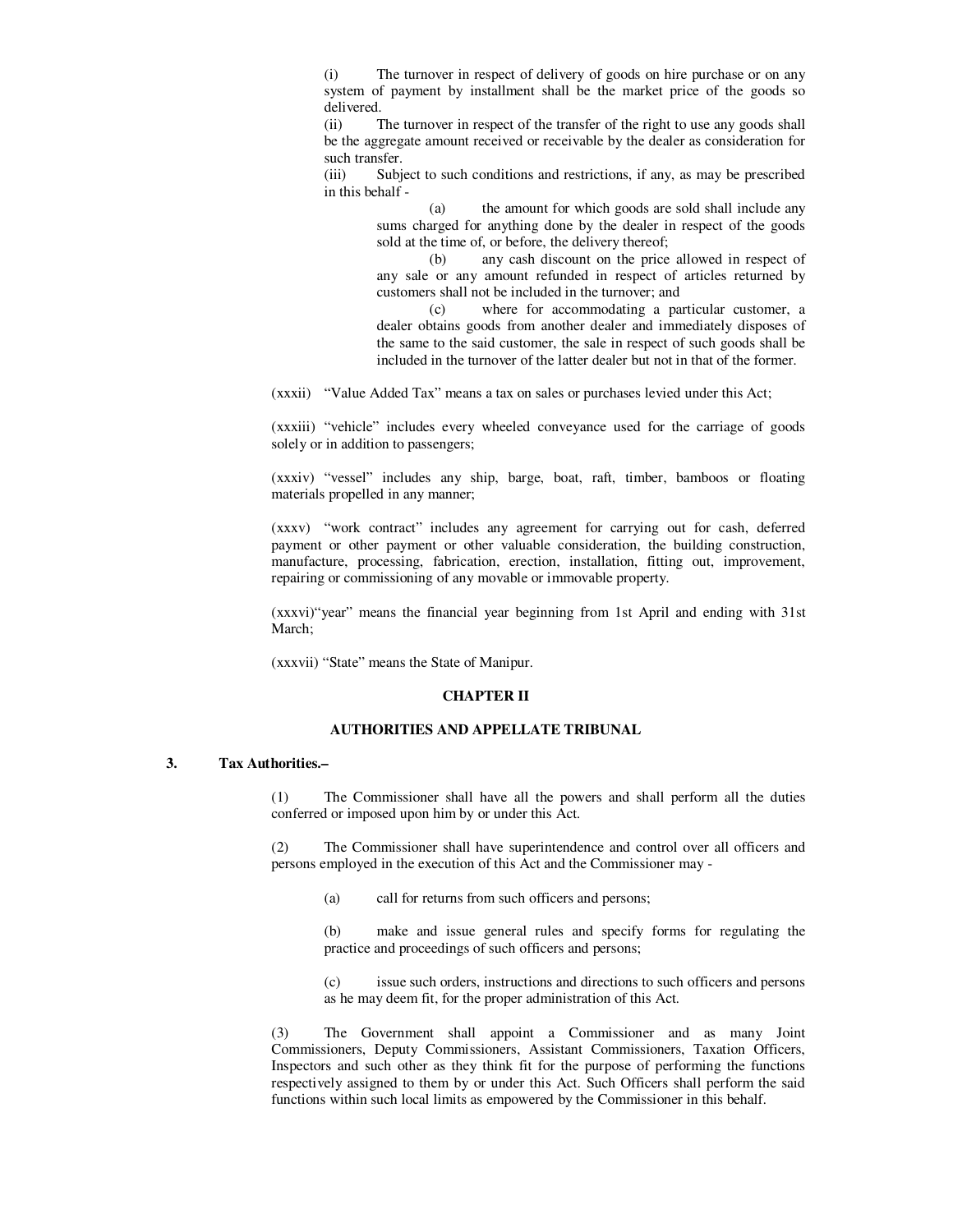(i) The turnover in respect of delivery of goods on hire purchase or on any system of payment by installment shall be the market price of the goods so delivered.

(ii) The turnover in respect of the transfer of the right to use any goods shall be the aggregate amount received or receivable by the dealer as consideration for such transfer.

(iii) Subject to such conditions and restrictions, if any, as may be prescribed in this behalf -

(a) the amount for which goods are sold shall include any sums charged for anything done by the dealer in respect of the goods sold at the time of, or before, the delivery thereof;

(b) any cash discount on the price allowed in respect of any sale or any amount refunded in respect of articles returned by customers shall not be included in the turnover; and

(c) where for accommodating a particular customer, a dealer obtains goods from another dealer and immediately disposes of the same to the said customer, the sale in respect of such goods shall be included in the turnover of the latter dealer but not in that of the former.

(xxxii) "Value Added Tax" means a tax on sales or purchases levied under this Act;

(xxxiii) "vehicle" includes every wheeled conveyance used for the carriage of goods solely or in addition to passengers;

(xxxiv) "vessel" includes any ship, barge, boat, raft, timber, bamboos or floating materials propelled in any manner;

(xxxv) "work contract" includes any agreement for carrying out for cash, deferred payment or other payment or other valuable consideration, the building construction, manufacture, processing, fabrication, erection, installation, fitting out, improvement, repairing or commissioning of any movable or immovable property.

(xxxvi)"year" means the financial year beginning from 1st April and ending with 31st March;

(xxxvii) "State" means the State of Manipur.

## CHAPTER II

## AUTHORITIES AND APPELLATE TRIBUNAL

**3. Tax Authorities.–**

(1) The Commissioner shall have all the powers and shall perform all the duties conferred or imposed upon him by or under this Act.

(2) The Commissioner shall have superintendence and control over all officers and persons employed in the execution of this Act and the Commissioner may -

(a) call for returns from such officers and persons;

(b) make and issue general rules and specify forms for regulating the practice and proceedings of such officers and persons;

(c) issue such orders, instructions and directions to such officers and persons as he may deem fit, for the proper administration of this Act.

(3) The Government shall appoint a Commissioner and as many Joint Commissioners, Deputy Commissioners, Assistant Commissioners, Taxation Officers, Inspectors and such other as they think fit for the purpose of performing the functions respectively assigned to them by or under this Act. Such Officers shall perform the said functions within such local limits as empowered by the Commissioner in this behalf.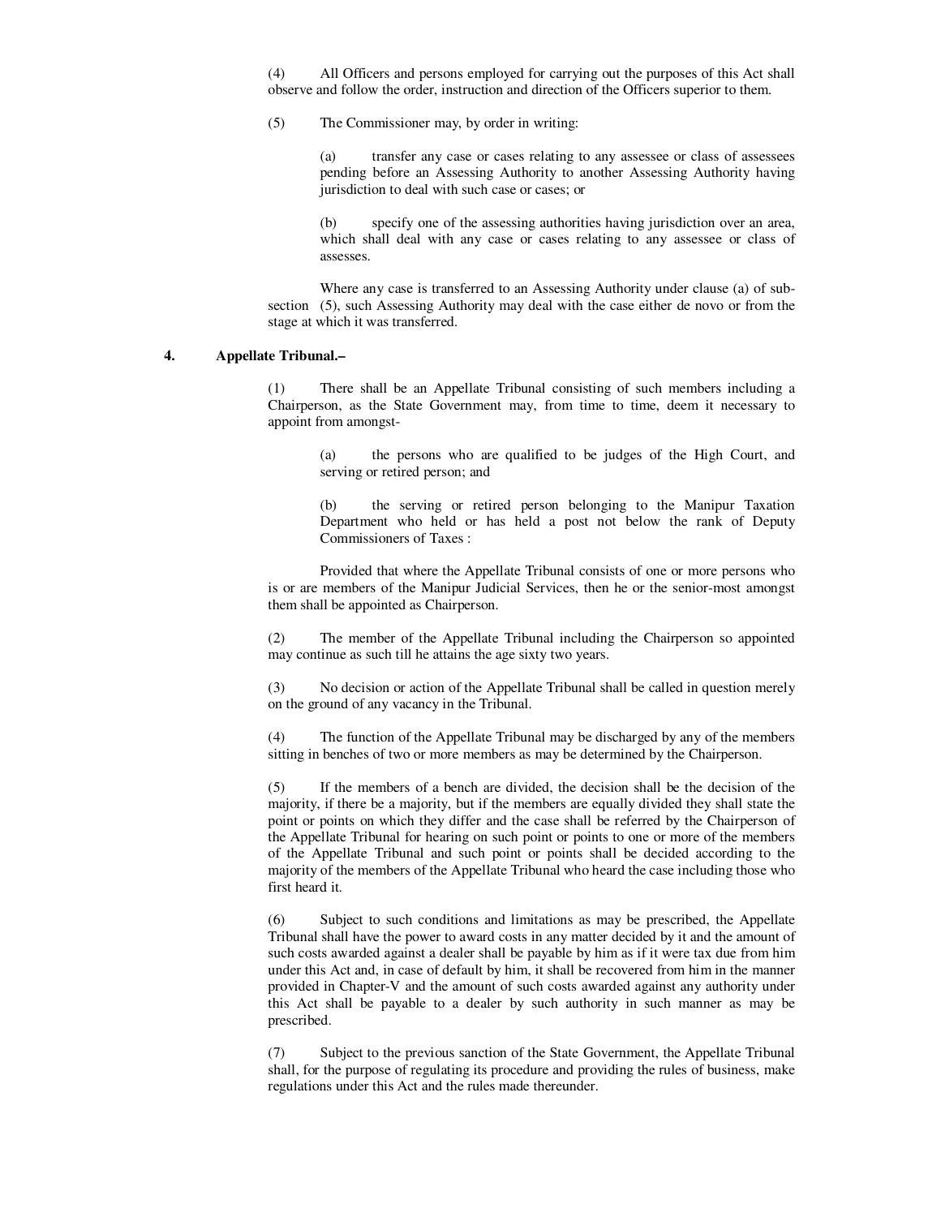(4) All Officers and persons employed for carrying out the purposes of this Act shall observe and follow the order, instruction and direction of the Officers superior to them.

(5) The Commissioner may, by order in writing:

(a) transfer any case or cases relating to any assessee or class of assessees pending before an Assessing Authority to another Assessing Authority having jurisdiction to deal with such case or cases; or

(b) specify one of the assessing authorities having jurisdiction over an area, which shall deal with any case or cases relating to any assessee or class of assesses.

Where any case is transferred to an Assessing Authority under clause (a) of sub-section (5), such Assessing Authority may deal with the case either de novo or from the stage at which it was transferred.

**4. Appellate Tribunal.–**

(1) There shall be an Appellate Tribunal consisting of such members including a Chairperson, as the State Government may, from time to time, deem it necessary to appoint from amongst-

(a) the persons who are qualified to be judges of the High Court, and serving or retired person; and

(b) the serving or retired person belonging to the Manipur Taxation Department who held or has held a post not below the rank of Deputy Commissioners of Taxes :

Provided that where the Appellate Tribunal consists of one or more persons who is or are members of the Manipur Judicial Services, then he or the senior-most amongst them shall be appointed as Chairperson.

(2) The member of the Appellate Tribunal including the Chairperson so appointed may continue as such till he attains the age sixty two years.

(3) No decision or action of the Appellate Tribunal shall be called in question merely on the ground of any vacancy in the Tribunal.

(4) The function of the Appellate Tribunal may be discharged by any of the members sitting in benches of two or more members as may be determined by the Chairperson.

(5) If the members of a bench are divided, the decision shall be the decision of the majority, if there be a majority, but if the members are equally divided they shall state the point or points on which they differ and the case shall be referred by the Chairperson of the Appellate Tribunal for hearing on such point or points to one or more of the members of the Appellate Tribunal and such point or points shall be decided according to the majority of the members of the Appellate Tribunal who heard the case including those who first heard it.

(6) Subject to such conditions and limitations as may be prescribed, the Appellate Tribunal shall have the power to award costs in any matter decided by it and the amount of such costs awarded against a dealer shall be payable by him as if it were tax due from him under this Act and, in case of default by him, it shall be recovered from him in the manner provided in Chapter-V and the amount of such costs awarded against any authority under this Act shall be payable to a dealer by such authority in such manner as may be prescribed.

(7) Subject to the previous sanction of the State Government, the Appellate Tribunal shall, for the purpose of regulating its procedure and providing the rules of business, make regulations under this Act and the rules made thereunder.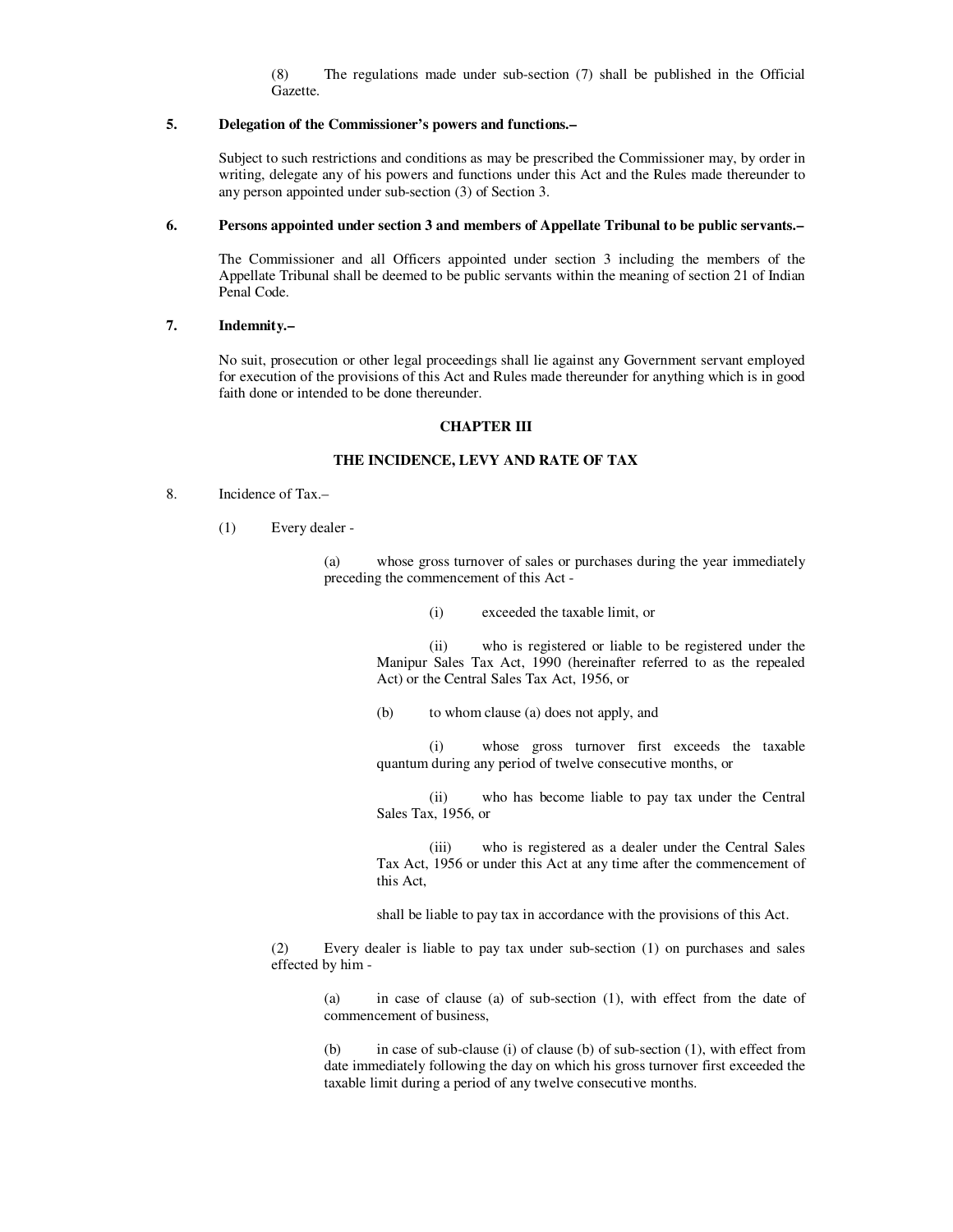(8) The regulations made under sub-section (7) shall be published in the Official Gazette.

**5. Delegation of the Commissioner's powers and functions.–**

Subject to such restrictions and conditions as may be prescribed the Commissioner may, by order in writing, delegate any of his powers and functions under this Act and the Rules made thereunder to any person appointed under sub-section (3) of Section 3.

**6. Persons appointed under section 3 and members of Appellate Tribunal to be public servants.–**

The Commissioner and all Officers appointed under section 3 including the members of the Appellate Tribunal shall be deemed to be public servants within the meaning of section 21 of Indian Penal Code.

**7. Indemnity.–**

No suit, prosecution or other legal proceedings shall lie against any Government servant employed for execution of the provisions of this Act and Rules made thereunder for anything which is in good faith done or intended to be done thereunder.

## CHAPTER III

## THE INCIDENCE, LEVY AND RATE OF TAX

8. Incidence of Tax.–

(1) Every dealer -

(a) whose gross turnover of sales or purchases during the year immediately preceding the commencement of this Act -

(i) exceeded the taxable limit, or

(ii) who is registered or liable to be registered under the Manipur Sales Tax Act, 1990 (hereinafter referred to as the repealed Act) or the Central Sales Tax Act, 1956, or

(b) to whom clause (a) does not apply, and

(i) whose gross turnover first exceeds the taxable quantum during any period of twelve consecutive months, or

(ii) who has become liable to pay tax under the Central Sales Tax, 1956, or

(iii) who is registered as a dealer under the Central Sales Tax Act, 1956 or under this Act at any time after the commencement of this Act,

shall be liable to pay tax in accordance with the provisions of this Act.

(2) Every dealer is liable to pay tax under sub-section (1) on purchases and sales effected by him -

(a) in case of clause (a) of sub-section (1), with effect from the date of commencement of business,

(b) in case of sub-clause (i) of clause (b) of sub-section (1), with effect from date immediately following the day on which his gross turnover first exceeded the taxable limit during a period of any twelve consecutive months.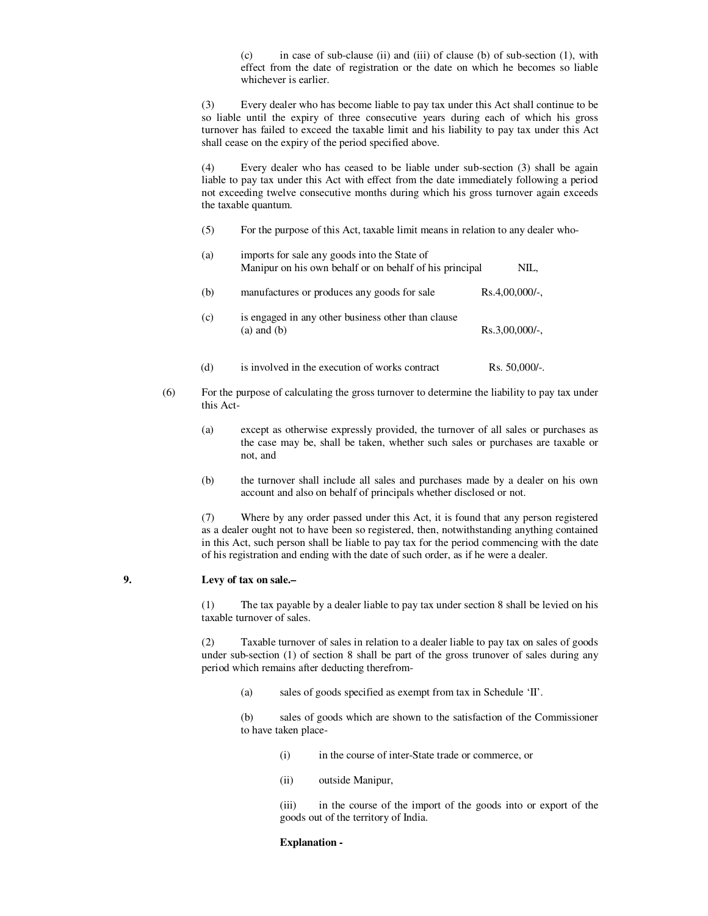(c) in case of sub-clause (ii) and (iii) of clause (b) of sub-section (1), with effect from the date of registration or the date on which he becomes so liable whichever is earlier.

(3) Every dealer who has become liable to pay tax under this Act shall continue to be so liable until the expiry of three consecutive years during each of which his gross turnover has failed to exceed the taxable limit and his liability to pay tax under this Act shall cease on the expiry of the period specified above.

(4) Every dealer who has ceased to be liable under sub-section (3) shall be again liable to pay tax under this Act with effect from the date immediately following a period not exceeding twelve consecutive months during which his gross turnover again exceeds the taxable quantum.

(5) For the purpose of this Act, taxable limit means in relation to any dealer who-

(a) imports for sale any goods into the State of Manipur on his own behalf or on behalf of his principal NIL,

(b) manufactures or produces any goods for sale Rs.4,00,000/-,

(c) is engaged in any other business other than clause (a) and (b) Rs.3,00,000/-,

(d) is involved in the execution of works contract Rs. 50,000/-.

(6) For the purpose of calculating the gross turnover to determine the liability to pay tax under this Act-

(a) except as otherwise expressly provided, the turnover of all sales or purchases as the case may be, shall be taken, whether such sales or purchases are taxable or not, and

(b) the turnover shall include all sales and purchases made by a dealer on his own account and also on behalf of principals whether disclosed or not.

(7) Where by any order passed under this Act, it is found that any person registered as a dealer ought not to have been so registered, then, notwithstanding anything contained in this Act, such person shall be liable to pay tax for the period commencing with the date of his registration and ending with the date of such order, as if he were a dealer.

**9. Levy of tax on sale.–**

(1) The tax payable by a dealer liable to pay tax under section 8 shall be levied on his taxable turnover of sales.

(2) Taxable turnover of sales in relation to a dealer liable to pay tax on sales of goods under sub-section (1) of section 8 shall be part of the gross trunover of sales during any period which remains after deducting therefrom-

(a) sales of goods specified as exempt from tax in Schedule 'II'.

(b) sales of goods which are shown to the satisfaction of the Commissioner to have taken place-

(i) in the course of inter-State trade or commerce, or

(ii) outside Manipur,

(iii) in the course of the import of the goods into or export of the goods out of the territory of India.

**Explanation -**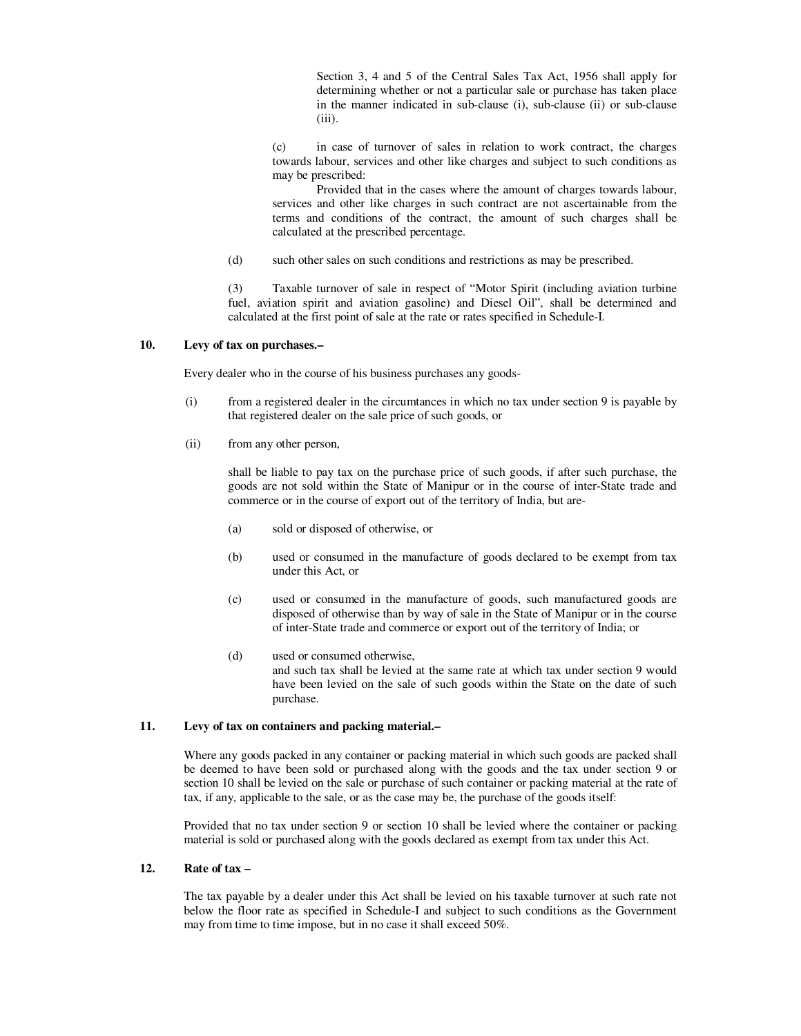Section 3, 4 and 5 of the Central Sales Tax Act, 1956 shall apply for determining whether or not a particular sale or purchase has taken place in the manner indicated in sub-clause (i), sub-clause (ii) or sub-clause (iii).

(c) in case of turnover of sales in relation to work contract, the charges towards labour, services and other like charges and subject to such conditions as may be prescribed:

Provided that in the cases where the amount of charges towards labour, services and other like charges in such contract are not ascertainable from the terms and conditions of the contract, the amount of such charges shall be calculated at the prescribed percentage.

(d) such other sales on such conditions and restrictions as may be prescribed.

(3) Taxable turnover of sale in respect of "Motor Spirit (including aviation turbine fuel, aviation spirit and aviation gasoline) and Diesel Oil", shall be determined and calculated at the first point of sale at the rate or rates specified in Schedule-I.

**10. Levy of tax on purchases.–**

Every dealer who in the course of his business purchases any goods-

(i) from a registered dealer in the circumtances in which no tax under section 9 is payable by that registered dealer on the sale price of such goods, or

(ii) from any other person,

shall be liable to pay tax on the purchase price of such goods, if after such purchase, the goods are not sold within the State of Manipur or in the course of inter-State trade and commerce or in the course of export out of the territory of India, but are-

(a) sold or disposed of otherwise, or

(b) used or consumed in the manufacture of goods declared to be exempt from tax under this Act, or

(c) used or consumed in the manufacture of goods, such manufactured goods are disposed of otherwise than by way of sale in the State of Manipur or in the course of inter-State trade and commerce or export out of the territory of India; or

(d) used or consumed otherwise,
and such tax shall be levied at the same rate at which tax under section 9 would have been levied on the sale of such goods within the State on the date of such purchase.

**11. Levy of tax on containers and packing material.–**

Where any goods packed in any container or packing material in which such goods are packed shall be deemed to have been sold or purchased along with the goods and the tax under section 9 or section 10 shall be levied on the sale or purchase of such container or packing material at the rate of tax, if any, applicable to the sale, or as the case may be, the purchase of the goods itself:

Provided that no tax under section 9 or section 10 shall be levied where the container or packing material is sold or purchased along with the goods declared as exempt from tax under this Act.

**12. Rate of tax –**

The tax payable by a dealer under this Act shall be levied on his taxable turnover at such rate not below the floor rate as specified in Schedule-I and subject to such conditions as the Government may from time to time impose, but in no case it shall exceed 50%.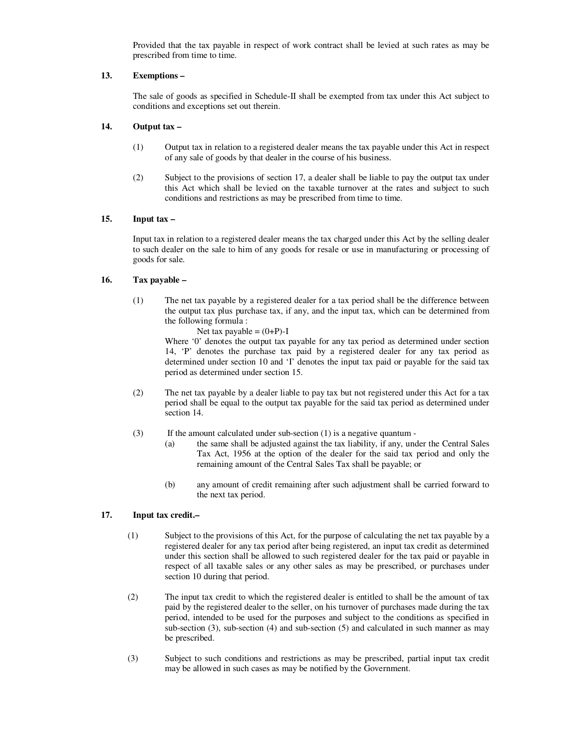Provided that the tax payable in respect of work contract shall be levied at such rates as may be prescribed from time to time.

**13. Exemptions –**

The sale of goods as specified in Schedule-II shall be exempted from tax under this Act subject to conditions and exceptions set out therein.

**14. Output tax –**

(1) Output tax in relation to a registered dealer means the tax payable under this Act in respect of any sale of goods by that dealer in the course of his business.

(2) Subject to the provisions of section 17, a dealer shall be liable to pay the output tax under this Act which shall be levied on the taxable turnover at the rates and subject to such conditions and restrictions as may be prescribed from time to time.

**15. Input tax –**

Input tax in relation to a registered dealer means the tax charged under this Act by the selling dealer to such dealer on the sale to him of any goods for resale or use in manufacturing or processing of goods for sale.

**16. Tax payable –**

(1) The net tax payable by a registered dealer for a tax period shall be the difference between the output tax plus purchase tax, if any, and the input tax, which can be determined from the following formula :

Net tax payable = (0+P)-I

Where '0' denotes the output tax payable for any tax period as determined under section 14, 'P' denotes the purchase tax paid by a registered dealer for any tax period as determined under section 10 and 'I' denotes the input tax paid or payable for the said tax period as determined under section 15.

(2) The net tax payable by a dealer liable to pay tax but not registered under this Act for a tax period shall be equal to the output tax payable for the said tax period as determined under section 14.

(3) If the amount calculated under sub-section (1) is a negative quantum -

(a) the same shall be adjusted against the tax liability, if any, under the Central Sales Tax Act, 1956 at the option of the dealer for the said tax period and only the remaining amount of the Central Sales Tax shall be payable; or

(b) any amount of credit remaining after such adjustment shall be carried forward to the next tax period.

**17. Input tax credit.–**

(1) Subject to the provisions of this Act, for the purpose of calculating the net tax payable by a registered dealer for any tax period after being registered, an input tax credit as determined under this section shall be allowed to such registered dealer for the tax paid or payable in respect of all taxable sales or any other sales as may be prescribed, or purchases under section 10 during that period.

(2) The input tax credit to which the registered dealer is entitled to shall be the amount of tax paid by the registered dealer to the seller, on his turnover of purchases made during the tax period, intended to be used for the purposes and subject to the conditions as specified in sub-section (3), sub-section (4) and sub-section (5) and calculated in such manner as may be prescribed.

(3) Subject to such conditions and restrictions as may be prescribed, partial input tax credit may be allowed in such cases as may be notified by the Government.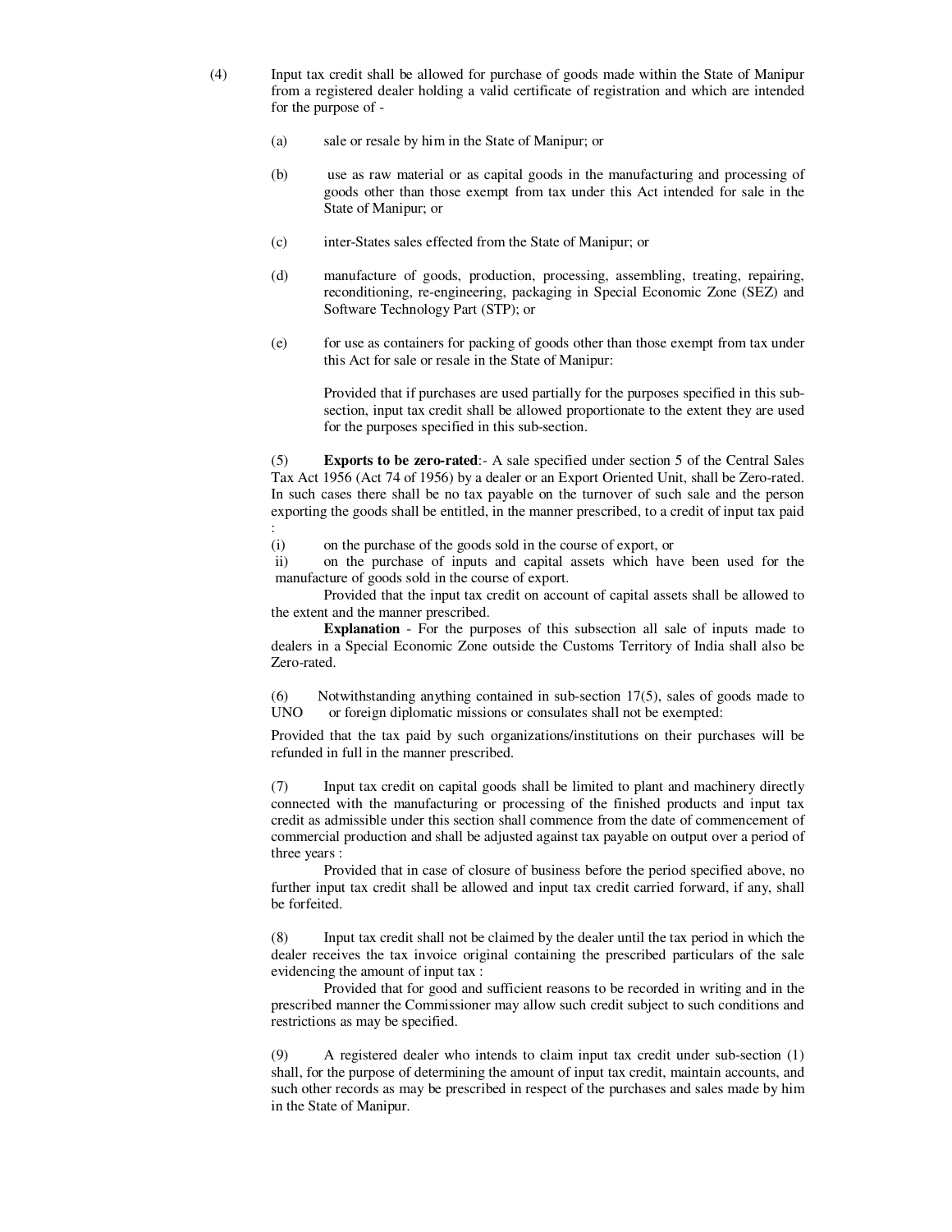(4) Input tax credit shall be allowed for purchase of goods made within the State of Manipur from a registered dealer holding a valid certificate of registration and which are intended for the purpose of -

(a) sale or resale by him in the State of Manipur; or

(b) use as raw material or as capital goods in the manufacturing and processing of goods other than those exempt from tax under this Act intended for sale in the State of Manipur; or

(c) inter-States sales effected from the State of Manipur; or

(d) manufacture of goods, production, processing, assembling, treating, repairing, reconditioning, re-engineering, packaging in Special Economic Zone (SEZ) and Software Technology Part (STP); or

(e) for use as containers for packing of goods other than those exempt from tax under this Act for sale or resale in the State of Manipur:

Provided that if purchases are used partially for the purposes specified in this sub-section, input tax credit shall be allowed proportionate to the extent they are used for the purposes specified in this sub-section.

(5) **Exports to be zero-rated**:- A sale specified under section 5 of the Central Sales Tax Act 1956 (Act 74 of 1956) by a dealer or an Export Oriented Unit, shall be Zero-rated. In such cases there shall be no tax payable on the turnover of such sale and the person exporting the goods shall be entitled, in the manner prescribed, to a credit of input tax paid :

(i) on the purchase of the goods sold in the course of export, or

ii) on the purchase of inputs and capital assets which have been used for the manufacture of goods sold in the course of export.

Provided that the input tax credit on account of capital assets shall be allowed to the extent and the manner prescribed.

**Explanation** - For the purposes of this subsection all sale of inputs made to dealers in a Special Economic Zone outside the Customs Territory of India shall also be Zero-rated.

(6) Notwithstanding anything contained in sub-section 17(5), sales of goods made to UNO or foreign diplomatic missions or consulates shall not be exempted:

Provided that the tax paid by such organizations/institutions on their purchases will be refunded in full in the manner prescribed.

(7) Input tax credit on capital goods shall be limited to plant and machinery directly connected with the manufacturing or processing of the finished products and input tax credit as admissible under this section shall commence from the date of commencement of commercial production and shall be adjusted against tax payable on output over a period of three years :

Provided that in case of closure of business before the period specified above, no further input tax credit shall be allowed and input tax credit carried forward, if any, shall be forfeited.

(8) Input tax credit shall not be claimed by the dealer until the tax period in which the dealer receives the tax invoice original containing the prescribed particulars of the sale evidencing the amount of input tax :

Provided that for good and sufficient reasons to be recorded in writing and in the prescribed manner the Commissioner may allow such credit subject to such conditions and restrictions as may be specified.

(9) A registered dealer who intends to claim input tax credit under sub-section (1) shall, for the purpose of determining the amount of input tax credit, maintain accounts, and such other records as may be prescribed in respect of the purchases and sales made by him in the State of Manipur.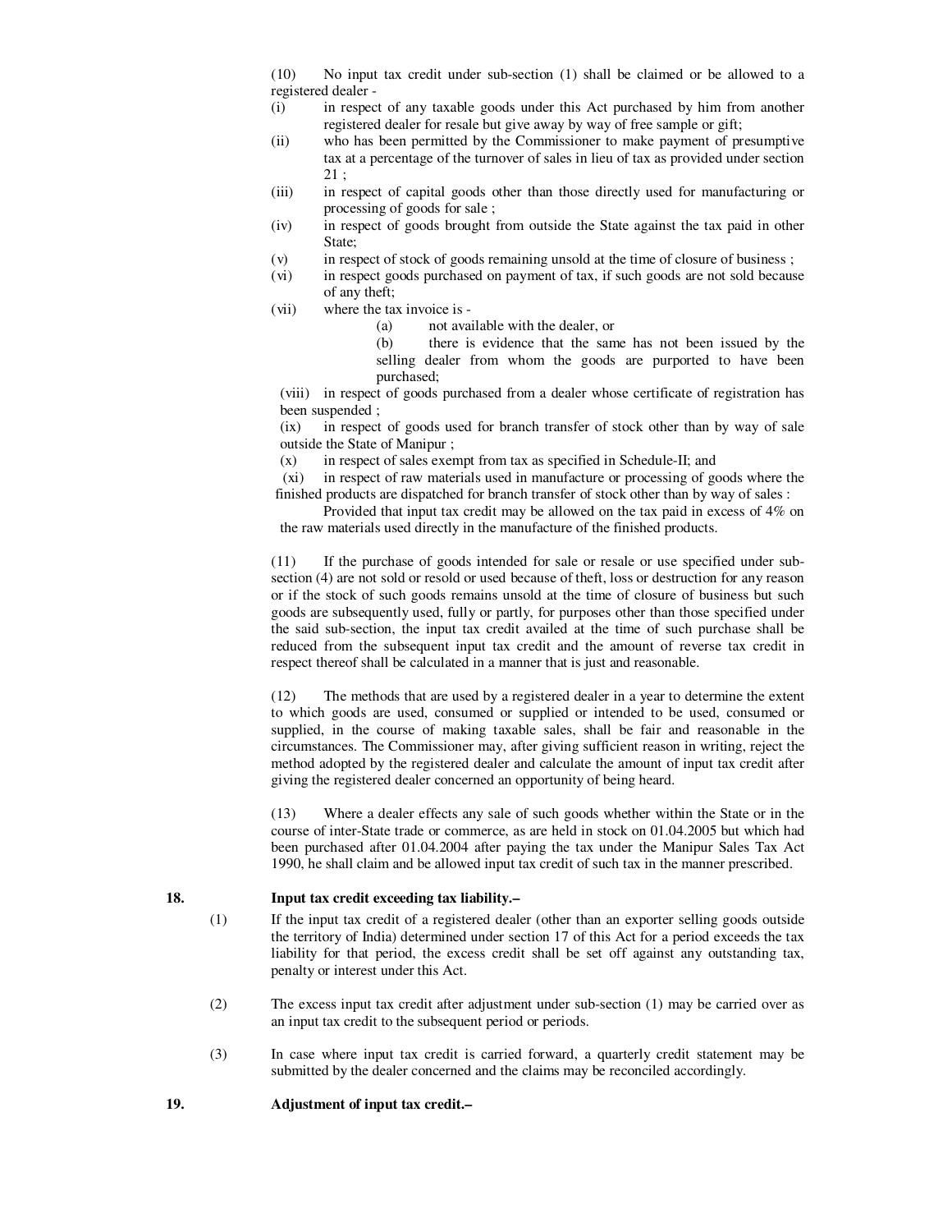(10) No input tax credit under sub-section (1) shall be claimed or be allowed to a registered dealer -

(i) in respect of any taxable goods under this Act purchased by him from another registered dealer for resale but give away by way of free sample or gift;

(ii) who has been permitted by the Commissioner to make payment of presumptive tax at a percentage of the turnover of sales in lieu of tax as provided under section 21 ;

(iii) in respect of capital goods other than those directly used for manufacturing or processing of goods for sale ;

(iv) in respect of goods brought from outside the State against the tax paid in other State;

(v) in respect of stock of goods remaining unsold at the time of closure of business ;

(vi) in respect goods purchased on payment of tax, if such goods are not sold because of any theft;

(vii) where the tax invoice is -

(a) not available with the dealer, or

(b) there is evidence that the same has not been issued by the selling dealer from whom the goods are purported to have been purchased;

(viii) in respect of goods purchased from a dealer whose certificate of registration has been suspended ;

(ix) in respect of goods used for branch transfer of stock other than by way of sale outside the State of Manipur ;

(x) in respect of sales exempt from tax as specified in Schedule-II; and

(xi) in respect of raw materials used in manufacture or processing of goods where the finished products are dispatched for branch transfer of stock other than by way of sales :

Provided that input tax credit may be allowed on the tax paid in excess of 4% on the raw materials used directly in the manufacture of the finished products.

(11) If the purchase of goods intended for sale or resale or use specified under sub-section (4) are not sold or resold or used because of theft, loss or destruction for any reason or if the stock of such goods remains unsold at the time of closure of business but such goods are subsequently used, fully or partly, for purposes other than those specified under the said sub-section, the input tax credit availed at the time of such purchase shall be reduced from the subsequent input tax credit and the amount of reverse tax credit in respect thereof shall be calculated in a manner that is just and reasonable.

(12) The methods that are used by a registered dealer in a year to determine the extent to which goods are used, consumed or supplied or intended to be used, consumed or supplied, in the course of making taxable sales, shall be fair and reasonable in the circumstances. The Commissioner may, after giving sufficient reason in writing, reject the method adopted by the registered dealer and calculate the amount of input tax credit after giving the registered dealer concerned an opportunity of being heard.

(13) Where a dealer effects any sale of such goods whether within the State or in the course of inter-State trade or commerce, as are held in stock on 01.04.2005 but which had been purchased after 01.04.2004 after paying the tax under the Manipur Sales Tax Act 1990, he shall claim and be allowed input tax credit of such tax in the manner prescribed.

**18. Input tax credit exceeding tax liability.–**

(1) If the input tax credit of a registered dealer (other than an exporter selling goods outside the territory of India) determined under section 17 of this Act for a period exceeds the tax liability for that period, the excess credit shall be set off against any outstanding tax, penalty or interest under this Act.

(2) The excess input tax credit after adjustment under sub-section (1) may be carried over as an input tax credit to the subsequent period or periods.

(3) In case where input tax credit is carried forward, a quarterly credit statement may be submitted by the dealer concerned and the claims may be reconciled accordingly.

**19. Adjustment of input tax credit.–**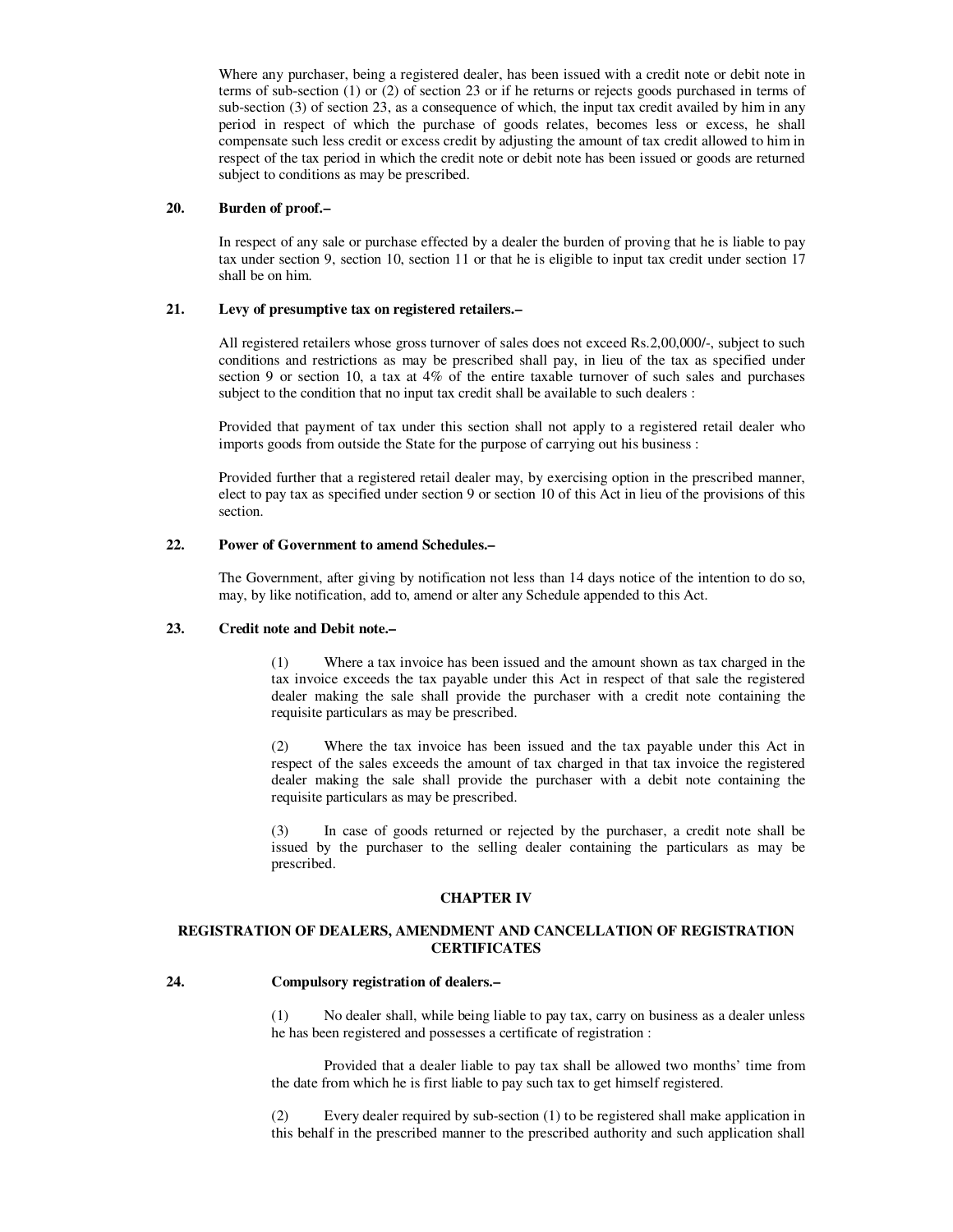Where any purchaser, being a registered dealer, has been issued with a credit note or debit note in terms of sub-section (1) or (2) of section 23 or if he returns or rejects goods purchased in terms of sub-section (3) of section 23, as a consequence of which, the input tax credit availed by him in any period in respect of which the purchase of goods relates, becomes less or excess, he shall compensate such less credit or excess credit by adjusting the amount of tax credit allowed to him in respect of the tax period in which the credit note or debit note has been issued or goods are returned subject to conditions as may be prescribed.

**20. Burden of proof.–**

In respect of any sale or purchase effected by a dealer the burden of proving that he is liable to pay tax under section 9, section 10, section 11 or that he is eligible to input tax credit under section 17 shall be on him.

**21. Levy of presumptive tax on registered retailers.–**

All registered retailers whose gross turnover of sales does not exceed Rs.2,00,000/-, subject to such conditions and restrictions as may be prescribed shall pay, in lieu of the tax as specified under section 9 or section 10, a tax at 4% of the entire taxable turnover of such sales and purchases subject to the condition that no input tax credit shall be available to such dealers :

Provided that payment of tax under this section shall not apply to a registered retail dealer who imports goods from outside the State for the purpose of carrying out his business :

Provided further that a registered retail dealer may, by exercising option in the prescribed manner, elect to pay tax as specified under section 9 or section 10 of this Act in lieu of the provisions of this section.

**22. Power of Government to amend Schedules.–**

The Government, after giving by notification not less than 14 days notice of the intention to do so, may, by like notification, add to, amend or alter any Schedule appended to this Act.

**23. Credit note and Debit note.–**

(1) Where a tax invoice has been issued and the amount shown as tax charged in the tax invoice exceeds the tax payable under this Act in respect of that sale the registered dealer making the sale shall provide the purchaser with a credit note containing the requisite particulars as may be prescribed.

(2) Where the tax invoice has been issued and the tax payable under this Act in respect of the sales exceeds the amount of tax charged in that tax invoice the registered dealer making the sale shall provide the purchaser with a debit note containing the requisite particulars as may be prescribed.

(3) In case of goods returned or rejected by the purchaser, a credit note shall be issued by the purchaser to the selling dealer containing the particulars as may be prescribed.

## CHAPTER IV

## REGISTRATION OF DEALERS, AMENDMENT AND CANCELLATION OF REGISTRATION CERTIFICATES

**24. Compulsory registration of dealers.–**

(1) No dealer shall, while being liable to pay tax, carry on business as a dealer unless he has been registered and possesses a certificate of registration :

Provided that a dealer liable to pay tax shall be allowed two months' time from the date from which he is first liable to pay such tax to get himself registered.

(2) Every dealer required by sub-section (1) to be registered shall make application in this behalf in the prescribed manner to the prescribed authority and such application shall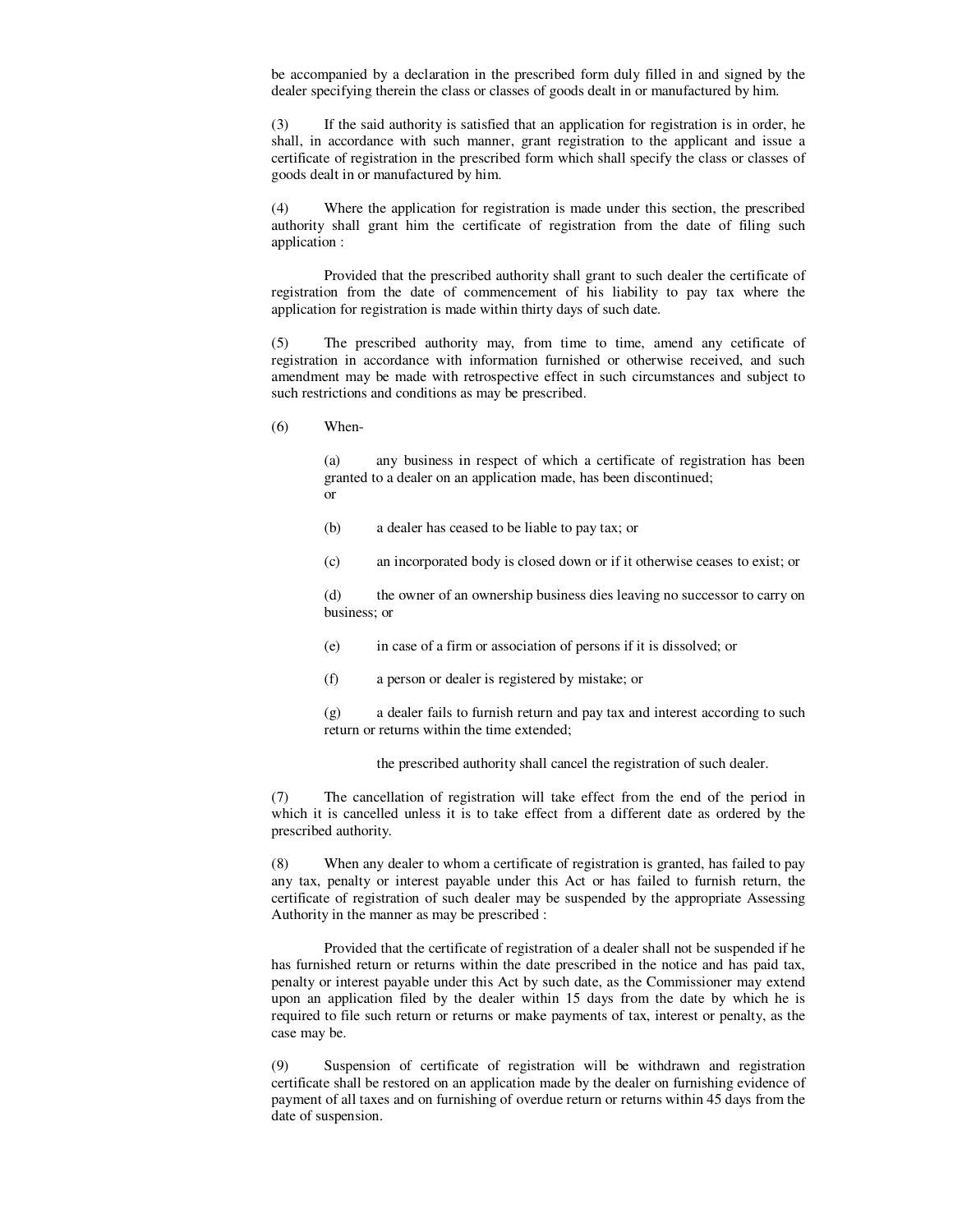be accompanied by a declaration in the prescribed form duly filled in and signed by the dealer specifying therein the class or classes of goods dealt in or manufactured by him.

(3) If the said authority is satisfied that an application for registration is in order, he shall, in accordance with such manner, grant registration to the applicant and issue a certificate of registration in the prescribed form which shall specify the class or classes of goods dealt in or manufactured by him.

(4) Where the application for registration is made under this section, the prescribed authority shall grant him the certificate of registration from the date of filing such application :

Provided that the prescribed authority shall grant to such dealer the certificate of registration from the date of commencement of his liability to pay tax where the application for registration is made within thirty days of such date.

(5) The prescribed authority may, from time to time, amend any cetificate of registration in accordance with information furnished or otherwise received, and such amendment may be made with retrospective effect in such circumstances and subject to such restrictions and conditions as may be prescribed.

(6) When-

(a) any business in respect of which a certificate of registration has been granted to a dealer on an application made, has been discontinued; or

(b) a dealer has ceased to be liable to pay tax; or

(c) an incorporated body is closed down or if it otherwise ceases to exist; or

(d) the owner of an ownership business dies leaving no successor to carry on business; or

(e) in case of a firm or association of persons if it is dissolved; or

(f) a person or dealer is registered by mistake; or

(g) a dealer fails to furnish return and pay tax and interest according to such return or returns within the time extended;

the prescribed authority shall cancel the registration of such dealer.

(7) The cancellation of registration will take effect from the end of the period in which it is cancelled unless it is to take effect from a different date as ordered by the prescribed authority.

(8) When any dealer to whom a certificate of registration is granted, has failed to pay any tax, penalty or interest payable under this Act or has failed to furnish return, the certificate of registration of such dealer may be suspended by the appropriate Assessing Authority in the manner as may be prescribed :

Provided that the certificate of registration of a dealer shall not be suspended if he has furnished return or returns within the date prescribed in the notice and has paid tax, penalty or interest payable under this Act by such date, as the Commissioner may extend upon an application filed by the dealer within 15 days from the date by which he is required to file such return or returns or make payments of tax, interest or penalty, as the case may be.

(9) Suspension of certificate of registration will be withdrawn and registration certificate shall be restored on an application made by the dealer on furnishing evidence of payment of all taxes and on furnishing of overdue return or returns within 45 days from the date of suspension.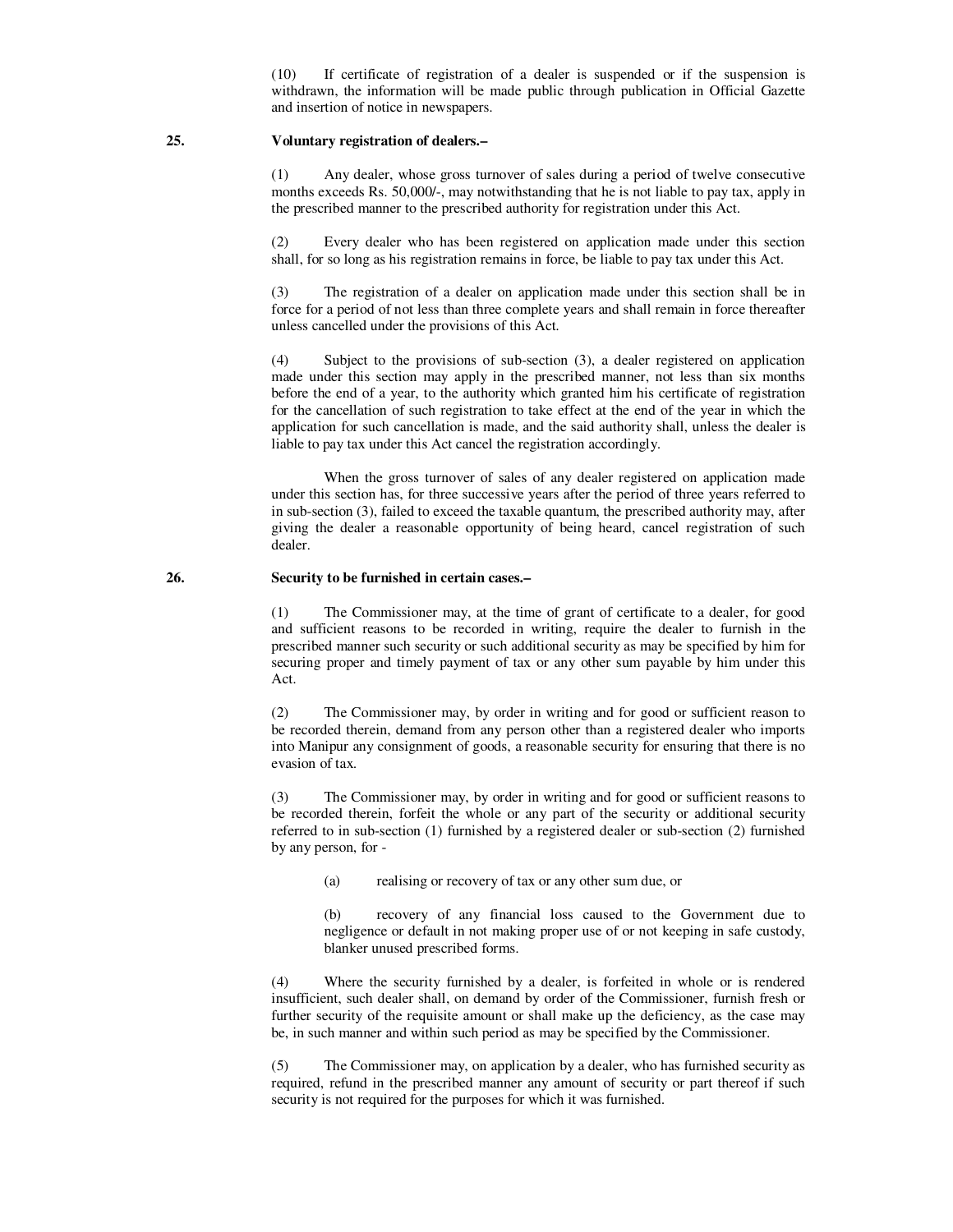(10) If certificate of registration of a dealer is suspended or if the suspension is withdrawn, the information will be made public through publication in Official Gazette and insertion of notice in newspapers.

**25. Voluntary registration of dealers.–**

(1) Any dealer, whose gross turnover of sales during a period of twelve consecutive months exceeds Rs. 50,000/-, may notwithstanding that he is not liable to pay tax, apply in the prescribed manner to the prescribed authority for registration under this Act.

(2) Every dealer who has been registered on application made under this section shall, for so long as his registration remains in force, be liable to pay tax under this Act.

(3) The registration of a dealer on application made under this section shall be in force for a period of not less than three complete years and shall remain in force thereafter unless cancelled under the provisions of this Act.

(4) Subject to the provisions of sub-section (3), a dealer registered on application made under this section may apply in the prescribed manner, not less than six months before the end of a year, to the authority which granted him his certificate of registration for the cancellation of such registration to take effect at the end of the year in which the application for such cancellation is made, and the said authority shall, unless the dealer is liable to pay tax under this Act cancel the registration accordingly.

When the gross turnover of sales of any dealer registered on application made under this section has, for three successive years after the period of three years referred to in sub-section (3), failed to exceed the taxable quantum, the prescribed authority may, after giving the dealer a reasonable opportunity of being heard, cancel registration of such dealer.

**26. Security to be furnished in certain cases.–**

(1) The Commissioner may, at the time of grant of certificate to a dealer, for good and sufficient reasons to be recorded in writing, require the dealer to furnish in the prescribed manner such security or such additional security as may be specified by him for securing proper and timely payment of tax or any other sum payable by him under this Act.

(2) The Commissioner may, by order in writing and for good or sufficient reason to be recorded therein, demand from any person other than a registered dealer who imports into Manipur any consignment of goods, a reasonable security for ensuring that there is no evasion of tax.

(3) The Commissioner may, by order in writing and for good or sufficient reasons to be recorded therein, forfeit the whole or any part of the security or additional security referred to in sub-section (1) furnished by a registered dealer or sub-section (2) furnished by any person, for -

(a) realising or recovery of tax or any other sum due, or

(b) recovery of any financial loss caused to the Government due to negligence or default in not making proper use of or not keeping in safe custody, blanker unused prescribed forms.

(4) Where the security furnished by a dealer, is forfeited in whole or is rendered insufficient, such dealer shall, on demand by order of the Commissioner, furnish fresh or further security of the requisite amount or shall make up the deficiency, as the case may be, in such manner and within such period as may be specified by the Commissioner.

(5) The Commissioner may, on application by a dealer, who has furnished security as required, refund in the prescribed manner any amount of security or part thereof if such security is not required for the purposes for which it was furnished.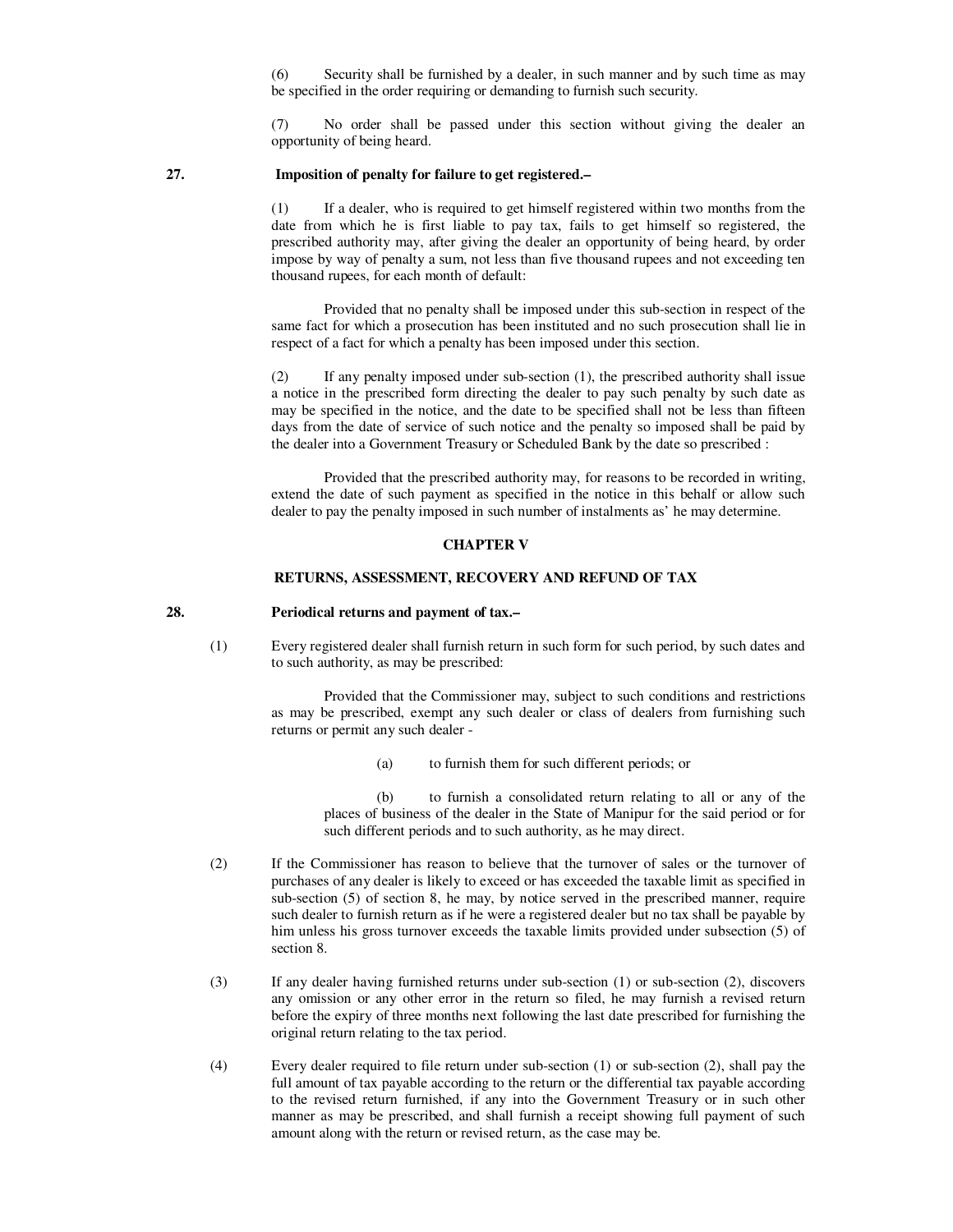(6) Security shall be furnished by a dealer, in such manner and by such time as may be specified in the order requiring or demanding to furnish such security.

(7) No order shall be passed under this section without giving the dealer an opportunity of being heard.

**27. Imposition of penalty for failure to get registered.–**

(1) If a dealer, who is required to get himself registered within two months from the date from which he is first liable to pay tax, fails to get himself so registered, the prescribed authority may, after giving the dealer an opportunity of being heard, by order impose by way of penalty a sum, not less than five thousand rupees and not exceeding ten thousand rupees, for each month of default:

Provided that no penalty shall be imposed under this sub-section in respect of the same fact for which a prosecution has been instituted and no such prosecution shall lie in respect of a fact for which a penalty has been imposed under this section.

(2) If any penalty imposed under sub-section (1), the prescribed authority shall issue a notice in the prescribed form directing the dealer to pay such penalty by such date as may be specified in the notice, and the date to be specified shall not be less than fifteen days from the date of service of such notice and the penalty so imposed shall be paid by the dealer into a Government Treasury or Scheduled Bank by the date so prescribed :

Provided that the prescribed authority may, for reasons to be recorded in writing, extend the date of such payment as specified in the notice in this behalf or allow such dealer to pay the penalty imposed in such number of instalments as' he may determine.

## CHAPTER V

## RETURNS, ASSESSMENT, RECOVERY AND REFUND OF TAX

**28. Periodical returns and payment of tax.–**

(1) Every registered dealer shall furnish return in such form for such period, by such dates and to such authority, as may be prescribed:

Provided that the Commissioner may, subject to such conditions and restrictions as may be prescribed, exempt any such dealer or class of dealers from furnishing such returns or permit any such dealer -

(a) to furnish them for such different periods; or

(b) to furnish a consolidated return relating to all or any of the places of business of the dealer in the State of Manipur for the said period or for such different periods and to such authority, as he may direct.

(2) If the Commissioner has reason to believe that the turnover of sales or the turnover of purchases of any dealer is likely to exceed or has exceeded the taxable limit as specified in sub-section (5) of section 8, he may, by notice served in the prescribed manner, require such dealer to furnish return as if he were a registered dealer but no tax shall be payable by him unless his gross turnover exceeds the taxable limits provided under subsection (5) of section 8.

(3) If any dealer having furnished returns under sub-section (1) or sub-section (2), discovers any omission or any other error in the return so filed, he may furnish a revised return before the expiry of three months next following the last date prescribed for furnishing the original return relating to the tax period.

(4) Every dealer required to file return under sub-section (1) or sub-section (2), shall pay the full amount of tax payable according to the return or the differential tax payable according to the revised return furnished, if any into the Government Treasury or in such other manner as may be prescribed, and shall furnish a receipt showing full payment of such amount along with the return or revised return, as the case may be.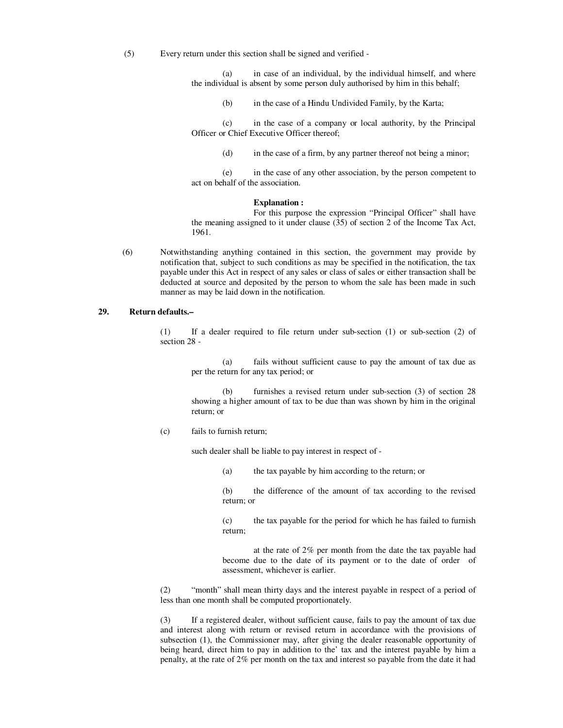(5) Every return under this section shall be signed and verified -

(a) in case of an individual, by the individual himself, and where the individual is absent by some person duly authorised by him in this behalf;

(b) in the case of a Hindu Undivided Family, by the Karta;

(c) in the case of a company or local authority, by the Principal Officer or Chief Executive Officer thereof;

(d) in the case of a firm, by any partner thereof not being a minor;

(e) in the case of any other association, by the person competent to act on behalf of the association.

**Explanation :**

For this purpose the expression "Principal Officer" shall have the meaning assigned to it under clause (35) of section 2 of the Income Tax Act, 1961.

(6) Notwithstanding anything contained in this section, the government may provide by notification that, subject to such conditions as may be specified in the notification, the tax payable under this Act in respect of any sales or class of sales or either transaction shall be deducted at source and deposited by the person to whom the sale has been made in such manner as may be laid down in the notification.

## 29. Return defaults.–

(1) If a dealer required to file return under sub-section (1) or sub-section (2) of section 28 -

(a) fails without sufficient cause to pay the amount of tax due as per the return for any tax period; or

(b) furnishes a revised return under sub-section (3) of section 28 showing a higher amount of tax to be due than was shown by him in the original return; or

(c) fails to furnish return;

such dealer shall be liable to pay interest in respect of -

(a) the tax payable by him according to the return; or

(b) the difference of the amount of tax according to the revised return; or

(c) the tax payable for the period for which he has failed to furnish return;

at the rate of 2% per month from the date the tax payable had become due to the date of its payment or to the date of order of assessment, whichever is earlier.

(2) "month" shall mean thirty days and the interest payable in respect of a period of less than one month shall be computed proportionately.

(3) If a registered dealer, without sufficient cause, fails to pay the amount of tax due and interest along with return or revised return in accordance with the provisions of subsection (1), the Commissioner may, after giving the dealer reasonable opportunity of being heard, direct him to pay in addition to the' tax and the interest payable by him a penalty, at the rate of 2% per month on the tax and interest so payable from the date it had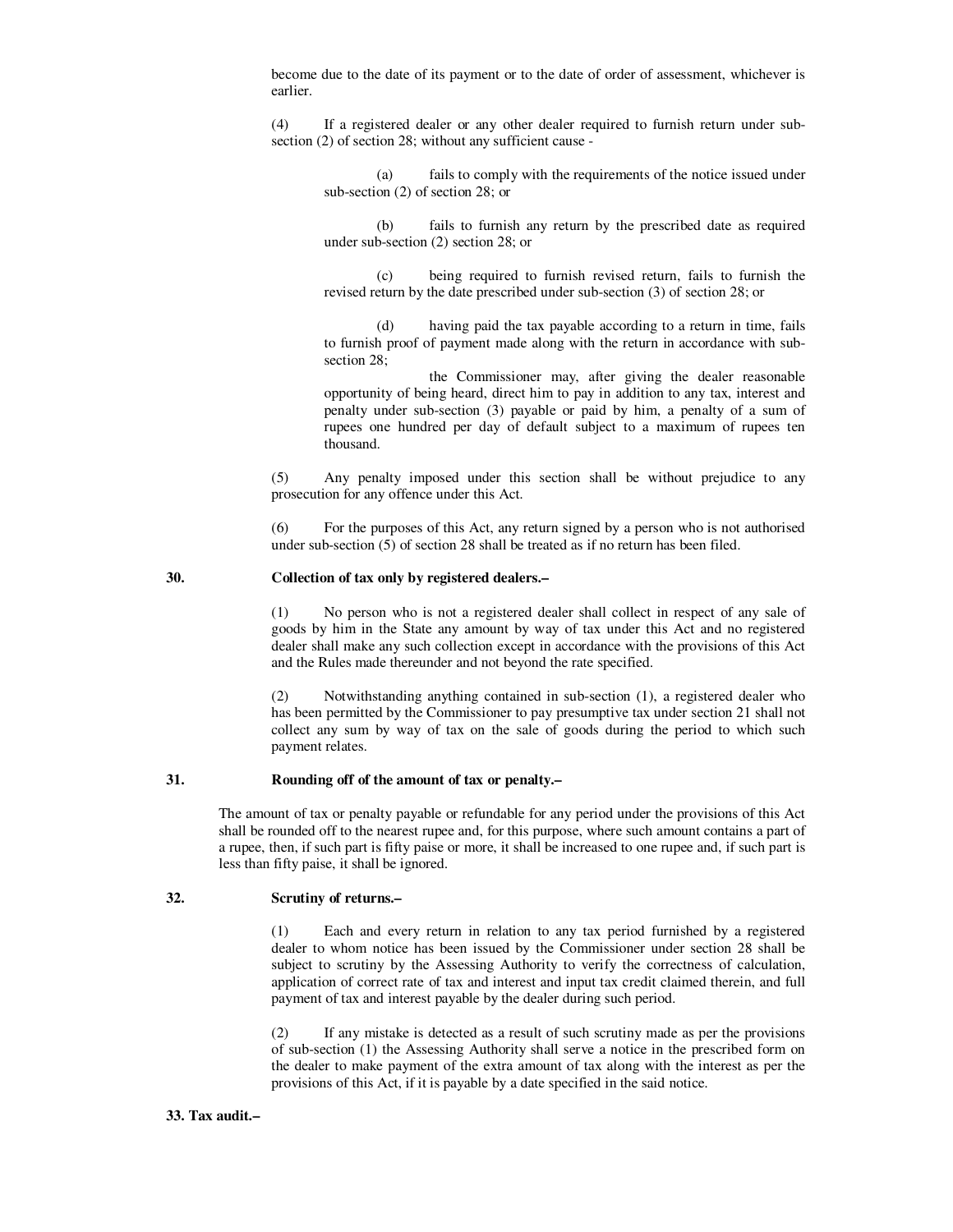become due to the date of its payment or to the date of order of assessment, whichever is earlier.

(4) If a registered dealer or any other dealer required to furnish return under sub-section (2) of section 28; without any sufficient cause -

(a) fails to comply with the requirements of the notice issued under sub-section (2) of section 28; or

(b) fails to furnish any return by the prescribed date as required under sub-section (2) section 28; or

(c) being required to furnish revised return, fails to furnish the revised return by the date prescribed under sub-section (3) of section 28; or

(d) having paid the tax payable according to a return in time, fails to furnish proof of payment made along with the return in accordance with sub-section 28;

the Commissioner may, after giving the dealer reasonable opportunity of being heard, direct him to pay in addition to any tax, interest and penalty under sub-section (3) payable or paid by him, a penalty of a sum of rupees one hundred per day of default subject to a maximum of rupees ten thousand.

(5) Any penalty imposed under this section shall be without prejudice to any prosecution for any offence under this Act.

(6) For the purposes of this Act, any return signed by a person who is not authorised under sub-section (5) of section 28 shall be treated as if no return has been filed.

### 30. Collection of tax only by registered dealers.–

(1) No person who is not a registered dealer shall collect in respect of any sale of goods by him in the State any amount by way of tax under this Act and no registered dealer shall make any such collection except in accordance with the provisions of this Act and the Rules made thereunder and not beyond the rate specified.

(2) Notwithstanding anything contained in sub-section (1), a registered dealer who has been permitted by the Commissioner to pay presumptive tax under section 21 shall not collect any sum by way of tax on the sale of goods during the period to which such payment relates.

### 31. Rounding off of the amount of tax or penalty.–

The amount of tax or penalty payable or refundable for any period under the provisions of this Act shall be rounded off to the nearest rupee and, for this purpose, where such amount contains a part of a rupee, then, if such part is fifty paise or more, it shall be increased to one rupee and, if such part is less than fifty paise, it shall be ignored.

### 32. Scrutiny of returns.–

(1) Each and every return in relation to any tax period furnished by a registered dealer to whom notice has been issued by the Commissioner under section 28 shall be subject to scrutiny by the Assessing Authority to verify the correctness of calculation, application of correct rate of tax and interest and input tax credit claimed therein, and full payment of tax and interest payable by the dealer during such period.

(2) If any mistake is detected as a result of such scrutiny made as per the provisions of sub-section (1) the Assessing Authority shall serve a notice in the prescribed form on the dealer to make payment of the extra amount of tax along with the interest as per the provisions of this Act, if it is payable by a date specified in the said notice.

### 33. Tax audit.–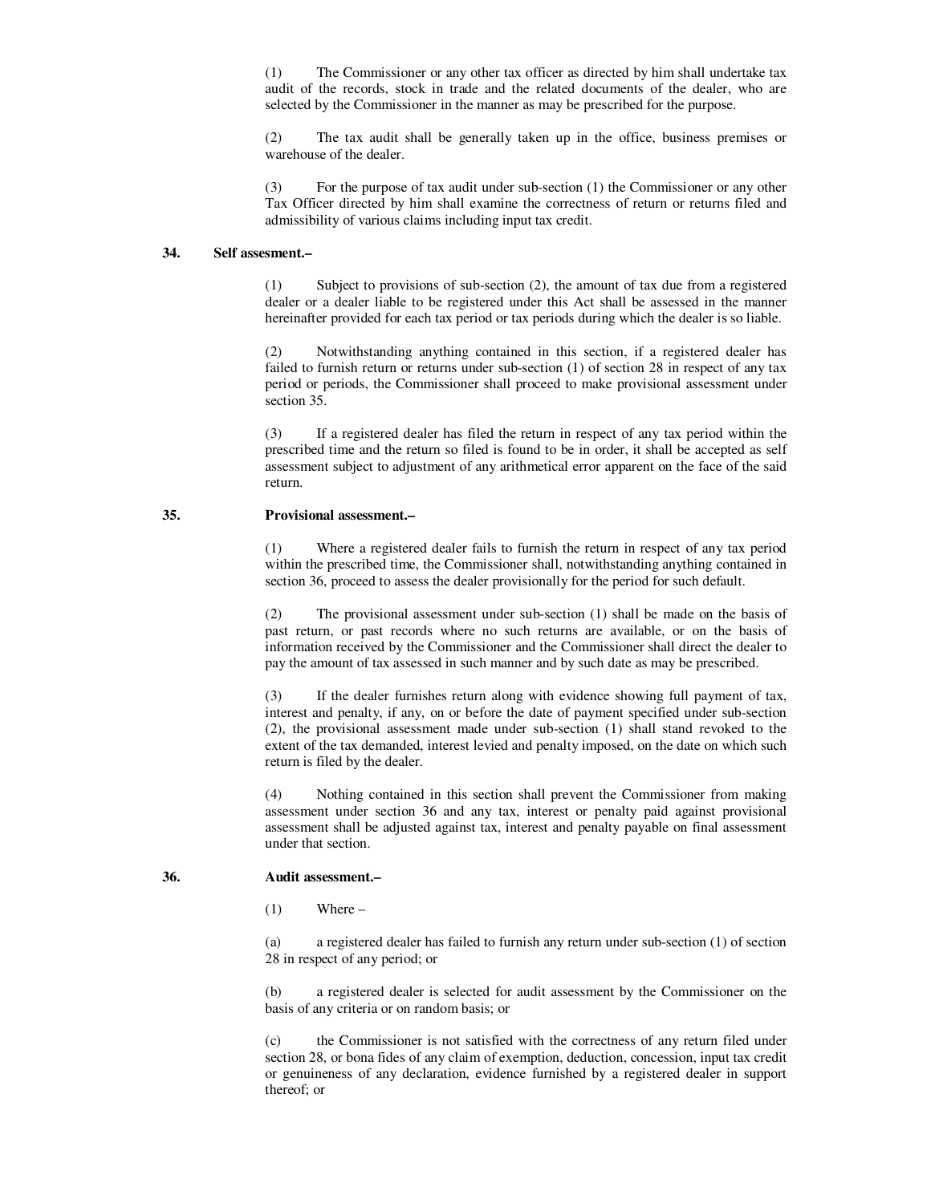(1) The Commissioner or any other tax officer as directed by him shall undertake tax audit of the records, stock in trade and the related documents of the dealer, who are selected by the Commissioner in the manner as may be prescribed for the purpose.

(2) The tax audit shall be generally taken up in the office, business premises or warehouse of the dealer.

(3) For the purpose of tax audit under sub-section (1) the Commissioner or any other Tax Officer directed by him shall examine the correctness of return or returns filed and admissibility of various claims including input tax credit.

**34. Self assesment.–**

(1) Subject to provisions of sub-section (2), the amount of tax due from a registered dealer or a dealer liable to be registered under this Act shall be assessed in the manner hereinafter provided for each tax period or tax periods during which the dealer is so liable.

(2) Notwithstanding anything contained in this section, if a registered dealer has failed to furnish return or returns under sub-section (1) of section 28 in respect of any tax period or periods, the Commissioner shall proceed to make provisional assessment under section 35.

(3) If a registered dealer has filed the return in respect of any tax period within the prescribed time and the return so filed is found to be in order, it shall be accepted as self assessment subject to adjustment of any arithmetical error apparent on the face of the said return.

**35. Provisional assessment.–**

(1) Where a registered dealer fails to furnish the return in respect of any tax period within the prescribed time, the Commissioner shall, notwithstanding anything contained in section 36, proceed to assess the dealer provisionally for the period for such default.

(2) The provisional assessment under sub-section (1) shall be made on the basis of past return, or past records where no such returns are available, or on the basis of information received by the Commissioner and the Commissioner shall direct the dealer to pay the amount of tax assessed in such manner and by such date as may be prescribed.

(3) If the dealer furnishes return along with evidence showing full payment of tax, interest and penalty, if any, on or before the date of payment specified under sub-section (2), the provisional assessment made under sub-section (1) shall stand revoked to the extent of the tax demanded, interest levied and penalty imposed, on the date on which such return is filed by the dealer.

(4) Nothing contained in this section shall prevent the Commissioner from making assessment under section 36 and any tax, interest or penalty paid against provisional assessment shall be adjusted against tax, interest and penalty payable on final assessment under that section.

**36. Audit assessment.–**

(1) Where –

(a) a registered dealer has failed to furnish any return under sub-section (1) of section 28 in respect of any period; or

(b) a registered dealer is selected for audit assessment by the Commissioner on the basis of any criteria or on random basis; or

(c) the Commissioner is not satisfied with the correctness of any return filed under section 28, or bona fides of any claim of exemption, deduction, concession, input tax credit or genuineness of any declaration, evidence furnished by a registered dealer in support thereof; or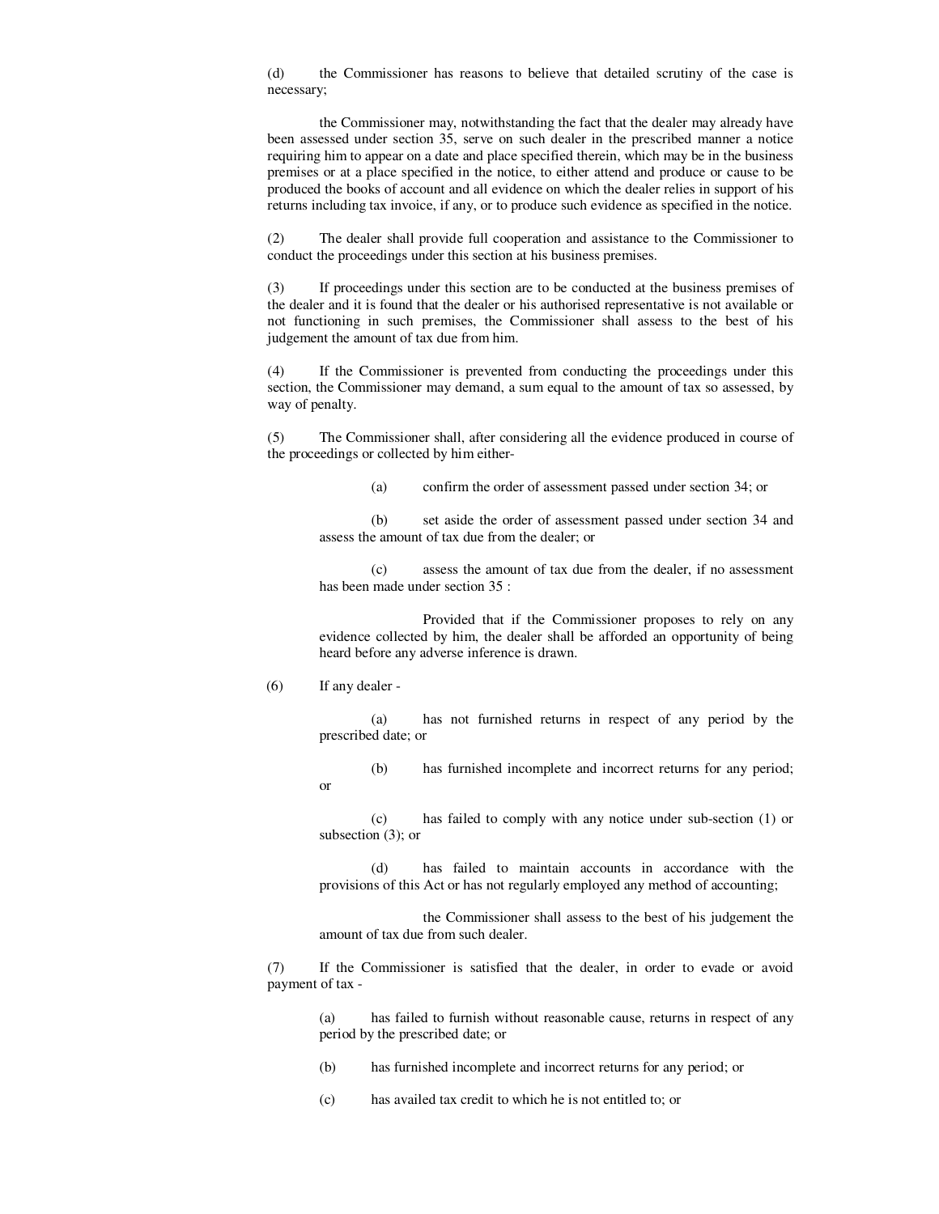(d) the Commissioner has reasons to believe that detailed scrutiny of the case is necessary;

the Commissioner may, notwithstanding the fact that the dealer may already have been assessed under section 35, serve on such dealer in the prescribed manner a notice requiring him to appear on a date and place specified therein, which may be in the business premises or at a place specified in the notice, to either attend and produce or cause to be produced the books of account and all evidence on which the dealer relies in support of his returns including tax invoice, if any, or to produce such evidence as specified in the notice.

(2) The dealer shall provide full cooperation and assistance to the Commissioner to conduct the proceedings under this section at his business premises.

(3) If proceedings under this section are to be conducted at the business premises of the dealer and it is found that the dealer or his authorised representative is not available or not functioning in such premises, the Commissioner shall assess to the best of his judgement the amount of tax due from him.

(4) If the Commissioner is prevented from conducting the proceedings under this section, the Commissioner may demand, a sum equal to the amount of tax so assessed, by way of penalty.

(5) The Commissioner shall, after considering all the evidence produced in course of the proceedings or collected by him either-

> (a) confirm the order of assessment passed under section 34; or
>
> (b) set aside the order of assessment passed under section 34 and assess the amount of tax due from the dealer; or
>
> (c) assess the amount of tax due from the dealer, if no assessment has been made under section 35 :
>
> Provided that if the Commissioner proposes to rely on any evidence collected by him, the dealer shall be afforded an opportunity of being heard before any adverse inference is drawn.

(6) If any dealer -

> (a) has not furnished returns in respect of any period by the prescribed date; or
>
> (b) has furnished incomplete and incorrect returns for any period; or
>
> (c) has failed to comply with any notice under sub-section (1) or subsection (3); or
>
> (d) has failed to maintain accounts in accordance with the provisions of this Act or has not regularly employed any method of accounting;
>
> the Commissioner shall assess to the best of his judgement the amount of tax due from such dealer.

(7) If the Commissioner is satisfied that the dealer, in order to evade or avoid payment of tax -

> (a) has failed to furnish without reasonable cause, returns in respect of any period by the prescribed date; or
>
> (b) has furnished incomplete and incorrect returns for any period; or
>
> (c) has availed tax credit to which he is not entitled to; or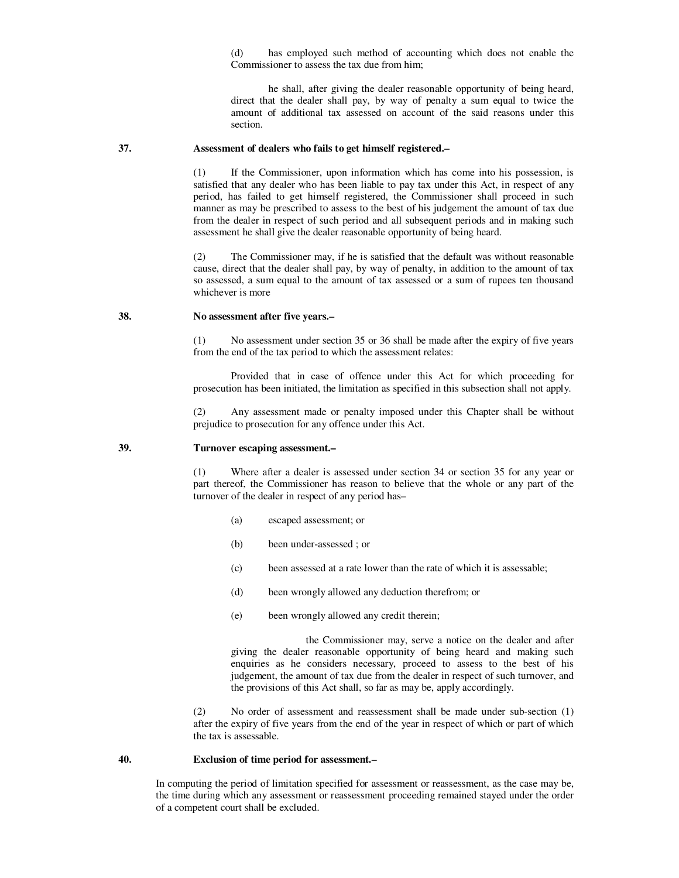(d) has employed such method of accounting which does not enable the Commissioner to assess the tax due from him;

he shall, after giving the dealer reasonable opportunity of being heard, direct that the dealer shall pay, by way of penalty a sum equal to twice the amount of additional tax assessed on account of the said reasons under this section.

**37. Assessment of dealers who fails to get himself registered.–**

(1) If the Commissioner, upon information which has come into his possession, is satisfied that any dealer who has been liable to pay tax under this Act, in respect of any period, has failed to get himself registered, the Commissioner shall proceed in such manner as may be prescribed to assess to the best of his judgement the amount of tax due from the dealer in respect of such period and all subsequent periods and in making such assessment he shall give the dealer reasonable opportunity of being heard.

(2) The Commissioner may, if he is satisfied that the default was without reasonable cause, direct that the dealer shall pay, by way of penalty, in addition to the amount of tax so assessed, a sum equal to the amount of tax assessed or a sum of rupees ten thousand whichever is more

**38. No assessment after five years.–**

(1) No assessment under section 35 or 36 shall be made after the expiry of five years from the end of the tax period to which the assessment relates:

Provided that in case of offence under this Act for which proceeding for prosecution has been initiated, the limitation as specified in this subsection shall not apply.

(2) Any assessment made or penalty imposed under this Chapter shall be without prejudice to prosecution for any offence under this Act.

**39. Turnover escaping assessment.–**

(1) Where after a dealer is assessed under section 34 or section 35 for any year or part thereof, the Commissioner has reason to believe that the whole or any part of the turnover of the dealer in respect of any period has–

(a) escaped assessment; or

(b) been under-assessed ; or

(c) been assessed at a rate lower than the rate of which it is assessable;

(d) been wrongly allowed any deduction therefrom; or

(e) been wrongly allowed any credit therein;

the Commissioner may, serve a notice on the dealer and after giving the dealer reasonable opportunity of being heard and making such enquiries as he considers necessary, proceed to assess to the best of his judgement, the amount of tax due from the dealer in respect of such turnover, and the provisions of this Act shall, so far as may be, apply accordingly.

(2) No order of assessment and reassessment shall be made under sub-section (1) after the expiry of five years from the end of the year in respect of which or part of which the tax is assessable.

**40. Exclusion of time period for assessment.–**

In computing the period of limitation specified for assessment or reassessment, as the case may be, the time during which any assessment or reassessment proceeding remained stayed under the order of a competent court shall be excluded.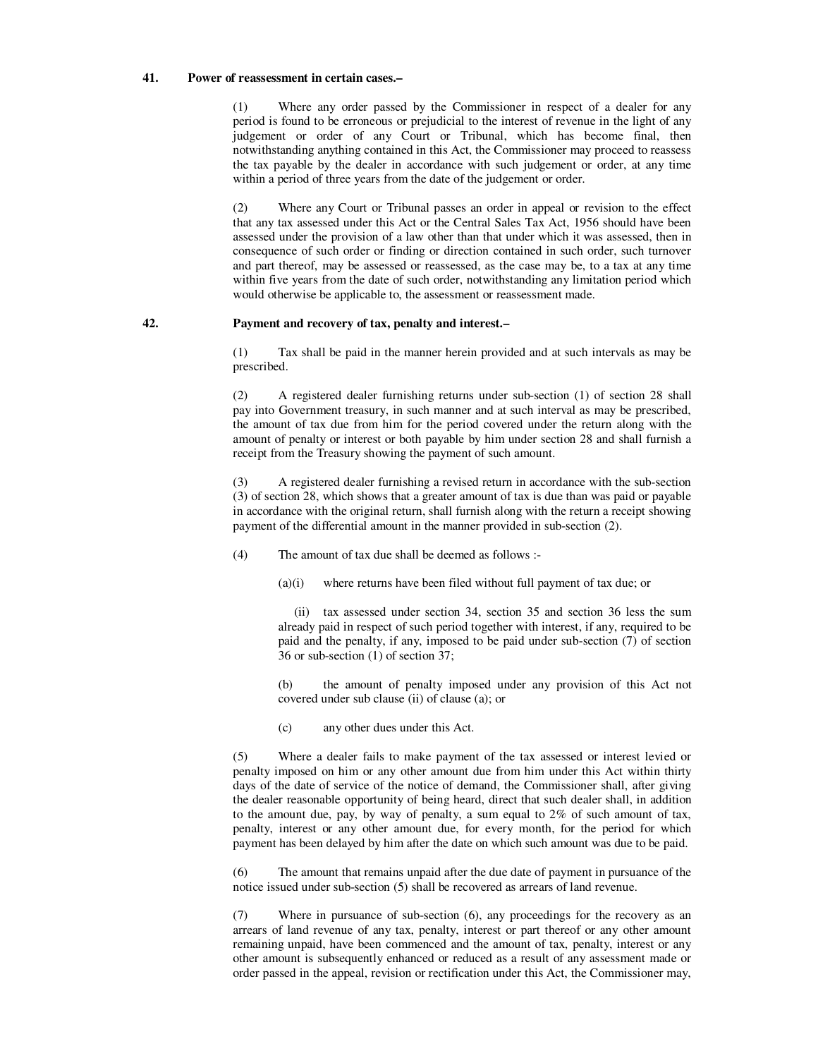**41. Power of reassessment in certain cases.–**

(1) Where any order passed by the Commissioner in respect of a dealer for any period is found to be erroneous or prejudicial to the interest of revenue in the light of any judgement or order of any Court or Tribunal, which has become final, then notwithstanding anything contained in this Act, the Commissioner may proceed to reassess the tax payable by the dealer in accordance with such judgement or order, at any time within a period of three years from the date of the judgement or order.

(2) Where any Court or Tribunal passes an order in appeal or revision to the effect that any tax assessed under this Act or the Central Sales Tax Act, 1956 should have been assessed under the provision of a law other than that under which it was assessed, then in consequence of such order or finding or direction contained in such order, such turnover and part thereof, may be assessed or reassessed, as the case may be, to a tax at any time within five years from the date of such order, notwithstanding any limitation period which would otherwise be applicable to, the assessment or reassessment made.

**42. Payment and recovery of tax, penalty and interest.–**

(1) Tax shall be paid in the manner herein provided and at such intervals as may be prescribed.

(2) A registered dealer furnishing returns under sub-section (1) of section 28 shall pay into Government treasury, in such manner and at such interval as may be prescribed, the amount of tax due from him for the period covered under the return along with the amount of penalty or interest or both payable by him under section 28 and shall furnish a receipt from the Treasury showing the payment of such amount.

(3) A registered dealer furnishing a revised return in accordance with the sub-section (3) of section 28, which shows that a greater amount of tax is due than was paid or payable in accordance with the original return, shall furnish along with the return a receipt showing payment of the differential amount in the manner provided in sub-section (2).

(4) The amount of tax due shall be deemed as follows :-

(a)(i) where returns have been filed without full payment of tax due; or

(ii) tax assessed under section 34, section 35 and section 36 less the sum already paid in respect of such period together with interest, if any, required to be paid and the penalty, if any, imposed to be paid under sub-section (7) of section 36 or sub-section (1) of section 37;

(b) the amount of penalty imposed under any provision of this Act not covered under sub clause (ii) of clause (a); or

(c) any other dues under this Act.

(5) Where a dealer fails to make payment of the tax assessed or interest levied or penalty imposed on him or any other amount due from him under this Act within thirty days of the date of service of the notice of demand, the Commissioner shall, after giving the dealer reasonable opportunity of being heard, direct that such dealer shall, in addition to the amount due, pay, by way of penalty, a sum equal to 2% of such amount of tax, penalty, interest or any other amount due, for every month, for the period for which payment has been delayed by him after the date on which such amount was due to be paid.

(6) The amount that remains unpaid after the due date of payment in pursuance of the notice issued under sub-section (5) shall be recovered as arrears of land revenue.

(7) Where in pursuance of sub-section (6), any proceedings for the recovery as an arrears of land revenue of any tax, penalty, interest or part thereof or any other amount remaining unpaid, have been commenced and the amount of tax, penalty, interest or any other amount is subsequently enhanced or reduced as a result of any assessment made or order passed in the appeal, revision or rectification under this Act, the Commissioner may,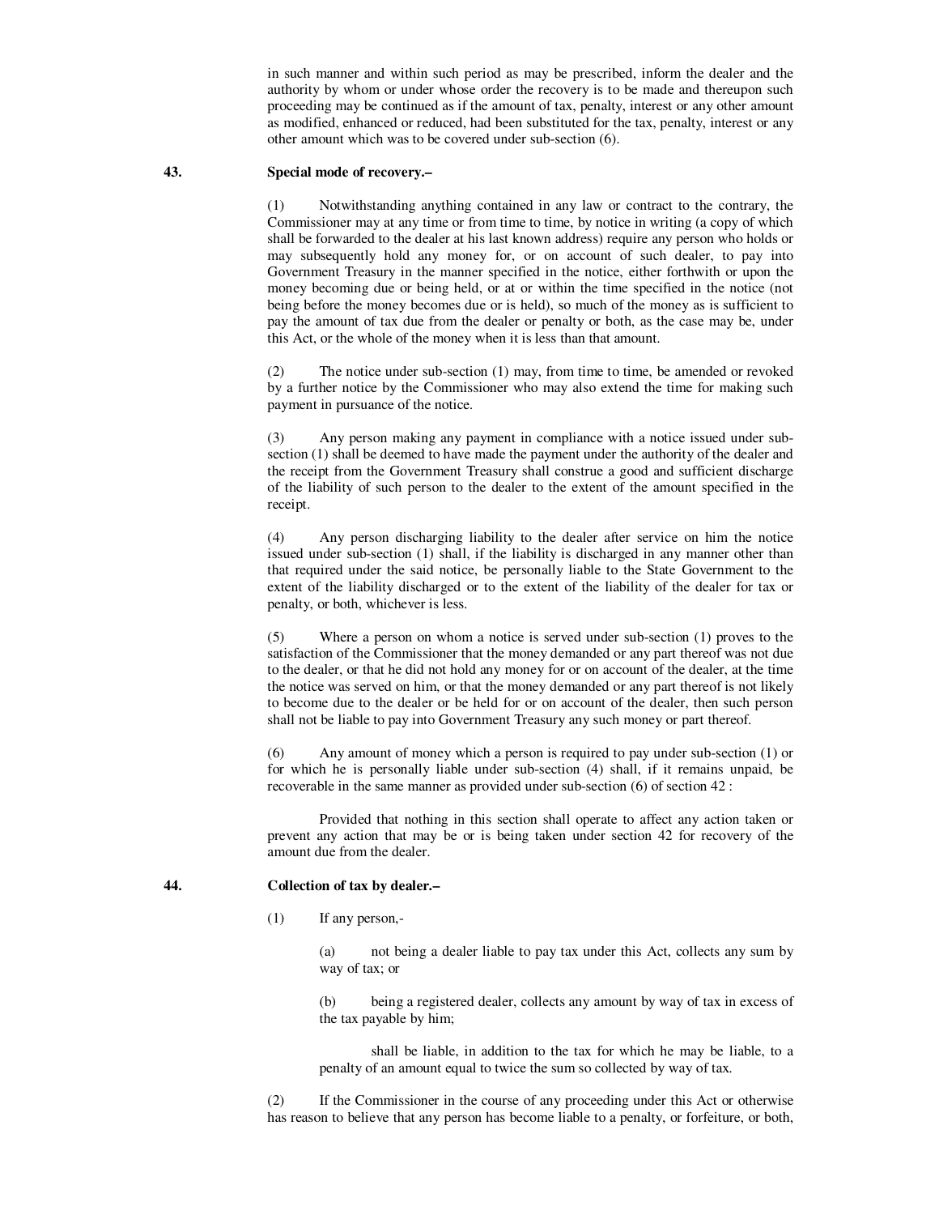in such manner and within such period as may be prescribed, inform the dealer and the authority by whom or under whose order the recovery is to be made and thereupon such proceeding may be continued as if the amount of tax, penalty, interest or any other amount as modified, enhanced or reduced, had been substituted for the tax, penalty, interest or any other amount which was to be covered under sub-section (6).

**43. Special mode of recovery.–**

(1) Notwithstanding anything contained in any law or contract to the contrary, the Commissioner may at any time or from time to time, by notice in writing (a copy of which shall be forwarded to the dealer at his last known address) require any person who holds or may subsequently hold any money for, or on account of such dealer, to pay into Government Treasury in the manner specified in the notice, either forthwith or upon the money becoming due or being held, or at or within the time specified in the notice (not being before the money becomes due or is held), so much of the money as is sufficient to pay the amount of tax due from the dealer or penalty or both, as the case may be, under this Act, or the whole of the money when it is less than that amount.

(2) The notice under sub-section (1) may, from time to time, be amended or revoked by a further notice by the Commissioner who may also extend the time for making such payment in pursuance of the notice.

(3) Any person making any payment in compliance with a notice issued under sub-section (1) shall be deemed to have made the payment under the authority of the dealer and the receipt from the Government Treasury shall construe a good and sufficient discharge of the liability of such person to the dealer to the extent of the amount specified in the receipt.

(4) Any person discharging liability to the dealer after service on him the notice issued under sub-section (1) shall, if the liability is discharged in any manner other than that required under the said notice, be personally liable to the State Government to the extent of the liability discharged or to the extent of the liability of the dealer for tax or penalty, or both, whichever is less.

(5) Where a person on whom a notice is served under sub-section (1) proves to the satisfaction of the Commissioner that the money demanded or any part thereof was not due to the dealer, or that he did not hold any money for or on account of the dealer, at the time the notice was served on him, or that the money demanded or any part thereof is not likely to become due to the dealer or be held for or on account of the dealer, then such person shall not be liable to pay into Government Treasury any such money or part thereof.

(6) Any amount of money which a person is required to pay under sub-section (1) or for which he is personally liable under sub-section (4) shall, if it remains unpaid, be recoverable in the same manner as provided under sub-section (6) of section 42 :

Provided that nothing in this section shall operate to affect any action taken or prevent any action that may be or is being taken under section 42 for recovery of the amount due from the dealer.

**44. Collection of tax by dealer.–**

(1) If any person,-

(a) not being a dealer liable to pay tax under this Act, collects any sum by way of tax; or

(b) being a registered dealer, collects any amount by way of tax in excess of the tax payable by him;

shall be liable, in addition to the tax for which he may be liable, to a penalty of an amount equal to twice the sum so collected by way of tax.

(2) If the Commissioner in the course of any proceeding under this Act or otherwise has reason to believe that any person has become liable to a penalty, or forfeiture, or both,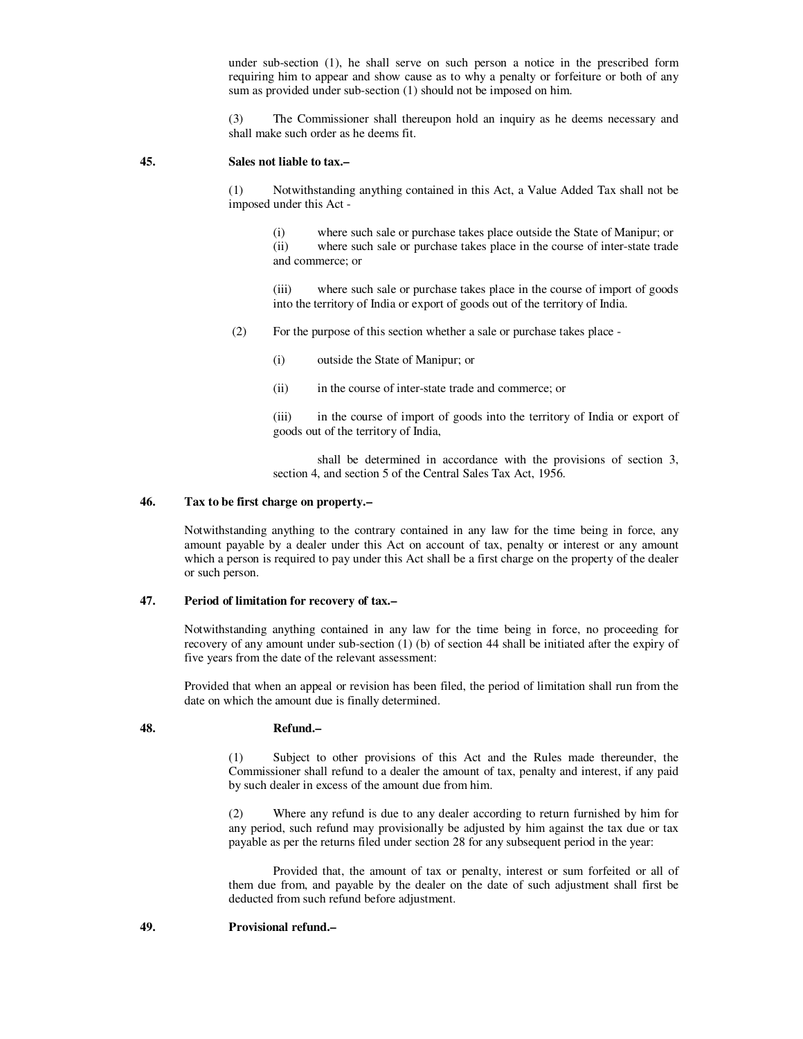under sub-section (1), he shall serve on such person a notice in the prescribed form requiring him to appear and show cause as to why a penalty or forfeiture or both of any sum as provided under sub-section (1) should not be imposed on him.

(3) The Commissioner shall thereupon hold an inquiry as he deems necessary and shall make such order as he deems fit.

**45. Sales not liable to tax.–**

(1) Notwithstanding anything contained in this Act, a Value Added Tax shall not be imposed under this Act -

(i) where such sale or purchase takes place outside the State of Manipur; or
(ii) where such sale or purchase takes place in the course of inter-state trade and commerce; or

(iii) where such sale or purchase takes place in the course of import of goods into the territory of India or export of goods out of the territory of India.

(2) For the purpose of this section whether a sale or purchase takes place -

(i) outside the State of Manipur; or

(ii) in the course of inter-state trade and commerce; or

(iii) in the course of import of goods into the territory of India or export of goods out of the territory of India,

shall be determined in accordance with the provisions of section 3, section 4, and section 5 of the Central Sales Tax Act, 1956.

**46. Tax to be first charge on property.–**

Notwithstanding anything to the contrary contained in any law for the time being in force, any amount payable by a dealer under this Act on account of tax, penalty or interest or any amount which a person is required to pay under this Act shall be a first charge on the property of the dealer or such person.

**47. Period of limitation for recovery of tax.–**

Notwithstanding anything contained in any law for the time being in force, no proceeding for recovery of any amount under sub-section (1) (b) of section 44 shall be initiated after the expiry of five years from the date of the relevant assessment:

Provided that when an appeal or revision has been filed, the period of limitation shall run from the date on which the amount due is finally determined.

**48. Refund.–**

(1) Subject to other provisions of this Act and the Rules made thereunder, the Commissioner shall refund to a dealer the amount of tax, penalty and interest, if any paid by such dealer in excess of the amount due from him.

(2) Where any refund is due to any dealer according to return furnished by him for any period, such refund may provisionally be adjusted by him against the tax due or tax payable as per the returns filed under section 28 for any subsequent period in the year:

Provided that, the amount of tax or penalty, interest or sum forfeited or all of them due from, and payable by the dealer on the date of such adjustment shall first be deducted from such refund before adjustment.

**49. Provisional refund.–**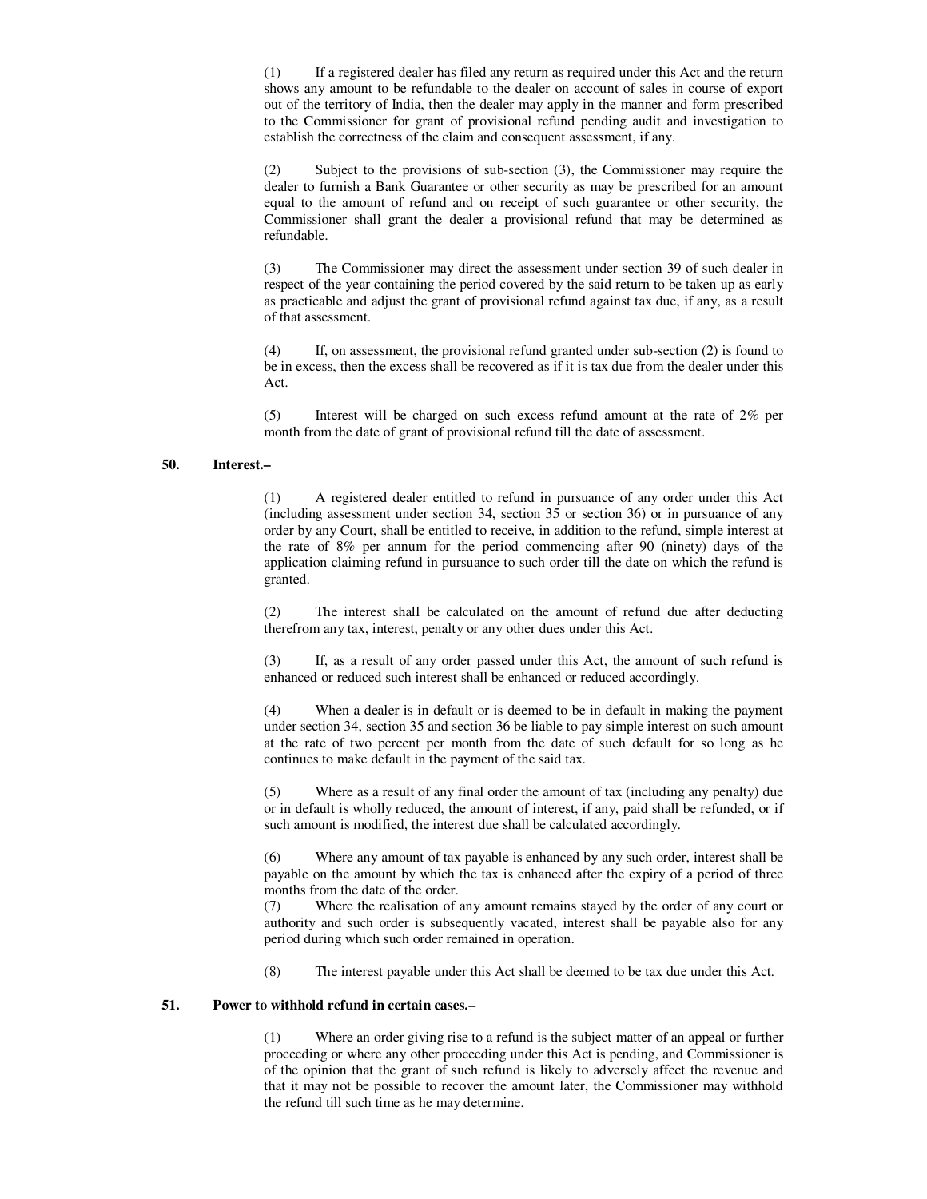(1) If a registered dealer has filed any return as required under this Act and the return shows any amount to be refundable to the dealer on account of sales in course of export out of the territory of India, then the dealer may apply in the manner and form prescribed to the Commissioner for grant of provisional refund pending audit and investigation to establish the correctness of the claim and consequent assessment, if any.

(2) Subject to the provisions of sub-section (3), the Commissioner may require the dealer to furnish a Bank Guarantee or other security as may be prescribed for an amount equal to the amount of refund and on receipt of such guarantee or other security, the Commissioner shall grant the dealer a provisional refund that may be determined as refundable.

(3) The Commissioner may direct the assessment under section 39 of such dealer in respect of the year containing the period covered by the said return to be taken up as early as practicable and adjust the grant of provisional refund against tax due, if any, as a result of that assessment.

(4) If, on assessment, the provisional refund granted under sub-section (2) is found to be in excess, then the excess shall be recovered as if it is tax due from the dealer under this Act.

(5) Interest will be charged on such excess refund amount at the rate of 2% per month from the date of grant of provisional refund till the date of assessment.

**50. Interest.–**

(1) A registered dealer entitled to refund in pursuance of any order under this Act (including assessment under section 34, section 35 or section 36) or in pursuance of any order by any Court, shall be entitled to receive, in addition to the refund, simple interest at the rate of 8% per annum for the period commencing after 90 (ninety) days of the application claiming refund in pursuance to such order till the date on which the refund is granted.

(2) The interest shall be calculated on the amount of refund due after deducting therefrom any tax, interest, penalty or any other dues under this Act.

(3) If, as a result of any order passed under this Act, the amount of such refund is enhanced or reduced such interest shall be enhanced or reduced accordingly.

(4) When a dealer is in default or is deemed to be in default in making the payment under section 34, section 35 and section 36 be liable to pay simple interest on such amount at the rate of two percent per month from the date of such default for so long as he continues to make default in the payment of the said tax.

(5) Where as a result of any final order the amount of tax (including any penalty) due or in default is wholly reduced, the amount of interest, if any, paid shall be refunded, or if such amount is modified, the interest due shall be calculated accordingly.

(6) Where any amount of tax payable is enhanced by any such order, interest shall be payable on the amount by which the tax is enhanced after the expiry of a period of three months from the date of the order.

(7) Where the realisation of any amount remains stayed by the order of any court or authority and such order is subsequently vacated, interest shall be payable also for any period during which such order remained in operation.

(8) The interest payable under this Act shall be deemed to be tax due under this Act.

**51. Power to withhold refund in certain cases.–**

(1) Where an order giving rise to a refund is the subject matter of an appeal or further proceeding or where any other proceeding under this Act is pending, and Commissioner is of the opinion that the grant of such refund is likely to adversely affect the revenue and that it may not be possible to recover the amount later, the Commissioner may withhold the refund till such time as he may determine.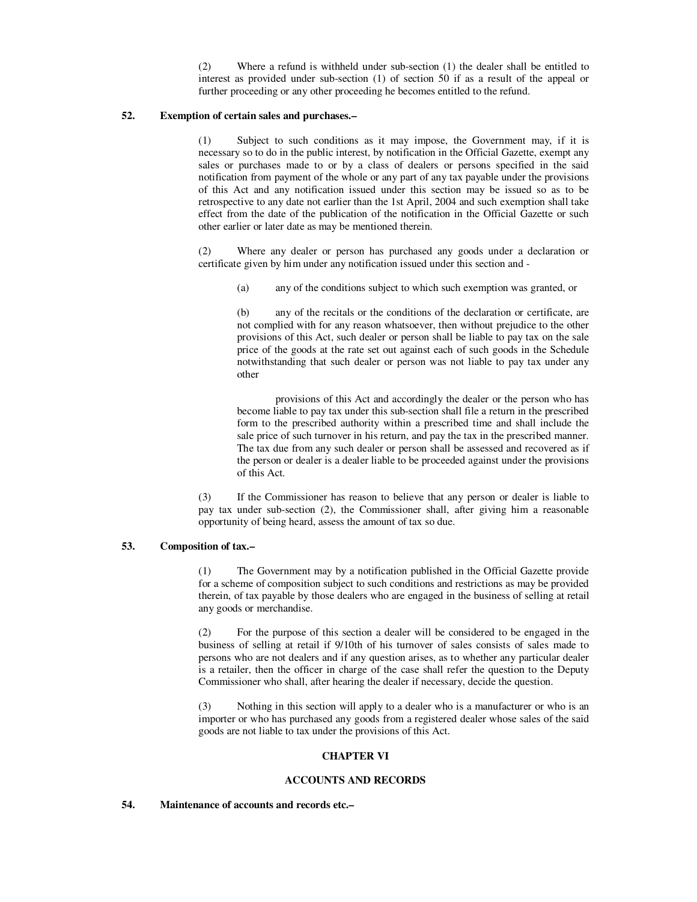(2) Where a refund is withheld under sub-section (1) the dealer shall be entitled to interest as provided under sub-section (1) of section 50 if as a result of the appeal or further proceeding or any other proceeding he becomes entitled to the refund.

**52. Exemption of certain sales and purchases.–**

(1) Subject to such conditions as it may impose, the Government may, if it is necessary so to do in the public interest, by notification in the Official Gazette, exempt any sales or purchases made to or by a class of dealers or persons specified in the said notification from payment of the whole or any part of any tax payable under the provisions of this Act and any notification issued under this section may be issued so as to be retrospective to any date not earlier than the 1st April, 2004 and such exemption shall take effect from the date of the publication of the notification in the Official Gazette or such other earlier or later date as may be mentioned therein.

(2) Where any dealer or person has purchased any goods under a declaration or certificate given by him under any notification issued under this section and -

(a) any of the conditions subject to which such exemption was granted, or

(b) any of the recitals or the conditions of the declaration or certificate, are not complied with for any reason whatsoever, then without prejudice to the other provisions of this Act, such dealer or person shall be liable to pay tax on the sale price of the goods at the rate set out against each of such goods in the Schedule notwithstanding that such dealer or person was not liable to pay tax under any other

provisions of this Act and accordingly the dealer or the person who has become liable to pay tax under this sub-section shall file a return in the prescribed form to the prescribed authority within a prescribed time and shall include the sale price of such turnover in his return, and pay the tax in the prescribed manner. The tax due from any such dealer or person shall be assessed and recovered as if the person or dealer is a dealer liable to be proceeded against under the provisions of this Act.

(3) If the Commissioner has reason to believe that any person or dealer is liable to pay tax under sub-section (2), the Commissioner shall, after giving him a reasonable opportunity of being heard, assess the amount of tax so due.

**53. Composition of tax.–**

(1) The Government may by a notification published in the Official Gazette provide for a scheme of composition subject to such conditions and restrictions as may be provided therein, of tax payable by those dealers who are engaged in the business of selling at retail any goods or merchandise.

(2) For the purpose of this section a dealer will be considered to be engaged in the business of selling at retail if 9/10th of his turnover of sales consists of sales made to persons who are not dealers and if any question arises, as to whether any particular dealer is a retailer, then the officer in charge of the case shall refer the question to the Deputy Commissioner who shall, after hearing the dealer if necessary, decide the question.

(3) Nothing in this section will apply to a dealer who is a manufacturer or who is an importer or who has purchased any goods from a registered dealer whose sales of the said goods are not liable to tax under the provisions of this Act.

## CHAPTER VI

## ACCOUNTS AND RECORDS

**54. Maintenance of accounts and records etc.–**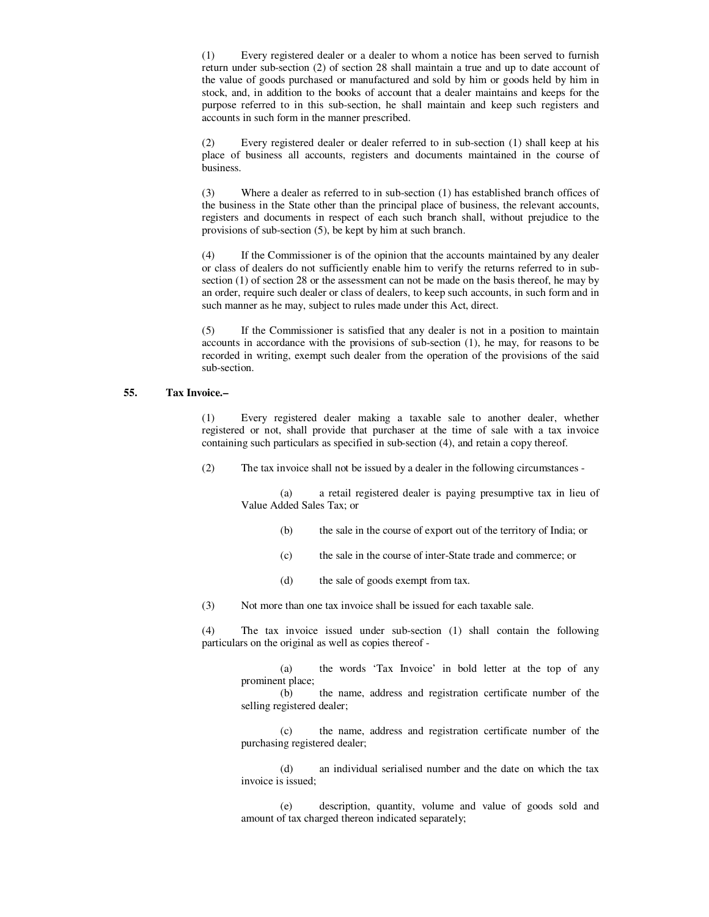(1) Every registered dealer or a dealer to whom a notice has been served to furnish return under sub-section (2) of section 28 shall maintain a true and up to date account of the value of goods purchased or manufactured and sold by him or goods held by him in stock, and, in addition to the books of account that a dealer maintains and keeps for the purpose referred to in this sub-section, he shall maintain and keep such registers and accounts in such form in the manner prescribed.

(2) Every registered dealer or dealer referred to in sub-section (1) shall keep at his place of business all accounts, registers and documents maintained in the course of business.

(3) Where a dealer as referred to in sub-section (1) has established branch offices of the business in the State other than the principal place of business, the relevant accounts, registers and documents in respect of each such branch shall, without prejudice to the provisions of sub-section (5), be kept by him at such branch.

(4) If the Commissioner is of the opinion that the accounts maintained by any dealer or class of dealers do not sufficiently enable him to verify the returns referred to in sub-section (1) of section 28 or the assessment can not be made on the basis thereof, he may by an order, require such dealer or class of dealers, to keep such accounts, in such form and in such manner as he may, subject to rules made under this Act, direct.

(5) If the Commissioner is satisfied that any dealer is not in a position to maintain accounts in accordance with the provisions of sub-section (1), he may, for reasons to be recorded in writing, exempt such dealer from the operation of the provisions of the said sub-section.

**55. Tax Invoice.–**

(1) Every registered dealer making a taxable sale to another dealer, whether registered or not, shall provide that purchaser at the time of sale with a tax invoice containing such particulars as specified in sub-section (4), and retain a copy thereof.

(2) The tax invoice shall not be issued by a dealer in the following circumstances -

(a) a retail registered dealer is paying presumptive tax in lieu of Value Added Sales Tax; or

(b) the sale in the course of export out of the territory of India; or

(c) the sale in the course of inter-State trade and commerce; or

(d) the sale of goods exempt from tax.

(3) Not more than one tax invoice shall be issued for each taxable sale.

(4) The tax invoice issued under sub-section (1) shall contain the following particulars on the original as well as copies thereof -

(a) the words 'Tax Invoice' in bold letter at the top of any prominent place;

(b) the name, address and registration certificate number of the selling registered dealer;

(c) the name, address and registration certificate number of the purchasing registered dealer;

(d) an individual serialised number and the date on which the tax invoice is issued;

(e) description, quantity, volume and value of goods sold and amount of tax charged thereon indicated separately;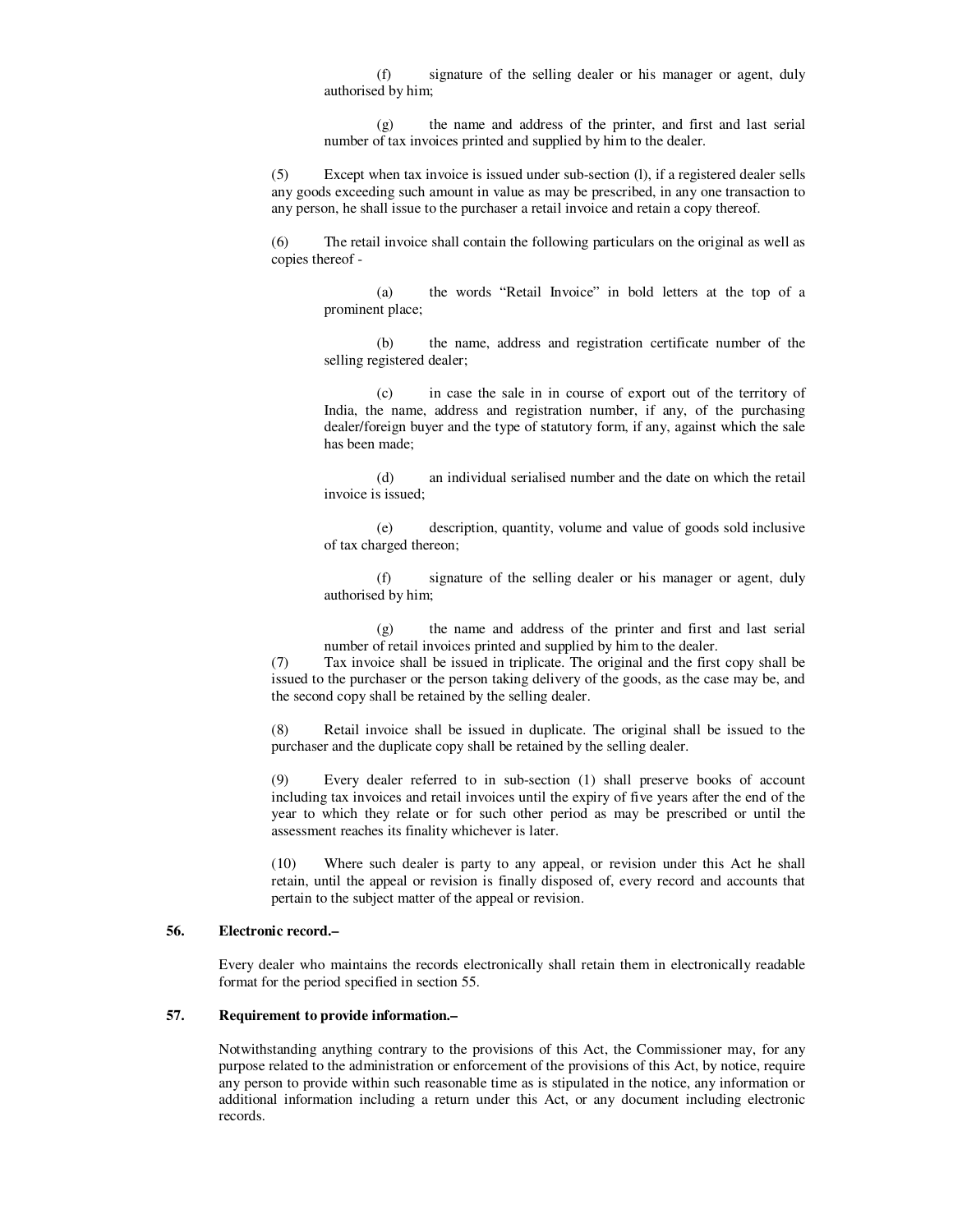(f) signature of the selling dealer or his manager or agent, duly authorised by him;

(g) the name and address of the printer, and first and last serial number of tax invoices printed and supplied by him to the dealer.

(5) Except when tax invoice is issued under sub-section (l), if a registered dealer sells any goods exceeding such amount in value as may be prescribed, in any one transaction to any person, he shall issue to the purchaser a retail invoice and retain a copy thereof.

(6) The retail invoice shall contain the following particulars on the original as well as copies thereof -

(a) the words "Retail Invoice" in bold letters at the top of a prominent place;

(b) the name, address and registration certificate number of the selling registered dealer;

(c) in case the sale in in course of export out of the territory of India, the name, address and registration number, if any, of the purchasing dealer/foreign buyer and the type of statutory form, if any, against which the sale has been made;

(d) an individual serialised number and the date on which the retail invoice is issued;

(e) description, quantity, volume and value of goods sold inclusive of tax charged thereon;

(f) signature of the selling dealer or his manager or agent, duly authorised by him;

(g) the name and address of the printer and first and last serial number of retail invoices printed and supplied by him to the dealer.

(7) Tax invoice shall be issued in triplicate. The original and the first copy shall be issued to the purchaser or the person taking delivery of the goods, as the case may be, and the second copy shall be retained by the selling dealer.

(8) Retail invoice shall be issued in duplicate. The original shall be issued to the purchaser and the duplicate copy shall be retained by the selling dealer.

(9) Every dealer referred to in sub-section (1) shall preserve books of account including tax invoices and retail invoices until the expiry of five years after the end of the year to which they relate or for such other period as may be prescribed or until the assessment reaches its finality whichever is later.

(10) Where such dealer is party to any appeal, or revision under this Act he shall retain, until the appeal or revision is finally disposed of, every record and accounts that pertain to the subject matter of the appeal or revision.

**56. Electronic record.–**

Every dealer who maintains the records electronically shall retain them in electronically readable format for the period specified in section 55.

**57. Requirement to provide information.–**

Notwithstanding anything contrary to the provisions of this Act, the Commissioner may, for any purpose related to the administration or enforcement of the provisions of this Act, by notice, require any person to provide within such reasonable time as is stipulated in the notice, any information or additional information including a return under this Act, or any document including electronic records.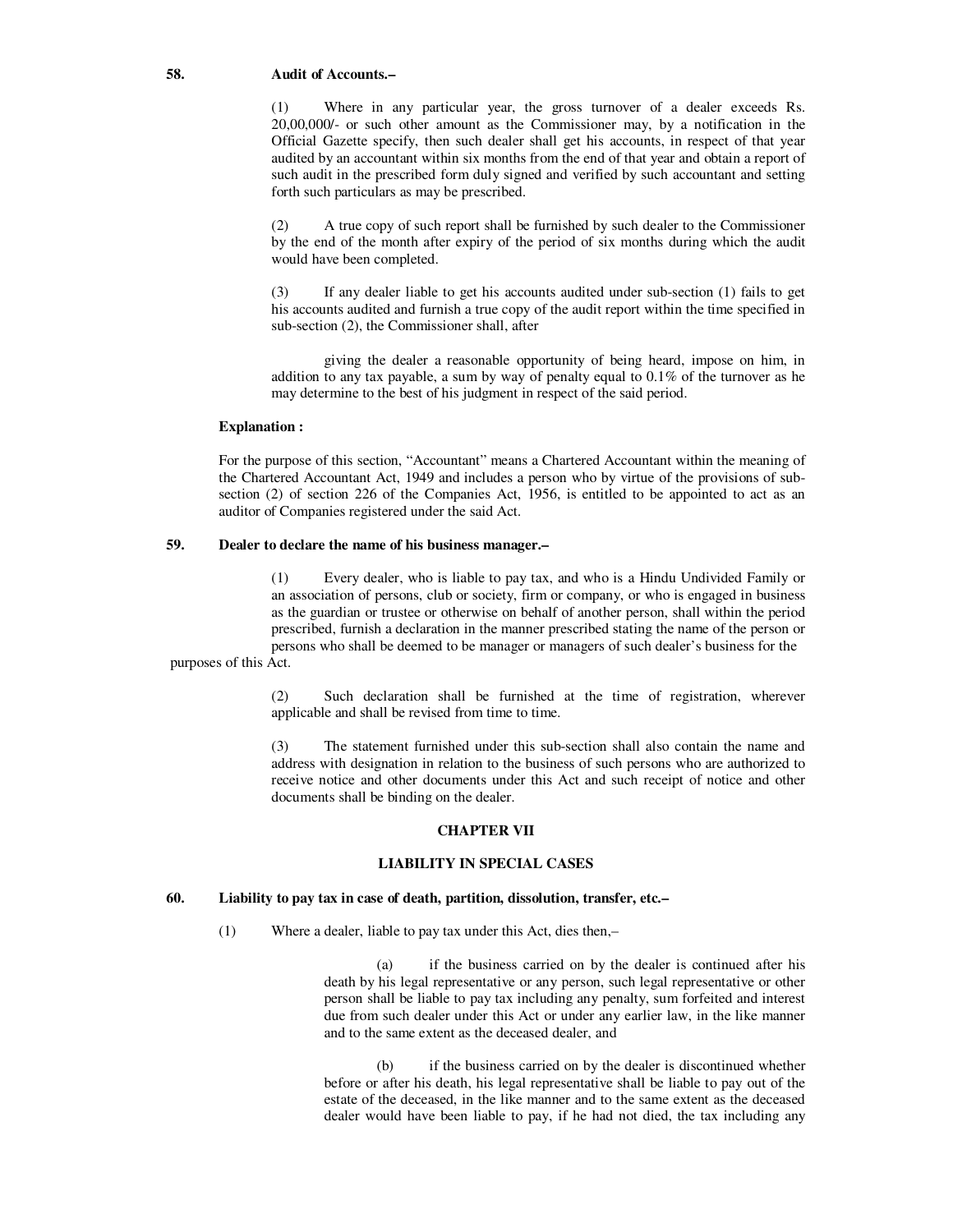**58. Audit of Accounts.–**

(1) Where in any particular year, the gross turnover of a dealer exceeds Rs. 20,00,000/- or such other amount as the Commissioner may, by a notification in the Official Gazette specify, then such dealer shall get his accounts, in respect of that year audited by an accountant within six months from the end of that year and obtain a report of such audit in the prescribed form duly signed and verified by such accountant and setting forth such particulars as may be prescribed.

(2) A true copy of such report shall be furnished by such dealer to the Commissioner by the end of the month after expiry of the period of six months during which the audit would have been completed.

(3) If any dealer liable to get his accounts audited under sub-section (1) fails to get his accounts audited and furnish a true copy of the audit report within the time specified in sub-section (2), the Commissioner shall, after

giving the dealer a reasonable opportunity of being heard, impose on him, in addition to any tax payable, a sum by way of penalty equal to 0.1% of the turnover as he may determine to the best of his judgment in respect of the said period.

**Explanation :**

For the purpose of this section, "Accountant" means a Chartered Accountant within the meaning of the Chartered Accountant Act, 1949 and includes a person who by virtue of the provisions of sub-section (2) of section 226 of the Companies Act, 1956, is entitled to be appointed to act as an auditor of Companies registered under the said Act.

**59. Dealer to declare the name of his business manager.–**

(1) Every dealer, who is liable to pay tax, and who is a Hindu Undivided Family or an association of persons, club or society, firm or company, or who is engaged in business as the guardian or trustee or otherwise on behalf of another person, shall within the period prescribed, furnish a declaration in the manner prescribed stating the name of the person or persons who shall be deemed to be manager or managers of such dealer's business for the purposes of this Act.

(2) Such declaration shall be furnished at the time of registration, wherever applicable and shall be revised from time to time.

(3) The statement furnished under this sub-section shall also contain the name and address with designation in relation to the business of such persons who are authorized to receive notice and other documents under this Act and such receipt of notice and other documents shall be binding on the dealer.

## CHAPTER VII

## LIABILITY IN SPECIAL CASES

**60. Liability to pay tax in case of death, partition, dissolution, transfer, etc.–**

(1) Where a dealer, liable to pay tax under this Act, dies then,–

(a) if the business carried on by the dealer is continued after his death by his legal representative or any person, such legal representative or other person shall be liable to pay tax including any penalty, sum forfeited and interest due from such dealer under this Act or under any earlier law, in the like manner and to the same extent as the deceased dealer, and

(b) if the business carried on by the dealer is discontinued whether before or after his death, his legal representative shall be liable to pay out of the estate of the deceased, in the like manner and to the same extent as the deceased dealer would have been liable to pay, if he had not died, the tax including any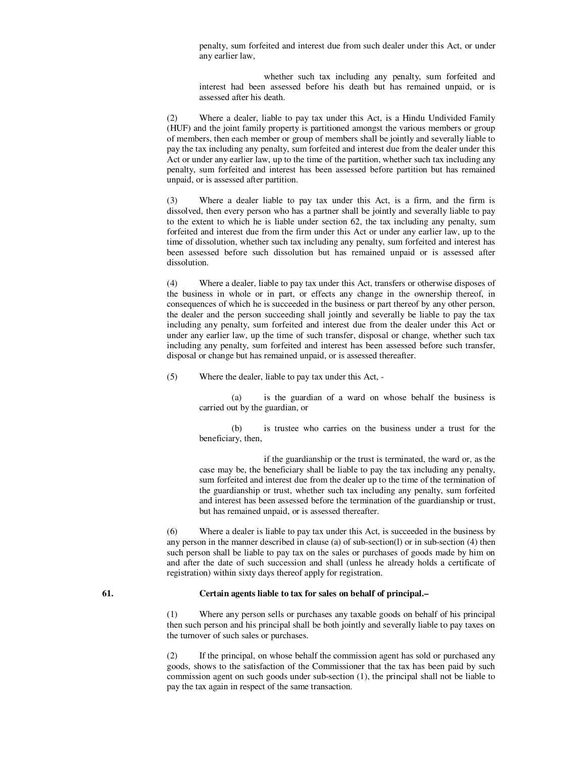penalty, sum forfeited and interest due from such dealer under this Act, or under any earlier law,

whether such tax including any penalty, sum forfeited and interest had been assessed before his death but has remained unpaid, or is assessed after his death.

(2) Where a dealer, liable to pay tax under this Act, is a Hindu Undivided Family (HUF) and the joint family property is partitioned amongst the various members or group of members, then each member or group of members shall be jointly and severally liable to pay the tax including any penalty, sum forfeited and interest due from the dealer under this Act or under any earlier law, up to the time of the partition, whether such tax including any penalty, sum forfeited and interest has been assessed before partition but has remained unpaid, or is assessed after partition.

(3) Where a dealer liable to pay tax under this Act, is a firm, and the firm is dissolved, then every person who has a partner shall be jointly and severally liable to pay to the extent to which he is liable under section 62, the tax including any penalty, sum forfeited and interest due from the firm under this Act or under any earlier law, up to the time of dissolution, whether such tax including any penalty, sum forfeited and interest has been assessed before such dissolution but has remained unpaid or is assessed after dissolution.

(4) Where a dealer, liable to pay tax under this Act, transfers or otherwise disposes of the business in whole or in part, or effects any change in the ownership thereof, in consequences of which he is succeeded in the business or part thereof by any other person, the dealer and the person succeeding shall jointly and severally be liable to pay the tax including any penalty, sum forfeited and interest due from the dealer under this Act or under any earlier law, up the time of such transfer, disposal or change, whether such tax including any penalty, sum forfeited and interest has been assessed before such transfer, disposal or change but has remained unpaid, or is assessed thereafter.

(5) Where the dealer, liable to pay tax under this Act, -

(a) is the guardian of a ward on whose behalf the business is carried out by the guardian, or

(b) is trustee who carries on the business under a trust for the beneficiary, then,

if the guardianship or the trust is terminated, the ward or, as the case may be, the beneficiary shall be liable to pay the tax including any penalty, sum forfeited and interest due from the dealer up to the time of the termination of the guardianship or trust, whether such tax including any penalty, sum forfeited and interest has been assessed before the termination of the guardianship or trust, but has remained unpaid, or is assessed thereafter.

(6) Where a dealer is liable to pay tax under this Act, is succeeded in the business by any person in the manner described in clause (a) of sub-section(l) or in sub-section (4) then such person shall be liable to pay tax on the sales or purchases of goods made by him on and after the date of such succession and shall (unless he already holds a certificate of registration) within sixty days thereof apply for registration.

**61. Certain agents liable to tax for sales on behalf of principal.–**

(1) Where any person sells or purchases any taxable goods on behalf of his principal then such person and his principal shall be both jointly and severally liable to pay taxes on the turnover of such sales or purchases.

(2) If the principal, on whose behalf the commission agent has sold or purchased any goods, shows to the satisfaction of the Commissioner that the tax has been paid by such commission agent on such goods under sub-section (1), the principal shall not be liable to pay the tax again in respect of the same transaction.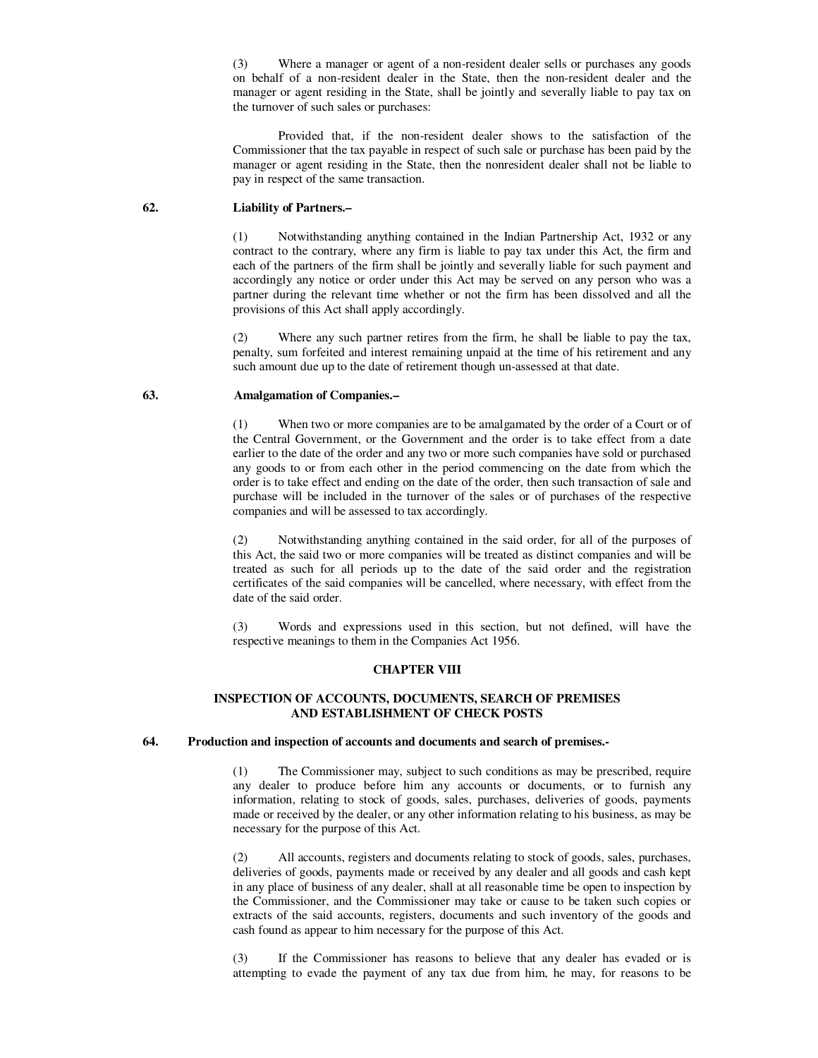(3) Where a manager or agent of a non-resident dealer sells or purchases any goods on behalf of a non-resident dealer in the State, then the non-resident dealer and the manager or agent residing in the State, shall be jointly and severally liable to pay tax on the turnover of such sales or purchases:

Provided that, if the non-resident dealer shows to the satisfaction of the Commissioner that the tax payable in respect of such sale or purchase has been paid by the manager or agent residing in the State, then the nonresident dealer shall not be liable to pay in respect of the same transaction.

**62. Liability of Partners.–**

(1) Notwithstanding anything contained in the Indian Partnership Act, 1932 or any contract to the contrary, where any firm is liable to pay tax under this Act, the firm and each of the partners of the firm shall be jointly and severally liable for such payment and accordingly any notice or order under this Act may be served on any person who was a partner during the relevant time whether or not the firm has been dissolved and all the provisions of this Act shall apply accordingly.

(2) Where any such partner retires from the firm, he shall be liable to pay the tax, penalty, sum forfeited and interest remaining unpaid at the time of his retirement and any such amount due up to the date of retirement though un-assessed at that date.

**63. Amalgamation of Companies.–**

(1) When two or more companies are to be amalgamated by the order of a Court or of the Central Government, or the Government and the order is to take effect from a date earlier to the date of the order and any two or more such companies have sold or purchased any goods to or from each other in the period commencing on the date from which the order is to take effect and ending on the date of the order, then such transaction of sale and purchase will be included in the turnover of the sales or of purchases of the respective companies and will be assessed to tax accordingly.

(2) Notwithstanding anything contained in the said order, for all of the purposes of this Act, the said two or more companies will be treated as distinct companies and will be treated as such for all periods up to the date of the said order and the registration certificates of the said companies will be cancelled, where necessary, with effect from the date of the said order.

(3) Words and expressions used in this section, but not defined, will have the respective meanings to them in the Companies Act 1956.

## CHAPTER VIII

## INSPECTION OF ACCOUNTS, DOCUMENTS, SEARCH OF PREMISES AND ESTABLISHMENT OF CHECK POSTS

**64. Production and inspection of accounts and documents and search of premises.-**

(1) The Commissioner may, subject to such conditions as may be prescribed, require any dealer to produce before him any accounts or documents, or to furnish any information, relating to stock of goods, sales, purchases, deliveries of goods, payments made or received by the dealer, or any other information relating to his business, as may be necessary for the purpose of this Act.

(2) All accounts, registers and documents relating to stock of goods, sales, purchases, deliveries of goods, payments made or received by any dealer and all goods and cash kept in any place of business of any dealer, shall at all reasonable time be open to inspection by the Commissioner, and the Commissioner may take or cause to be taken such copies or extracts of the said accounts, registers, documents and such inventory of the goods and cash found as appear to him necessary for the purpose of this Act.

(3) If the Commissioner has reasons to believe that any dealer has evaded or is attempting to evade the payment of any tax due from him, he may, for reasons to be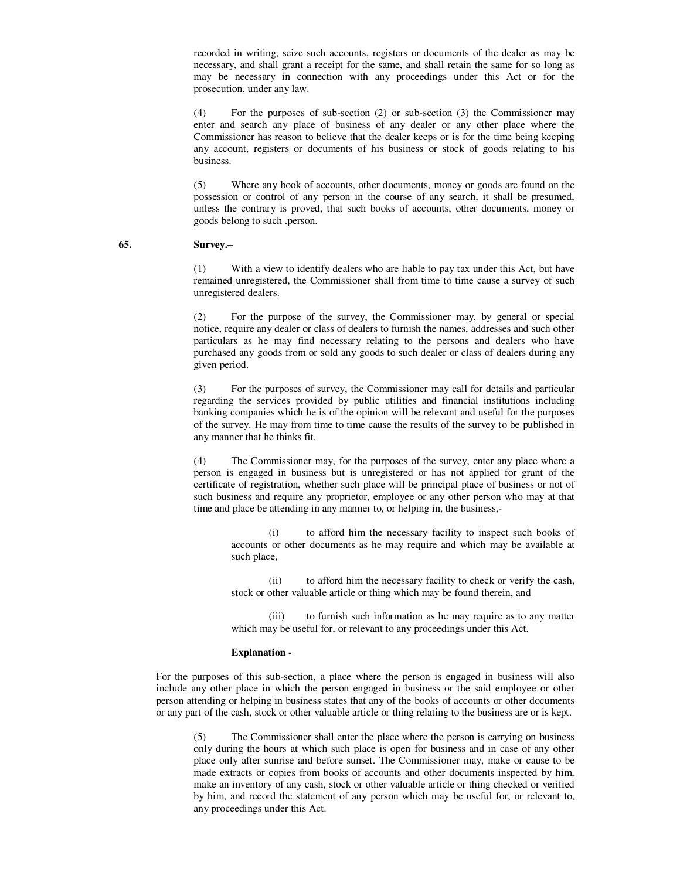recorded in writing, seize such accounts, registers or documents of the dealer as may be necessary, and shall grant a receipt for the same, and shall retain the same for so long as may be necessary in connection with any proceedings under this Act or for the prosecution, under any law.

(4) For the purposes of sub-section (2) or sub-section (3) the Commissioner may enter and search any place of business of any dealer or any other place where the Commissioner has reason to believe that the dealer keeps or is for the time being keeping any account, registers or documents of his business or stock of goods relating to his business.

(5) Where any book of accounts, other documents, money or goods are found on the possession or control of any person in the course of any search, it shall be presumed, unless the contrary is proved, that such books of accounts, other documents, money or goods belong to such .person.

**65. Survey.–**

(1) With a view to identify dealers who are liable to pay tax under this Act, but have remained unregistered, the Commissioner shall from time to time cause a survey of such unregistered dealers.

(2) For the purpose of the survey, the Commissioner may, by general or special notice, require any dealer or class of dealers to furnish the names, addresses and such other particulars as he may find necessary relating to the persons and dealers who have purchased any goods from or sold any goods to such dealer or class of dealers during any given period.

(3) For the purposes of survey, the Commissioner may call for details and particular regarding the services provided by public utilities and financial institutions including banking companies which he is of the opinion will be relevant and useful for the purposes of the survey. He may from time to time cause the results of the survey to be published in any manner that he thinks fit.

(4) The Commissioner may, for the purposes of the survey, enter any place where a person is engaged in business but is unregistered or has not applied for grant of the certificate of registration, whether such place will be principal place of business or not of such business and require any proprietor, employee or any other person who may at that time and place be attending in any manner to, or helping in, the business,-

(i) to afford him the necessary facility to inspect such books of accounts or other documents as he may require and which may be available at such place,

(ii) to afford him the necessary facility to check or verify the cash, stock or other valuable article or thing which may be found therein, and

(iii) to furnish such information as he may require as to any matter which may be useful for, or relevant to any proceedings under this Act.

**Explanation -**

For the purposes of this sub-section, a place where the person is engaged in business will also include any other place in which the person engaged in business or the said employee or other person attending or helping in business states that any of the books of accounts or other documents or any part of the cash, stock or other valuable article or thing relating to the business are or is kept.

(5) The Commissioner shall enter the place where the person is carrying on business only during the hours at which such place is open for business and in case of any other place only after sunrise and before sunset. The Commissioner may, make or cause to be made extracts or copies from books of accounts and other documents inspected by him, make an inventory of any cash, stock or other valuable article or thing checked or verified by him, and record the statement of any person which may be useful for, or relevant to, any proceedings under this Act.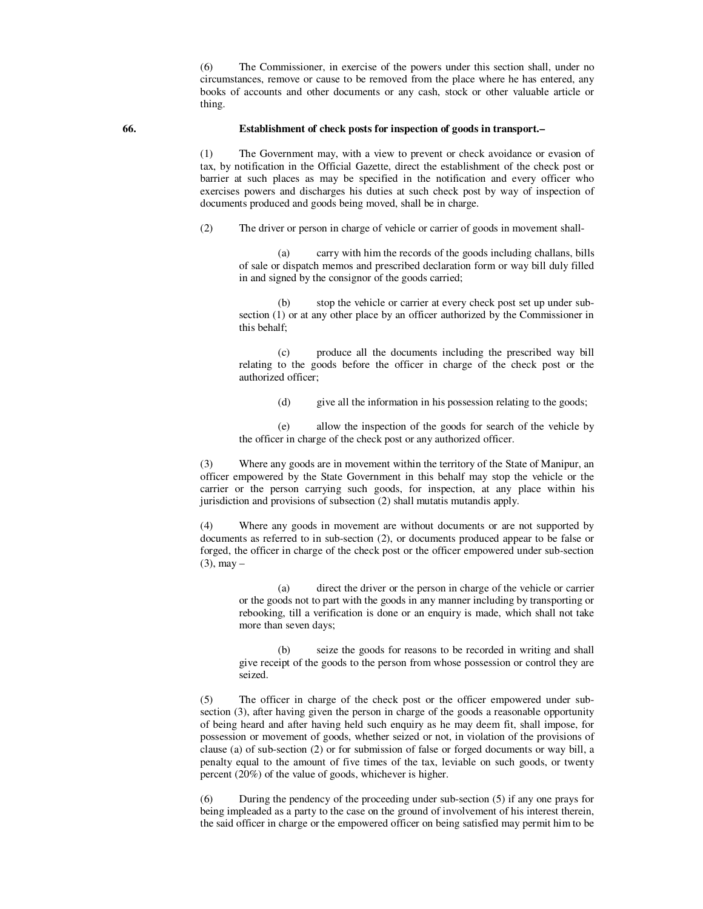(6) The Commissioner, in exercise of the powers under this section shall, under no circumstances, remove or cause to be removed from the place where he has entered, any books of accounts and other documents or any cash, stock or other valuable article or thing.

**66. Establishment of check posts for inspection of goods in transport.–**

(1) The Government may, with a view to prevent or check avoidance or evasion of tax, by notification in the Official Gazette, direct the establishment of the check post or barrier at such places as may be specified in the notification and every officer who exercises powers and discharges his duties at such check post by way of inspection of documents produced and goods being moved, shall be in charge.

(2) The driver or person in charge of vehicle or carrier of goods in movement shall-

(a) carry with him the records of the goods including challans, bills of sale or dispatch memos and prescribed declaration form or way bill duly filled in and signed by the consignor of the goods carried;

(b) stop the vehicle or carrier at every check post set up under sub-section (1) or at any other place by an officer authorized by the Commissioner in this behalf;

(c) produce all the documents including the prescribed way bill relating to the goods before the officer in charge of the check post or the authorized officer;

(d) give all the information in his possession relating to the goods;

(e) allow the inspection of the goods for search of the vehicle by the officer in charge of the check post or any authorized officer.

(3) Where any goods are in movement within the territory of the State of Manipur, an officer empowered by the State Government in this behalf may stop the vehicle or the carrier or the person carrying such goods, for inspection, at any place within his jurisdiction and provisions of subsection (2) shall mutatis mutandis apply.

(4) Where any goods in movement are without documents or are not supported by documents as referred to in sub-section (2), or documents produced appear to be false or forged, the officer in charge of the check post or the officer empowered under sub-section (3), may –

(a) direct the driver or the person in charge of the vehicle or carrier or the goods not to part with the goods in any manner including by transporting or rebooking, till a verification is done or an enquiry is made, which shall not take more than seven days;

(b) seize the goods for reasons to be recorded in writing and shall give receipt of the goods to the person from whose possession or control they are seized.

(5) The officer in charge of the check post or the officer empowered under sub-section (3), after having given the person in charge of the goods a reasonable opportunity of being heard and after having held such enquiry as he may deem fit, shall impose, for possession or movement of goods, whether seized or not, in violation of the provisions of clause (a) of sub-section (2) or for submission of false or forged documents or way bill, a penalty equal to the amount of five times of the tax, leviable on such goods, or twenty percent (20%) of the value of goods, whichever is higher.

(6) During the pendency of the proceeding under sub-section (5) if any one prays for being impleaded as a party to the case on the ground of involvement of his interest therein, the said officer in charge or the empowered officer on being satisfied may permit him to be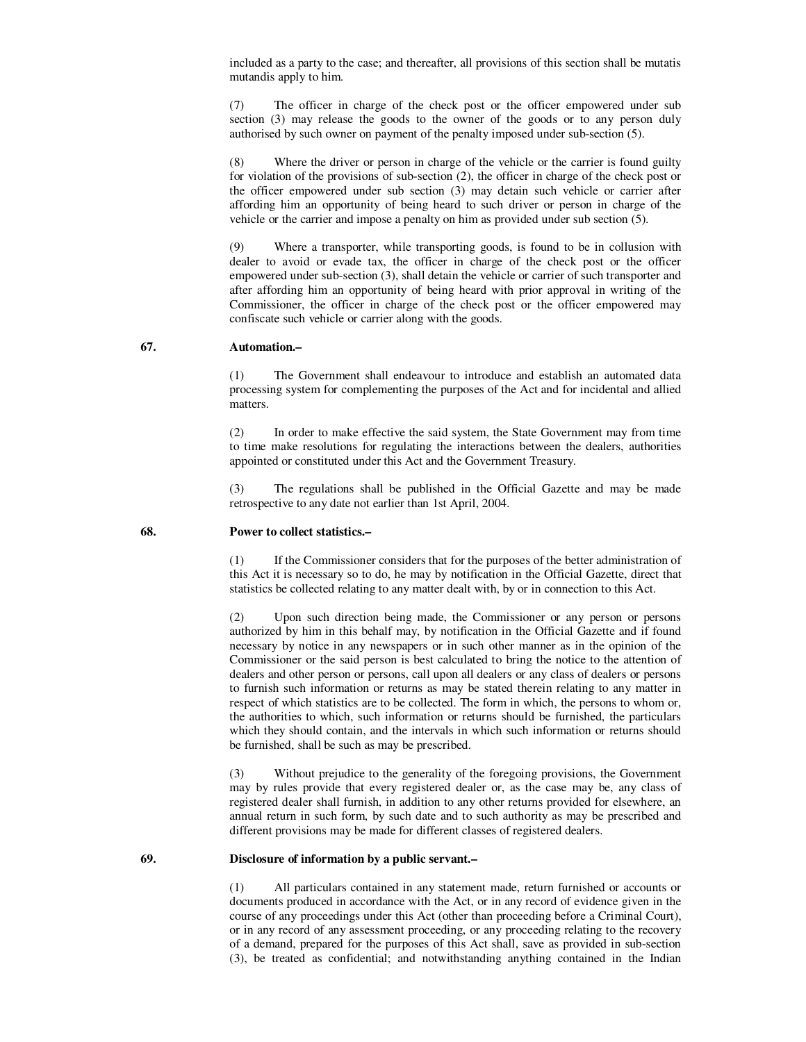included as a party to the case; and thereafter, all provisions of this section shall be mutatis mutandis apply to him.

(7) The officer in charge of the check post or the officer empowered under sub section (3) may release the goods to the owner of the goods or to any person duly authorised by such owner on payment of the penalty imposed under sub-section (5).

(8) Where the driver or person in charge of the vehicle or the carrier is found guilty for violation of the provisions of sub-section (2), the officer in charge of the check post or the officer empowered under sub section (3) may detain such vehicle or carrier after affording him an opportunity of being heard to such driver or person in charge of the vehicle or the carrier and impose a penalty on him as provided under sub section (5).

(9) Where a transporter, while transporting goods, is found to be in collusion with dealer to avoid or evade tax, the officer in charge of the check post or the officer empowered under sub-section (3), shall detain the vehicle or carrier of such transporter and after affording him an opportunity of being heard with prior approval in writing of the Commissioner, the officer in charge of the check post or the officer empowered may confiscate such vehicle or carrier along with the goods.

**67. Automation.–**

(1) The Government shall endeavour to introduce and establish an automated data processing system for complementing the purposes of the Act and for incidental and allied matters.

(2) In order to make effective the said system, the State Government may from time to time make resolutions for regulating the interactions between the dealers, authorities appointed or constituted under this Act and the Government Treasury.

(3) The regulations shall be published in the Official Gazette and may be made retrospective to any date not earlier than 1st April, 2004.

**68. Power to collect statistics.–**

(1) If the Commissioner considers that for the purposes of the better administration of this Act it is necessary so to do, he may by notification in the Official Gazette, direct that statistics be collected relating to any matter dealt with, by or in connection to this Act.

(2) Upon such direction being made, the Commissioner or any person or persons authorized by him in this behalf may, by notification in the Official Gazette and if found necessary by notice in any newspapers or in such other manner as in the opinion of the Commissioner or the said person is best calculated to bring the notice to the attention of dealers and other person or persons, call upon all dealers or any class of dealers or persons to furnish such information or returns as may be stated therein relating to any matter in respect of which statistics are to be collected. The form in which, the persons to whom or, the authorities to which, such information or returns should be furnished, the particulars which they should contain, and the intervals in which such information or returns should be furnished, shall be such as may be prescribed.

(3) Without prejudice to the generality of the foregoing provisions, the Government may by rules provide that every registered dealer or, as the case may be, any class of registered dealer shall furnish, in addition to any other returns provided for elsewhere, an annual return in such form, by such date and to such authority as may be prescribed and different provisions may be made for different classes of registered dealers.

**69. Disclosure of information by a public servant.–**

(1) All particulars contained in any statement made, return furnished or accounts or documents produced in accordance with the Act, or in any record of evidence given in the course of any proceedings under this Act (other than proceeding before a Criminal Court), or in any record of any assessment proceeding, or any proceeding relating to the recovery of a demand, prepared for the purposes of this Act shall, save as provided in sub-section (3), be treated as confidential; and notwithstanding anything contained in the Indian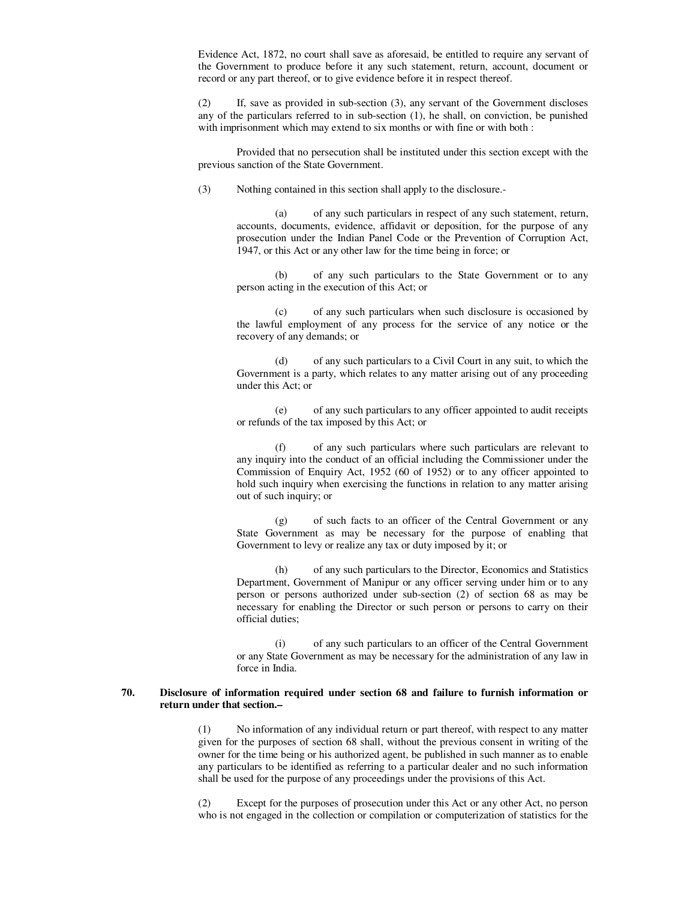Evidence Act, 1872, no court shall save as aforesaid, be entitled to require any servant of the Government to produce before it any such statement, return, account, document or record or any part thereof, or to give evidence before it in respect thereof.

(2) If, save as provided in sub-section (3), any servant of the Government discloses any of the particulars referred to in sub-section (1), he shall, on conviction, be punished with imprisonment which may extend to six months or with fine or with both :

Provided that no persecution shall be instituted under this section except with the previous sanction of the State Government.

(3) Nothing contained in this section shall apply to the disclosure.-

(a) of any such particulars in respect of any such statement, return, accounts, documents, evidence, affidavit or deposition, for the purpose of any prosecution under the Indian Panel Code or the Prevention of Corruption Act, 1947, or this Act or any other law for the time being in force; or

(b) of any such particulars to the State Government or to any person acting in the execution of this Act; or

(c) of any such particulars when such disclosure is occasioned by the lawful employment of any process for the service of any notice or the recovery of any demands; or

(d) of any such particulars to a Civil Court in any suit, to which the Government is a party, which relates to any matter arising out of any proceeding under this Act; or

(e) of any such particulars to any officer appointed to audit receipts or refunds of the tax imposed by this Act; or

(f) of any such particulars where such particulars are relevant to any inquiry into the conduct of an official including the Commissioner under the Commission of Enquiry Act, 1952 (60 of 1952) or to any officer appointed to hold such inquiry when exercising the functions in relation to any matter arising out of such inquiry; or

(g) of such facts to an officer of the Central Government or any State Government as may be necessary for the purpose of enabling that Government to levy or realize any tax or duty imposed by it; or

(h) of any such particulars to the Director, Economics and Statistics Department, Government of Manipur or any officer serving under him or to any person or persons authorized under sub-section (2) of section 68 as may be necessary for enabling the Director or such person or persons to carry on their official duties;

(i) of any such particulars to an officer of the Central Government or any State Government as may be necessary for the administration of any law in force in India.

**70. Disclosure of information required under section 68 and failure to furnish information or return under that section.–**

(1) No information of any individual return or part thereof, with respect to any matter given for the purposes of section 68 shall, without the previous consent in writing of the owner for the time being or his authorized agent, be published in such manner as to enable any particulars to be identified as referring to a particular dealer and no such information shall be used for the purpose of any proceedings under the provisions of this Act.

(2) Except for the purposes of prosecution under this Act or any other Act, no person who is not engaged in the collection or compilation or computerization of statistics for the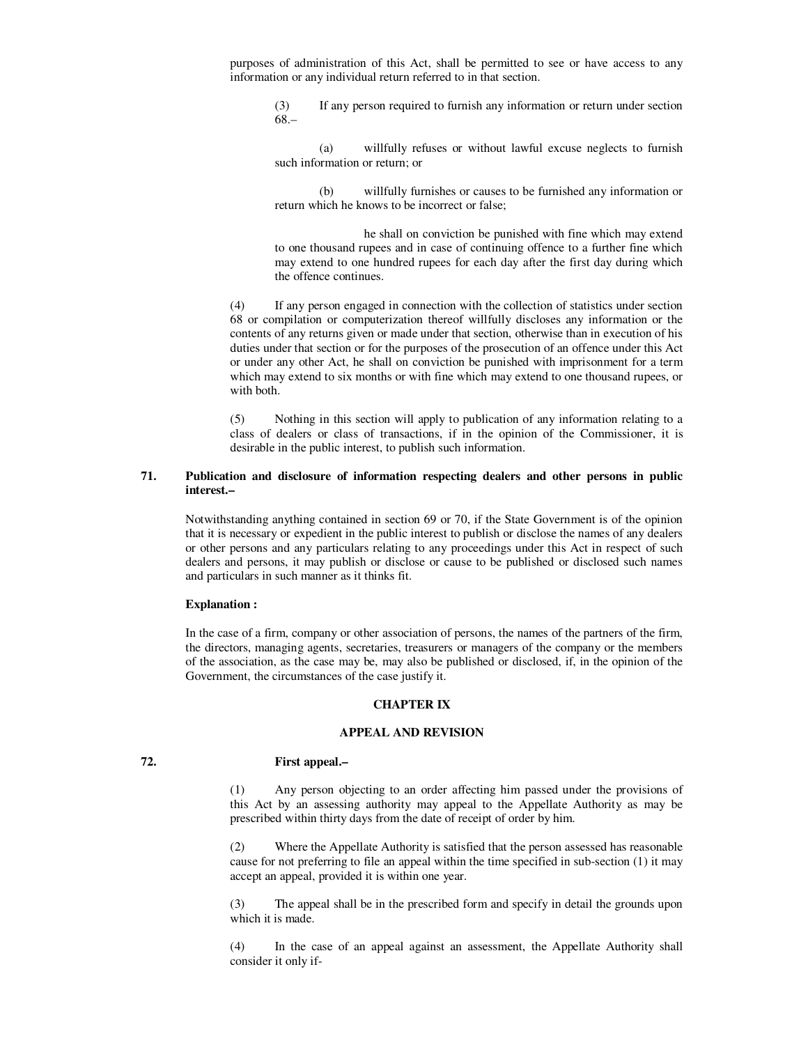purposes of administration of this Act, shall be permitted to see or have access to any information or any individual return referred to in that section.

(3) If any person required to furnish any information or return under section 68.–

(a) willfully refuses or without lawful excuse neglects to furnish such information or return; or

(b) willfully furnishes or causes to be furnished any information or return which he knows to be incorrect or false;

he shall on conviction be punished with fine which may extend to one thousand rupees and in case of continuing offence to a further fine which may extend to one hundred rupees for each day after the first day during which the offence continues.

(4) If any person engaged in connection with the collection of statistics under section 68 or compilation or computerization thereof willfully discloses any information or the contents of any returns given or made under that section, otherwise than in execution of his duties under that section or for the purposes of the prosecution of an offence under this Act or under any other Act, he shall on conviction be punished with imprisonment for a term which may extend to six months or with fine which may extend to one thousand rupees, or with both.

(5) Nothing in this section will apply to publication of any information relating to a class of dealers or class of transactions, if in the opinion of the Commissioner, it is desirable in the public interest, to publish such information.

**71. Publication and disclosure of information respecting dealers and other persons in public interest.–**

Notwithstanding anything contained in section 69 or 70, if the State Government is of the opinion that it is necessary or expedient in the public interest to publish or disclose the names of any dealers or other persons and any particulars relating to any proceedings under this Act in respect of such dealers and persons, it may publish or disclose or cause to be published or disclosed such names and particulars in such manner as it thinks fit.

**Explanation :**

In the case of a firm, company or other association of persons, the names of the partners of the firm, the directors, managing agents, secretaries, treasurers or managers of the company or the members of the association, as the case may be, may also be published or disclosed, if, in the opinion of the Government, the circumstances of the case justify it.

## CHAPTER IX

## APPEAL AND REVISION

**72. First appeal.–**

(1) Any person objecting to an order affecting him passed under the provisions of this Act by an assessing authority may appeal to the Appellate Authority as may be prescribed within thirty days from the date of receipt of order by him.

(2) Where the Appellate Authority is satisfied that the person assessed has reasonable cause for not preferring to file an appeal within the time specified in sub-section (1) it may accept an appeal, provided it is within one year.

(3) The appeal shall be in the prescribed form and specify in detail the grounds upon which it is made.

(4) In the case of an appeal against an assessment, the Appellate Authority shall consider it only if-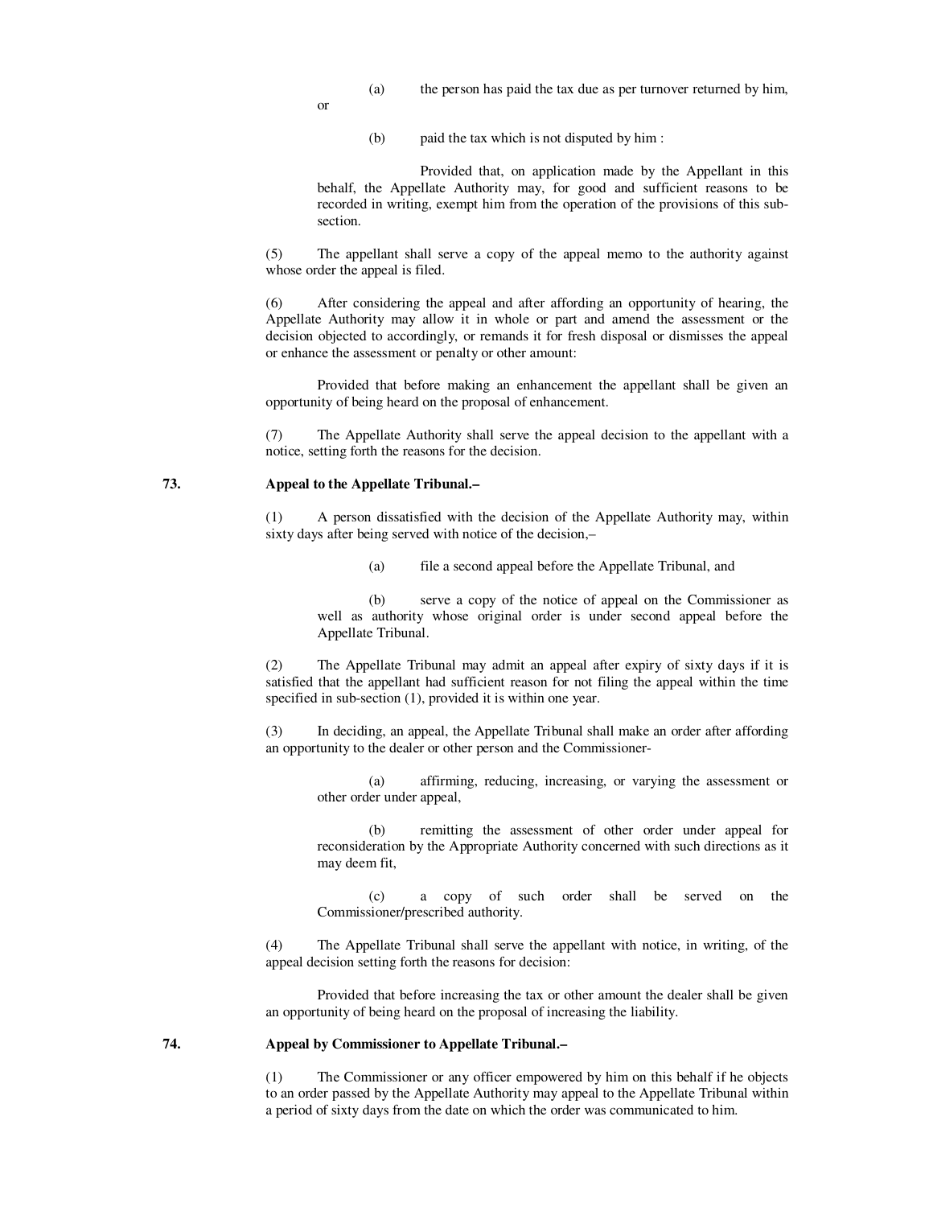(a) the person has paid the tax due as per turnover returned by him,

or

(b) paid the tax which is not disputed by him :

Provided that, on application made by the Appellant in this behalf, the Appellate Authority may, for good and sufficient reasons to be recorded in writing, exempt him from the operation of the provisions of this sub-section.

(5) The appellant shall serve a copy of the appeal memo to the authority against whose order the appeal is filed.

(6) After considering the appeal and after affording an opportunity of hearing, the Appellate Authority may allow it in whole or part and amend the assessment or the decision objected to accordingly, or remands it for fresh disposal or dismisses the appeal or enhance the assessment or penalty or other amount:

Provided that before making an enhancement the appellant shall be given an opportunity of being heard on the proposal of enhancement.

(7) The Appellate Authority shall serve the appeal decision to the appellant with a notice, setting forth the reasons for the decision.

**73. Appeal to the Appellate Tribunal.–**

(1) A person dissatisfied with the decision of the Appellate Authority may, within sixty days after being served with notice of the decision,–

(a) file a second appeal before the Appellate Tribunal, and

(b) serve a copy of the notice of appeal on the Commissioner as well as authority whose original order is under second appeal before the Appellate Tribunal.

(2) The Appellate Tribunal may admit an appeal after expiry of sixty days if it is satisfied that the appellant had sufficient reason for not filing the appeal within the time specified in sub-section (1), provided it is within one year.

(3) In deciding, an appeal, the Appellate Tribunal shall make an order after affording an opportunity to the dealer or other person and the Commissioner-

(a) affirming, reducing, increasing, or varying the assessment or other order under appeal,

(b) remitting the assessment of other order under appeal for reconsideration by the Appropriate Authority concerned with such directions as it may deem fit,

(c) a copy of such order shall be served on the Commissioner/prescribed authority.

(4) The Appellate Tribunal shall serve the appellant with notice, in writing, of the appeal decision setting forth the reasons for decision:

Provided that before increasing the tax or other amount the dealer shall be given an opportunity of being heard on the proposal of increasing the liability.

**74. Appeal by Commissioner to Appellate Tribunal.–**

(1) The Commissioner or any officer empowered by him on this behalf if he objects to an order passed by the Appellate Authority may appeal to the Appellate Tribunal within a period of sixty days from the date on which the order was communicated to him.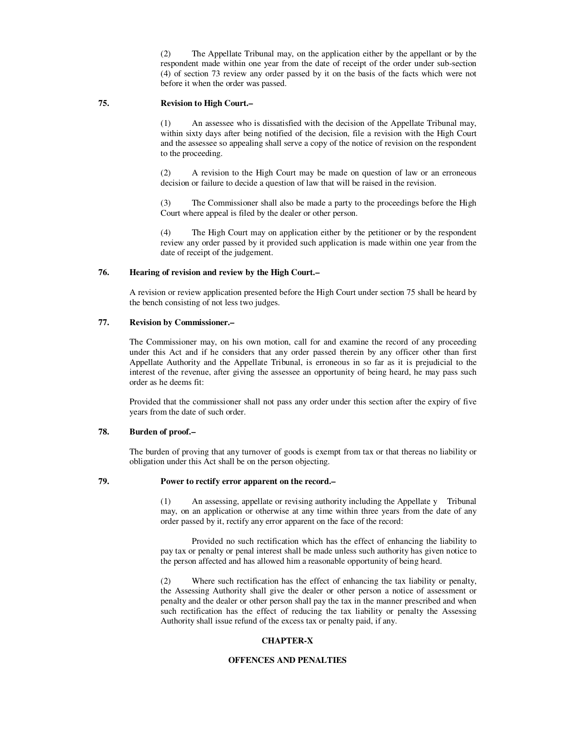(2) The Appellate Tribunal may, on the application either by the appellant or by the respondent made within one year from the date of receipt of the order under sub-section (4) of section 73 review any order passed by it on the basis of the facts which were not before it when the order was passed.

**75. Revision to High Court.–**

(1) An assessee who is dissatisfied with the decision of the Appellate Tribunal may, within sixty days after being notified of the decision, file a revision with the High Court and the assessee so appealing shall serve a copy of the notice of revision on the respondent to the proceeding.

(2) A revision to the High Court may be made on question of law or an erroneous decision or failure to decide a question of law that will be raised in the revision.

(3) The Commissioner shall also be made a party to the proceedings before the High Court where appeal is filed by the dealer or other person.

(4) The High Court may on application either by the petitioner or by the respondent review any order passed by it provided such application is made within one year from the date of receipt of the judgement.

**76. Hearing of revision and review by the High Court.–**

A revision or review application presented before the High Court under section 75 shall be heard by the bench consisting of not less two judges.

**77. Revision by Commissioner.–**

The Commissioner may, on his own motion, call for and examine the record of any proceeding under this Act and if he considers that any order passed therein by any officer other than first Appellate Authority and the Appellate Tribunal, is erroneous in so far as it is prejudicial to the interest of the revenue, after giving the assessee an opportunity of being heard, he may pass such order as he deems fit:

Provided that the commissioner shall not pass any order under this section after the expiry of five years from the date of such order.

**78. Burden of proof.–**

The burden of proving that any turnover of goods is exempt from tax or that thereas no liability or obligation under this Act shall be on the person objecting.

**79. Power to rectify error apparent on the record.–**

(1) An assessing, appellate or revising authority including the Appellate y Tribunal may, on an application or otherwise at any time within three years from the date of any order passed by it, rectify any error apparent on the face of the record:

Provided no such rectification which has the effect of enhancing the liability to pay tax or penalty or penal interest shall be made unless such authority has given notice to the person affected and has allowed him a reasonable opportunity of being heard.

(2) Where such rectification has the effect of enhancing the tax liability or penalty, the Assessing Authority shall give the dealer or other person a notice of assessment or penalty and the dealer or other person shall pay the tax in the manner prescribed and when such rectification has the effect of reducing the tax liability or penalty the Assessing Authority shall issue refund of the excess tax or penalty paid, if any.

## CHAPTER-X

## OFFENCES AND PENALTIES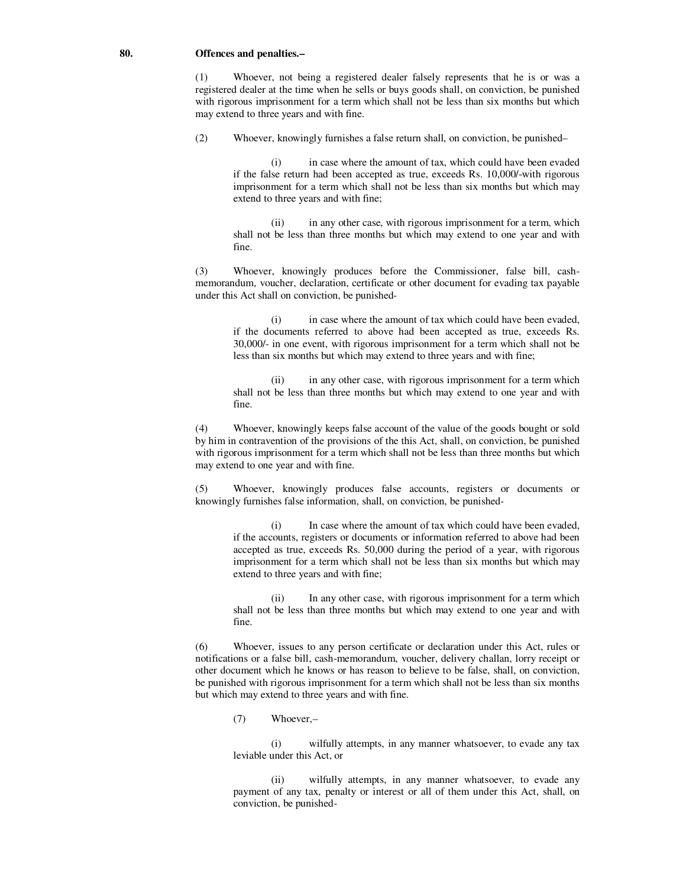**80. Offences and penalties.–**

(1) Whoever, not being a registered dealer falsely represents that he is or was a registered dealer at the time when he sells or buys goods shall, on conviction, be punished with rigorous imprisonment for a term which shall not be less than six months but which may extend to three years and with fine.

(2) Whoever, knowingly furnishes a false return shall, on conviction, be punished–

(i) in case where the amount of tax, which could have been evaded if the false return had been accepted as true, exceeds Rs. 10,000/-with rigorous imprisonment for a term which shall not be less than six months but which may extend to three years and with fine;

(ii) in any other case, with rigorous imprisonment for a term, which shall not be less than three months but which may extend to one year and with fine.

(3) Whoever, knowingly produces before the Commissioner, false bill, cash-memorandum, voucher, declaration, certificate or other document for evading tax payable under this Act shall on conviction, be punished-

(i) in case where the amount of tax which could have been evaded, if the documents referred to above had been accepted as true, exceeds Rs. 30,000/- in one event, with rigorous imprisonment for a term which shall not be less than six months but which may extend to three years and with fine;

(ii) in any other case, with rigorous imprisonment for a term which shall not be less than three months but which may extend to one year and with fine.

(4) Whoever, knowingly keeps false account of the value of the goods bought or sold by him in contravention of the provisions of the this Act, shall, on conviction, be punished with rigorous imprisonment for a term which shall not be less than three months but which may extend to one year and with fine.

(5) Whoever, knowingly produces false accounts, registers or documents or knowingly furnishes false information, shall, on conviction, be punished-

(i) In case where the amount of tax which could have been evaded, if the accounts, registers or documents or information referred to above had been accepted as true, exceeds Rs. 50,000 during the period of a year, with rigorous imprisonment for a term which shall not be less than six months but which may extend to three years and with fine;

(ii) In any other case, with rigorous imprisonment for a term which shall not be less than three months but which may extend to one year and with fine.

(6) Whoever, issues to any person certificate or declaration under this Act, rules or notifications or a false bill, cash-memorandum, voucher, delivery challan, lorry receipt or other document which he knows or has reason to believe to be false, shall, on conviction, be punished with rigorous imprisonment for a term which shall not be less than six months but which may extend to three years and with fine.

(7) Whoever,–

(i) wilfully attempts, in any manner whatsoever, to evade any tax leviable under this Act, or

(ii) wilfully attempts, in any manner whatsoever, to evade any payment of any tax, penalty or interest or all of them under this Act, shall, on conviction, be punished-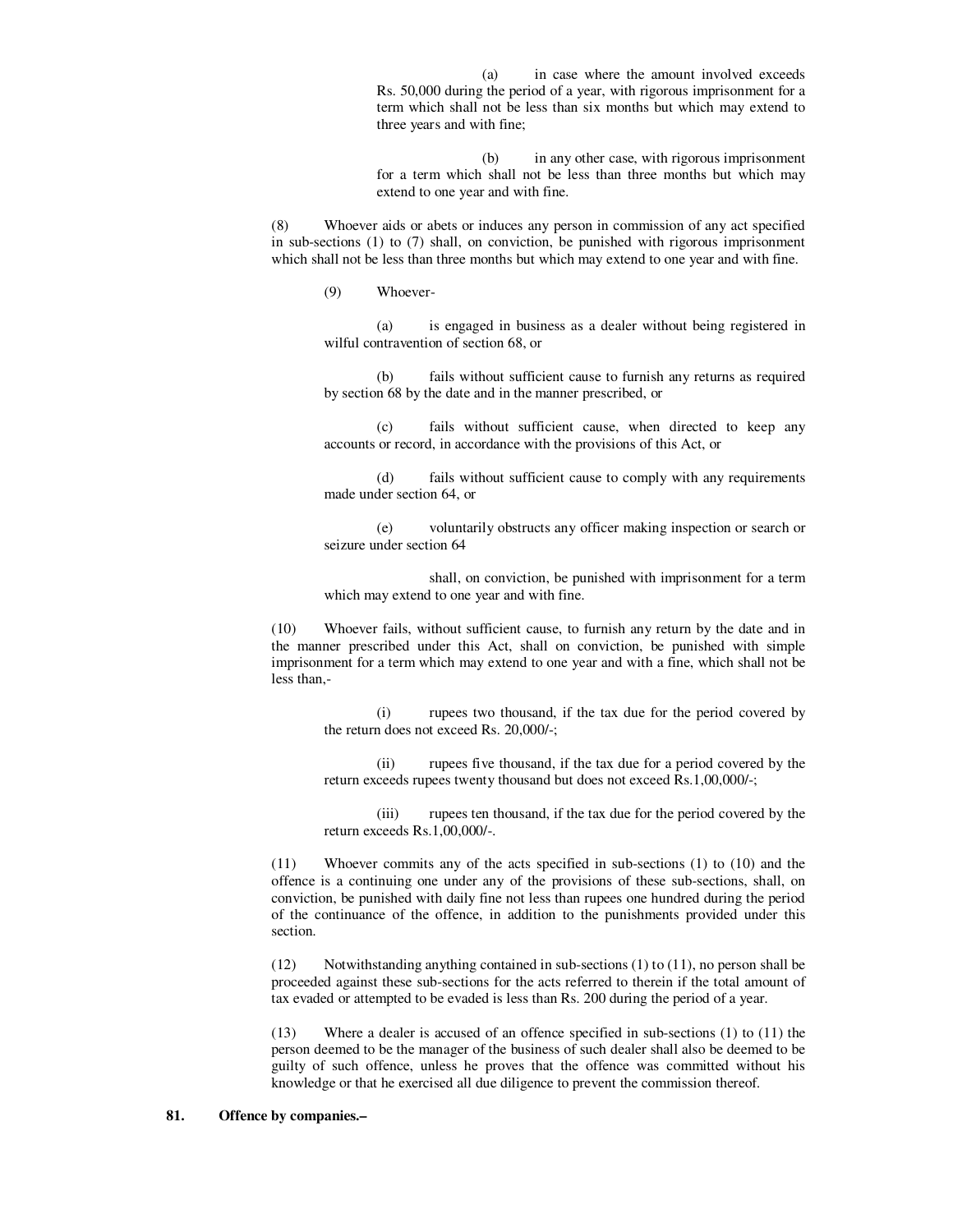(a) in case where the amount involved exceeds Rs. 50,000 during the period of a year, with rigorous imprisonment for a term which shall not be less than six months but which may extend to three years and with fine;

(b) in any other case, with rigorous imprisonment for a term which shall not be less than three months but which may extend to one year and with fine.

(8) Whoever aids or abets or induces any person in commission of any act specified in sub-sections (1) to (7) shall, on conviction, be punished with rigorous imprisonment which shall not be less than three months but which may extend to one year and with fine.

(9) Whoever-

(a) is engaged in business as a dealer without being registered in wilful contravention of section 68, or

(b) fails without sufficient cause to furnish any returns as required by section 68 by the date and in the manner prescribed, or

(c) fails without sufficient cause, when directed to keep any accounts or record, in accordance with the provisions of this Act, or

(d) fails without sufficient cause to comply with any requirements made under section 64, or

(e) voluntarily obstructs any officer making inspection or search or seizure under section 64

shall, on conviction, be punished with imprisonment for a term which may extend to one year and with fine.

(10) Whoever fails, without sufficient cause, to furnish any return by the date and in the manner prescribed under this Act, shall on conviction, be punished with simple imprisonment for a term which may extend to one year and with a fine, which shall not be less than,-

(i) rupees two thousand, if the tax due for the period covered by the return does not exceed Rs. 20,000/-;

(ii) rupees five thousand, if the tax due for a period covered by the return exceeds rupees twenty thousand but does not exceed Rs.1,00,000/-;

(iii) rupees ten thousand, if the tax due for the period covered by the return exceeds Rs.1,00,000/-.

(11) Whoever commits any of the acts specified in sub-sections (1) to (10) and the offence is a continuing one under any of the provisions of these sub-sections, shall, on conviction, be punished with daily fine not less than rupees one hundred during the period of the continuance of the offence, in addition to the punishments provided under this section.

(12) Notwithstanding anything contained in sub-sections (1) to (11), no person shall be proceeded against these sub-sections for the acts referred to therein if the total amount of tax evaded or attempted to be evaded is less than Rs. 200 during the period of a year.

(13) Where a dealer is accused of an offence specified in sub-sections (1) to (11) the person deemed to be the manager of the business of such dealer shall also be deemed to be guilty of such offence, unless he proves that the offence was committed without his knowledge or that he exercised all due diligence to prevent the commission thereof.

**81. Offence by companies.–**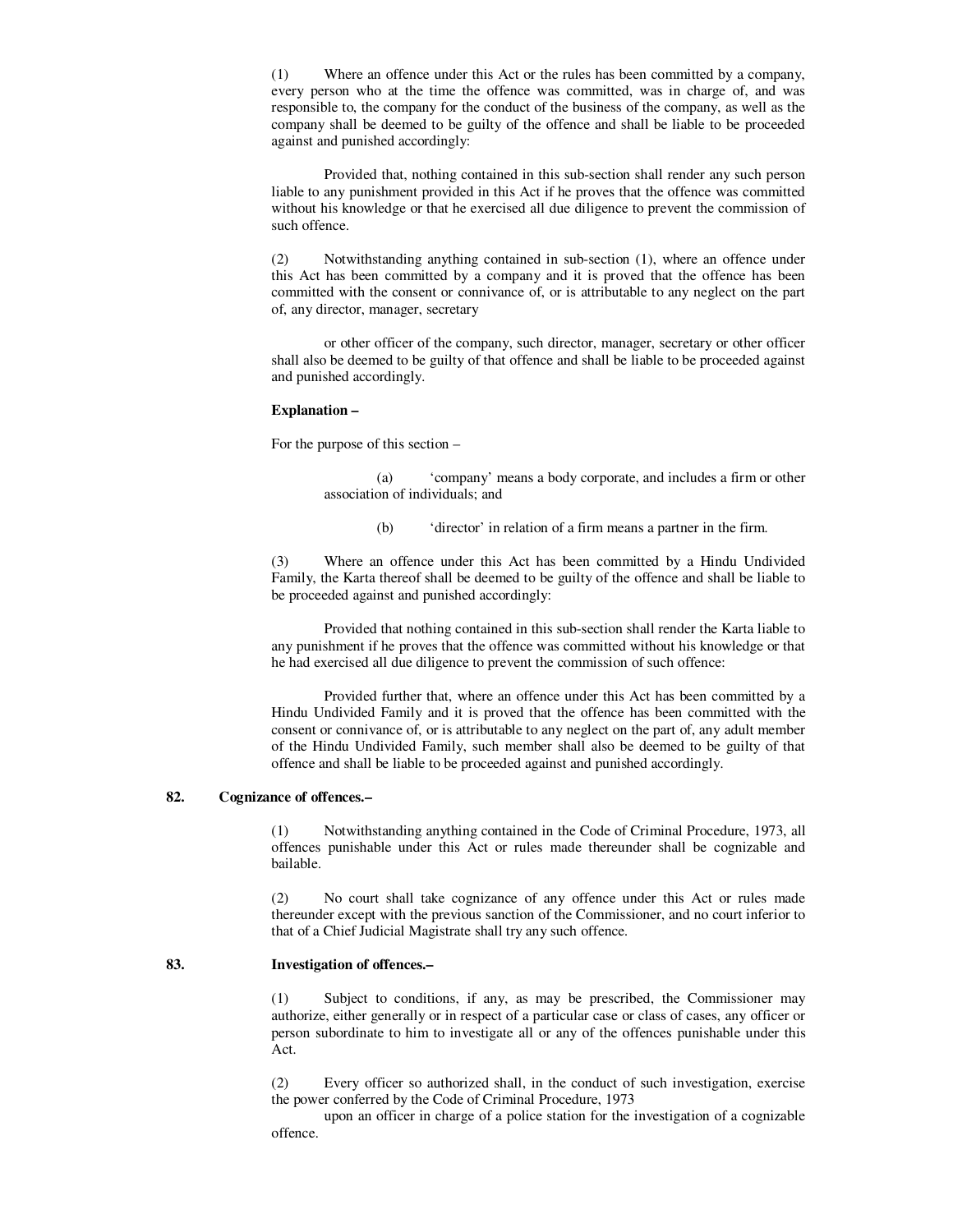(1) Where an offence under this Act or the rules has been committed by a company, every person who at the time the offence was committed, was in charge of, and was responsible to, the company for the conduct of the business of the company, as well as the company shall be deemed to be guilty of the offence and shall be liable to be proceeded against and punished accordingly:

Provided that, nothing contained in this sub-section shall render any such person liable to any punishment provided in this Act if he proves that the offence was committed without his knowledge or that he exercised all due diligence to prevent the commission of such offence.

(2) Notwithstanding anything contained in sub-section (1), where an offence under this Act has been committed by a company and it is proved that the offence has been committed with the consent or connivance of, or is attributable to any neglect on the part of, any director, manager, secretary

or other officer of the company, such director, manager, secretary or other officer shall also be deemed to be guilty of that offence and shall be liable to be proceeded against and punished accordingly.

**Explanation –**

For the purpose of this section –

(a) 'company' means a body corporate, and includes a firm or other association of individuals; and

(b) 'director' in relation of a firm means a partner in the firm.

(3) Where an offence under this Act has been committed by a Hindu Undivided Family, the Karta thereof shall be deemed to be guilty of the offence and shall be liable to be proceeded against and punished accordingly:

Provided that nothing contained in this sub-section shall render the Karta liable to any punishment if he proves that the offence was committed without his knowledge or that he had exercised all due diligence to prevent the commission of such offence:

Provided further that, where an offence under this Act has been committed by a Hindu Undivided Family and it is proved that the offence has been committed with the consent or connivance of, or is attributable to any neglect on the part of, any adult member of the Hindu Undivided Family, such member shall also be deemed to be guilty of that offence and shall be liable to be proceeded against and punished accordingly.

**82. Cognizance of offences.–**

(1) Notwithstanding anything contained in the Code of Criminal Procedure, 1973, all offences punishable under this Act or rules made thereunder shall be cognizable and bailable.

(2) No court shall take cognizance of any offence under this Act or rules made thereunder except with the previous sanction of the Commissioner, and no court inferior to that of a Chief Judicial Magistrate shall try any such offence.

**83. Investigation of offences.–**

(1) Subject to conditions, if any, as may be prescribed, the Commissioner may authorize, either generally or in respect of a particular case or class of cases, any officer or person subordinate to him to investigate all or any of the offences punishable under this Act.

(2) Every officer so authorized shall, in the conduct of such investigation, exercise the power conferred by the Code of Criminal Procedure, 1973 upon an officer in charge of a police station for the investigation of a cognizable offence.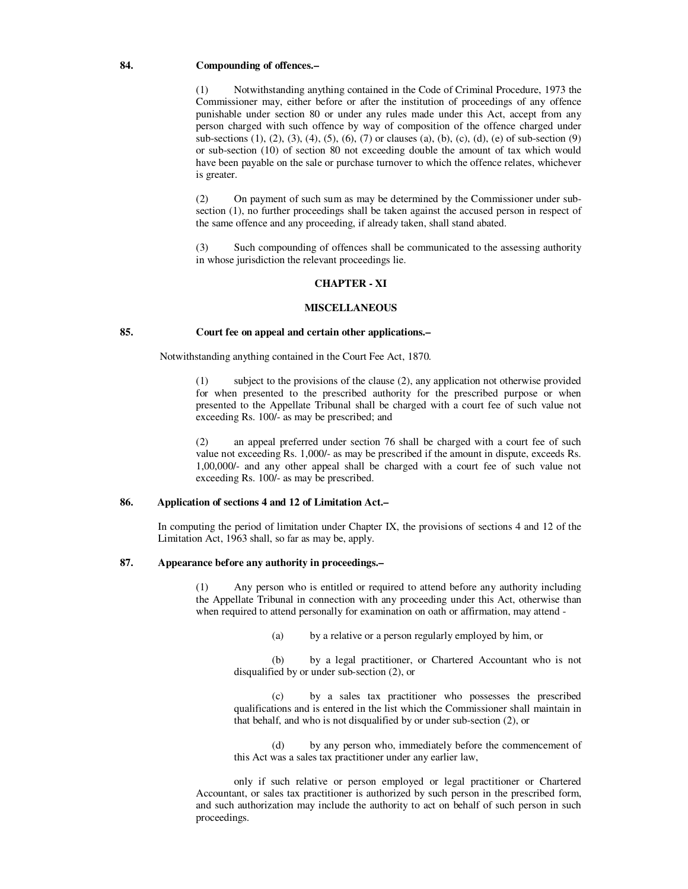**84. Compounding of offences.–**

(1) Notwithstanding anything contained in the Code of Criminal Procedure, 1973 the Commissioner may, either before or after the institution of proceedings of any offence punishable under section 80 or under any rules made under this Act, accept from any person charged with such offence by way of composition of the offence charged under sub-sections (1), (2), (3), (4), (5), (6), (7) or clauses (a), (b), (c), (d), (e) of sub-section (9) or sub-section (10) of section 80 not exceeding double the amount of tax which would have been payable on the sale or purchase turnover to which the offence relates, whichever is greater.

(2) On payment of such sum as may be determined by the Commissioner under sub-section (1), no further proceedings shall be taken against the accused person in respect of the same offence and any proceeding, if already taken, shall stand abated.

(3) Such compounding of offences shall be communicated to the assessing authority in whose jurisdiction the relevant proceedings lie.

## CHAPTER - XI

## MISCELLANEOUS

**85. Court fee on appeal and certain other applications.–**

Notwithstanding anything contained in the Court Fee Act, 1870.

(1) subject to the provisions of the clause (2), any application not otherwise provided for when presented to the prescribed authority for the prescribed purpose or when presented to the Appellate Tribunal shall be charged with a court fee of such value not exceeding Rs. 100/- as may be prescribed; and

(2) an appeal preferred under section 76 shall be charged with a court fee of such value not exceeding Rs. 1,000/- as may be prescribed if the amount in dispute, exceeds Rs. 1,00,000/- and any other appeal shall be charged with a court fee of such value not exceeding Rs. 100/- as may be prescribed.

**86. Application of sections 4 and 12 of Limitation Act.–**

In computing the period of limitation under Chapter IX, the provisions of sections 4 and 12 of the Limitation Act, 1963 shall, so far as may be, apply.

**87. Appearance before any authority in proceedings.–**

(1) Any person who is entitled or required to attend before any authority including the Appellate Tribunal in connection with any proceeding under this Act, otherwise than when required to attend personally for examination on oath or affirmation, may attend -

(a) by a relative or a person regularly employed by him, or

(b) by a legal practitioner, or Chartered Accountant who is not disqualified by or under sub-section (2), or

(c) by a sales tax practitioner who possesses the prescribed qualifications and is entered in the list which the Commissioner shall maintain in that behalf, and who is not disqualified by or under sub-section (2), or

(d) by any person who, immediately before the commencement of this Act was a sales tax practitioner under any earlier law,

only if such relative or person employed or legal practitioner or Chartered Accountant, or sales tax practitioner is authorized by such person in the prescribed form, and such authorization may include the authority to act on behalf of such person in such proceedings.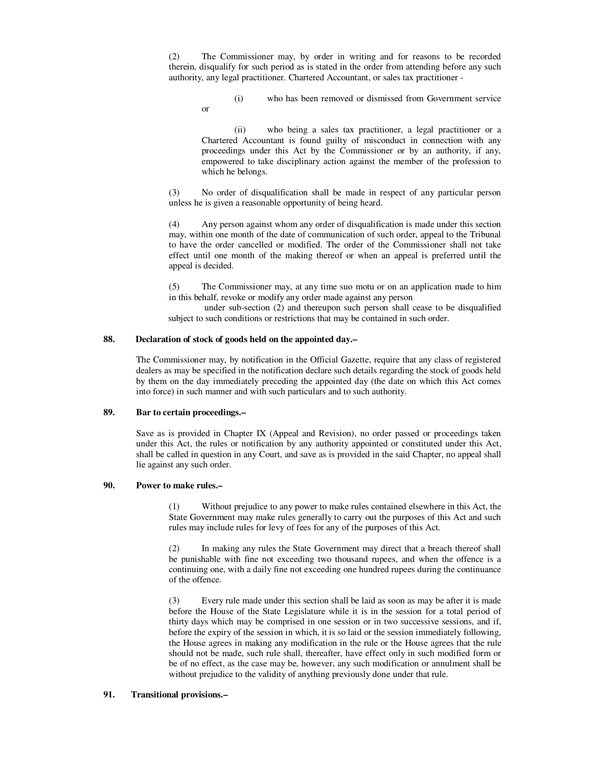(2) The Commissioner may, by order in writing and for reasons to be recorded therein, disqualify for such period as is stated in the order from attending before any such authority, any legal practitioner. Chartered Accountant, or sales tax practitioner -

(i) who has been removed or dismissed from Government service or

(ii) who being a sales tax practitioner, a legal practitioner or a Chartered Accountant is found guilty of misconduct in connection with any proceedings under this Act by the Commissioner or by an authority, if any, empowered to take disciplinary action against the member of the profession to which he belongs.

(3) No order of disqualification shall be made in respect of any particular person unless he is given a reasonable opportunity of being heard.

(4) Any person against whom any order of disqualification is made under this section may, within one month of the date of communication of such order, appeal to the Tribunal to have the order cancelled or modified. The order of the Commissioner shall not take effect until one month of the making thereof or when an appeal is preferred until the appeal is decided.

(5) The Commissioner may, at any time suo motu or on an application made to him in this behalf, revoke or modify any order made against any person under sub-section (2) and thereupon such person shall cease to be disqualified subject to such conditions or restrictions that may be contained in such order.

**88. Declaration of stock of goods held on the appointed day.–**

The Commissioner may, by notification in the Official Gazette, require that any class of registered dealers as may be specified in the notification declare such details regarding the stock of goods held by them on the day immediately preceding the appointed day (the date on which this Act comes into force) in such manner and with such particulars and to such authority.

**89. Bar to certain proceedings.–**

Save as is provided in Chapter IX (Appeal and Revision), no order passed or proceedings taken under this Act, the rules or notification by any authority appointed or constituted under this Act, shall be called in question in any Court, and save as is provided in the said Chapter, no appeal shall lie against any such order.

**90. Power to make rules.–**

(1) Without prejudice to any power to make rules contained elsewhere in this Act, the State Government may make rules generally to carry out the purposes of this Act and such rules may include rules for levy of fees for any of the purposes of this Act.

(2) In making any rules the State Government may direct that a breach thereof shall be punishable with fine not exceeding two thousand rupees, and when the offence is a continuing one, with a daily fine not exceeding one hundred rupees during the continuance of the offence.

(3) Every rule made under this section shall be laid as soon as may be after it is made before the House of the State Legislature while it is in the session for a total period of thirty days which may be comprised in one session or in two successive sessions, and if, before the expiry of the session in which, it is so laid or the session immediately following, the House agrees in making any modification in the rule or the House agrees that the rule should not be made, such rule shall, thereafter, have effect only in such modified form or be of no effect, as the case may be, however, any such modification or annulment shall be without prejudice to the validity of anything previously done under that rule.

**91. Transitional provisions.–**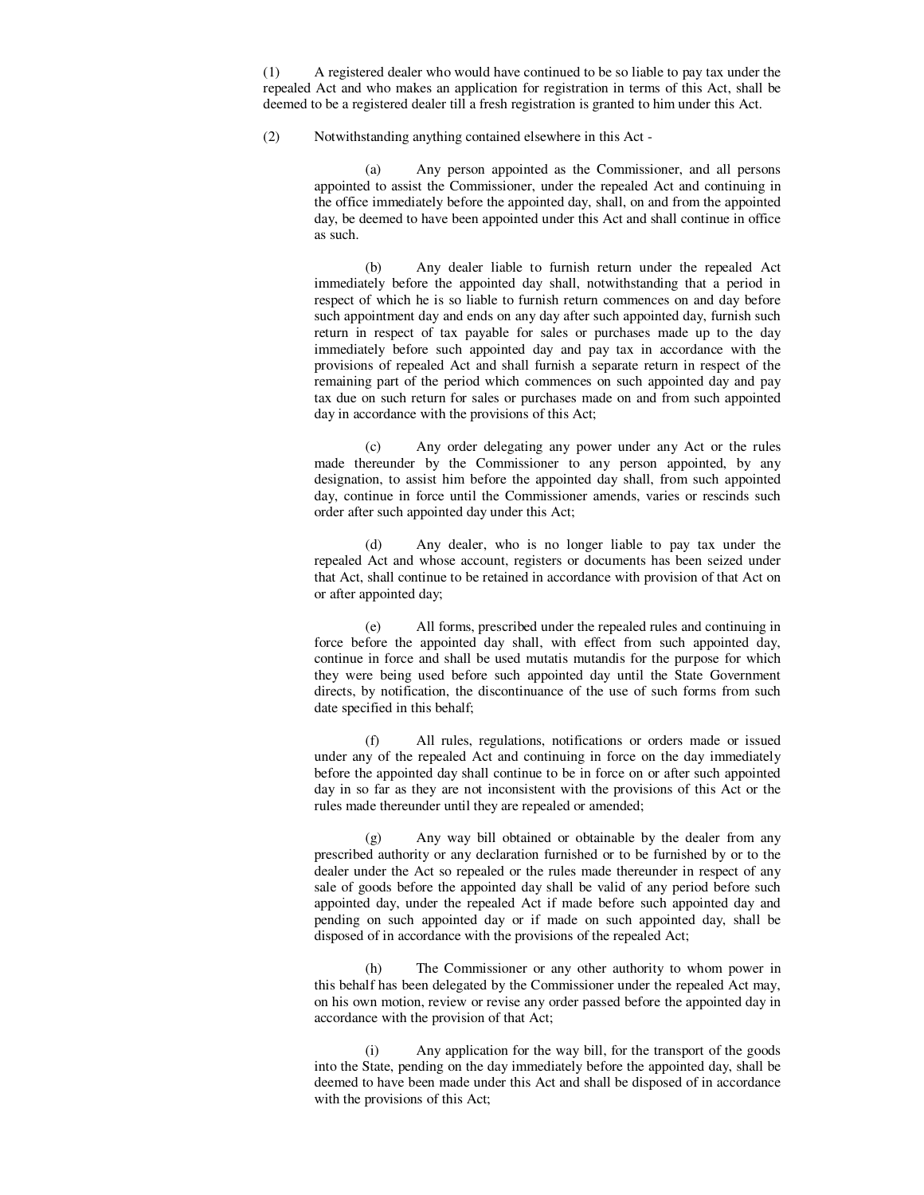(1) A registered dealer who would have continued to be so liable to pay tax under the repealed Act and who makes an application for registration in terms of this Act, shall be deemed to be a registered dealer till a fresh registration is granted to him under this Act.

(2) Notwithstanding anything contained elsewhere in this Act -

(a) Any person appointed as the Commissioner, and all persons appointed to assist the Commissioner, under the repealed Act and continuing in the office immediately before the appointed day, shall, on and from the appointed day, be deemed to have been appointed under this Act and shall continue in office as such.

(b) Any dealer liable to furnish return under the repealed Act immediately before the appointed day shall, notwithstanding that a period in respect of which he is so liable to furnish return commences on and day before such appointment day and ends on any day after such appointed day, furnish such return in respect of tax payable for sales or purchases made up to the day immediately before such appointed day and pay tax in accordance with the provisions of repealed Act and shall furnish a separate return in respect of the remaining part of the period which commences on such appointed day and pay tax due on such return for sales or purchases made on and from such appointed day in accordance with the provisions of this Act;

(c) Any order delegating any power under any Act or the rules made thereunder by the Commissioner to any person appointed, by any designation, to assist him before the appointed day shall, from such appointed day, continue in force until the Commissioner amends, varies or rescinds such order after such appointed day under this Act;

(d) Any dealer, who is no longer liable to pay tax under the repealed Act and whose account, registers or documents has been seized under that Act, shall continue to be retained in accordance with provision of that Act on or after appointed day;

(e) All forms, prescribed under the repealed rules and continuing in force before the appointed day shall, with effect from such appointed day, continue in force and shall be used mutatis mutandis for the purpose for which they were being used before such appointed day until the State Government directs, by notification, the discontinuance of the use of such forms from such date specified in this behalf;

(f) All rules, regulations, notifications or orders made or issued under any of the repealed Act and continuing in force on the day immediately before the appointed day shall continue to be in force on or after such appointed day in so far as they are not inconsistent with the provisions of this Act or the rules made thereunder until they are repealed or amended;

(g) Any way bill obtained or obtainable by the dealer from any prescribed authority or any declaration furnished or to be furnished by or to the dealer under the Act so repealed or the rules made thereunder in respect of any sale of goods before the appointed day shall be valid of any period before such appointed day, under the repealed Act if made before such appointed day and pending on such appointed day or if made on such appointed day, shall be disposed of in accordance with the provisions of the repealed Act;

(h) The Commissioner or any other authority to whom power in this behalf has been delegated by the Commissioner under the repealed Act may, on his own motion, review or revise any order passed before the appointed day in accordance with the provision of that Act;

(i) Any application for the way bill, for the transport of the goods into the State, pending on the day immediately before the appointed day, shall be deemed to have been made under this Act and shall be disposed of in accordance with the provisions of this Act;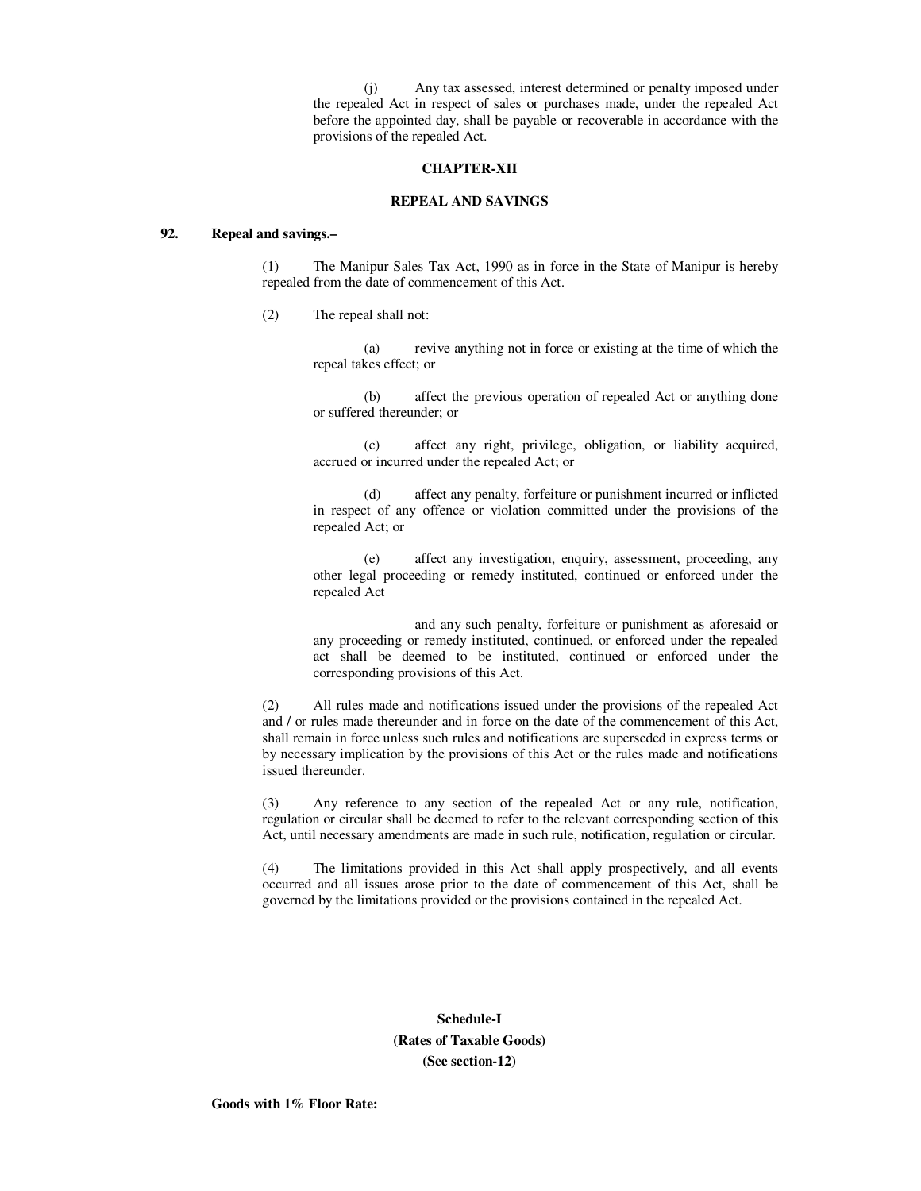(j) Any tax assessed, interest determined or penalty imposed under the repealed Act in respect of sales or purchases made, under the repealed Act before the appointed day, shall be payable or recoverable in accordance with the provisions of the repealed Act.

## CHAPTER-XII

## REPEAL AND SAVINGS

**92. Repeal and savings.–**

(1) The Manipur Sales Tax Act, 1990 as in force in the State of Manipur is hereby repealed from the date of commencement of this Act.

(2) The repeal shall not:

(a) revive anything not in force or existing at the time of which the repeal takes effect; or

(b) affect the previous operation of repealed Act or anything done or suffered thereunder; or

(c) affect any right, privilege, obligation, or liability acquired, accrued or incurred under the repealed Act; or

(d) affect any penalty, forfeiture or punishment incurred or inflicted in respect of any offence or violation committed under the provisions of the repealed Act; or

(e) affect any investigation, enquiry, assessment, proceeding, any other legal proceeding or remedy instituted, continued or enforced under the repealed Act

and any such penalty, forfeiture or punishment as aforesaid or any proceeding or remedy instituted, continued, or enforced under the repealed act shall be deemed to be instituted, continued or enforced under the corresponding provisions of this Act.

(2) All rules made and notifications issued under the provisions of the repealed Act and / or rules made thereunder and in force on the date of the commencement of this Act, shall remain in force unless such rules and notifications are superseded in express terms or by necessary implication by the provisions of this Act or the rules made and notifications issued thereunder.

(3) Any reference to any section of the repealed Act or any rule, notification, regulation or circular shall be deemed to refer to the relevant corresponding section of this Act, until necessary amendments are made in such rule, notification, regulation or circular.

(4) The limitations provided in this Act shall apply prospectively, and all events occurred and all issues arose prior to the date of commencement of this Act, shall be governed by the limitations provided or the provisions contained in the repealed Act.

## Schedule-I
**(Rates of Taxable Goods)**
**(See section-12)**

**Goods with 1% Floor Rate:**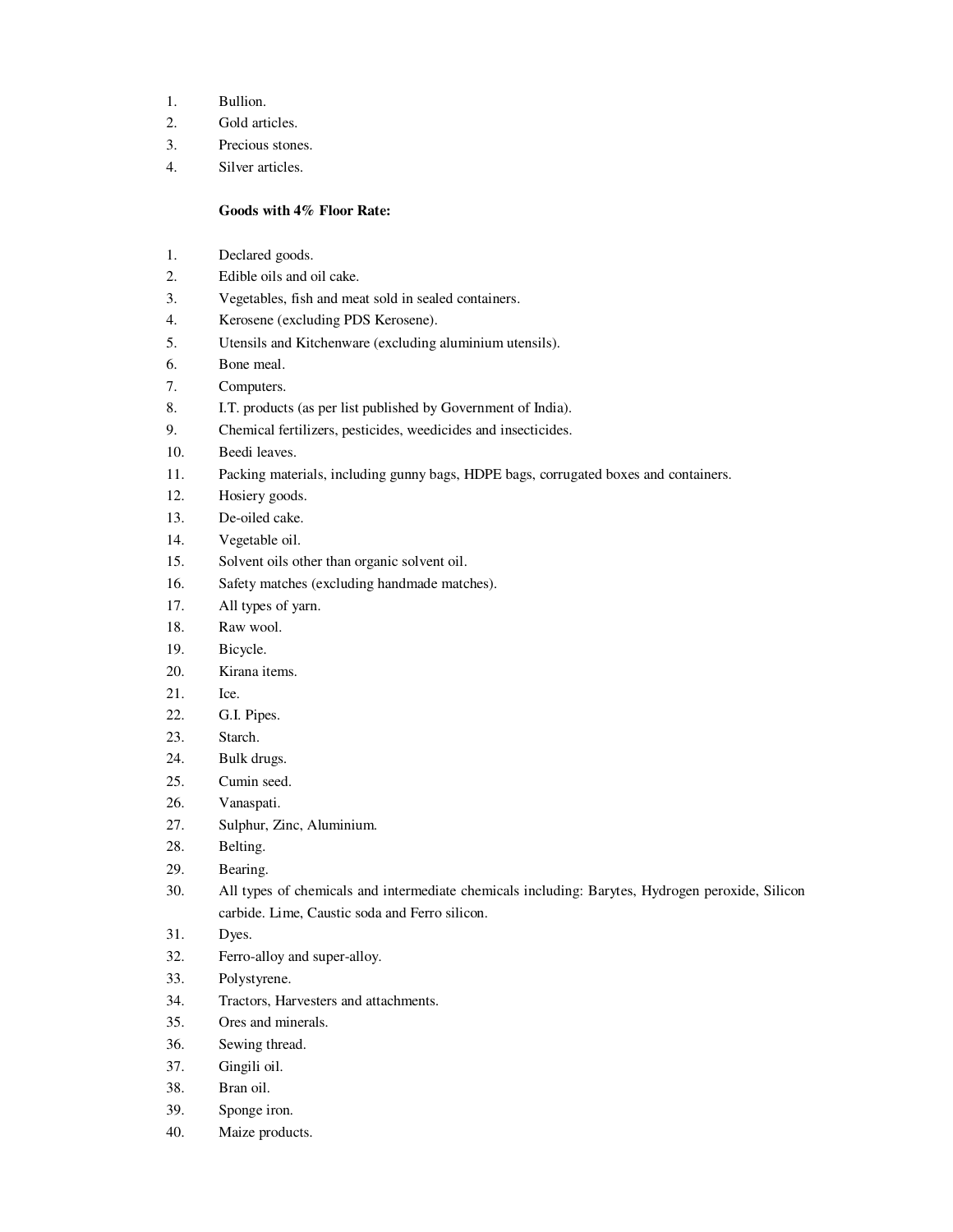1. Bullion.
2. Gold articles.
3. Precious stones.
4. Silver articles.

**Goods with 4% Floor Rate:**

1. Declared goods.
2. Edible oils and oil cake.
3. Vegetables, fish and meat sold in sealed containers.
4. Kerosene (excluding PDS Kerosene).
5. Utensils and Kitchenware (excluding aluminium utensils).
6. Bone meal.
7. Computers.
8. I.T. products (as per list published by Government of India).
9. Chemical fertilizers, pesticides, weedicides and insecticides.
10. Beedi leaves.
11. Packing materials, including gunny bags, HDPE bags, corrugated boxes and containers.
12. Hosiery goods.
13. De-oiled cake.
14. Vegetable oil.
15. Solvent oils other than organic solvent oil.
16. Safety matches (excluding handmade matches).
17. All types of yarn.
18. Raw wool.
19. Bicycle.
20. Kirana items.
21. Ice.
22. G.I. Pipes.
23. Starch.
24. Bulk drugs.
25. Cumin seed.
26. Vanaspati.
27. Sulphur, Zinc, Aluminium.
28. Belting.
29. Bearing.
30. All types of chemicals and intermediate chemicals including: Barytes, Hydrogen peroxide, Silicon carbide. Lime, Caustic soda and Ferro silicon.
31. Dyes.
32. Ferro-alloy and super-alloy.
33. Polystyrene.
34. Tractors, Harvesters and attachments.
35. Ores and minerals.
36. Sewing thread.
37. Gingili oil.
38. Bran oil.
39. Sponge iron.
40. Maize products.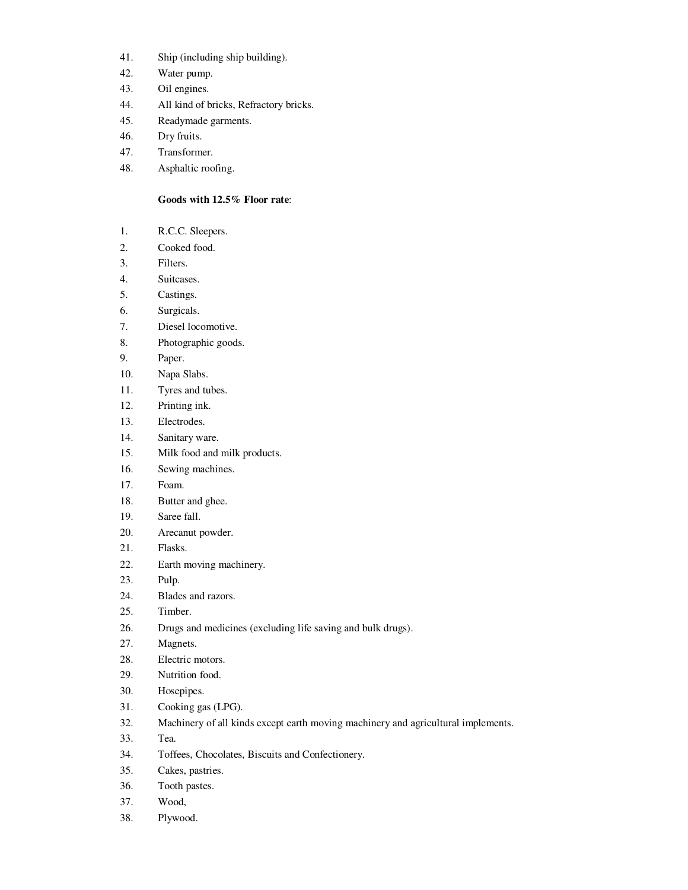41. Ship (including ship building).
42. Water pump.
43. Oil engines.
44. All kind of bricks, Refractory bricks.
45. Readymade garments.
46. Dry fruits.
47. Transformer.
48. Asphaltic roofing.

**Goods with 12.5% Floor rate**:

1. R.C.C. Sleepers.
2. Cooked food.
3. Filters.
4. Suitcases.
5. Castings.
6. Surgicals.
7. Diesel locomotive.
8. Photographic goods.
9. Paper.
10. Napa Slabs.
11. Tyres and tubes.
12. Printing ink.
13. Electrodes.
14. Sanitary ware.
15. Milk food and milk products.
16. Sewing machines.
17. Foam.
18. Butter and ghee.
19. Saree fall.
20. Arecanut powder.
21. Flasks.
22. Earth moving machinery.
23. Pulp.
24. Blades and razors.
25. Timber.
26. Drugs and medicines (excluding life saving and bulk drugs).
27. Magnets.
28. Electric motors.
29. Nutrition food.
30. Hosepipes.
31. Cooking gas (LPG).
32. Machinery of all kinds except earth moving machinery and agricultural implements.
33. Tea.
34. Toffees, Chocolates, Biscuits and Confectionery.
35. Cakes, pastries.
36. Tooth pastes.
37. Wood,
38. Plywood.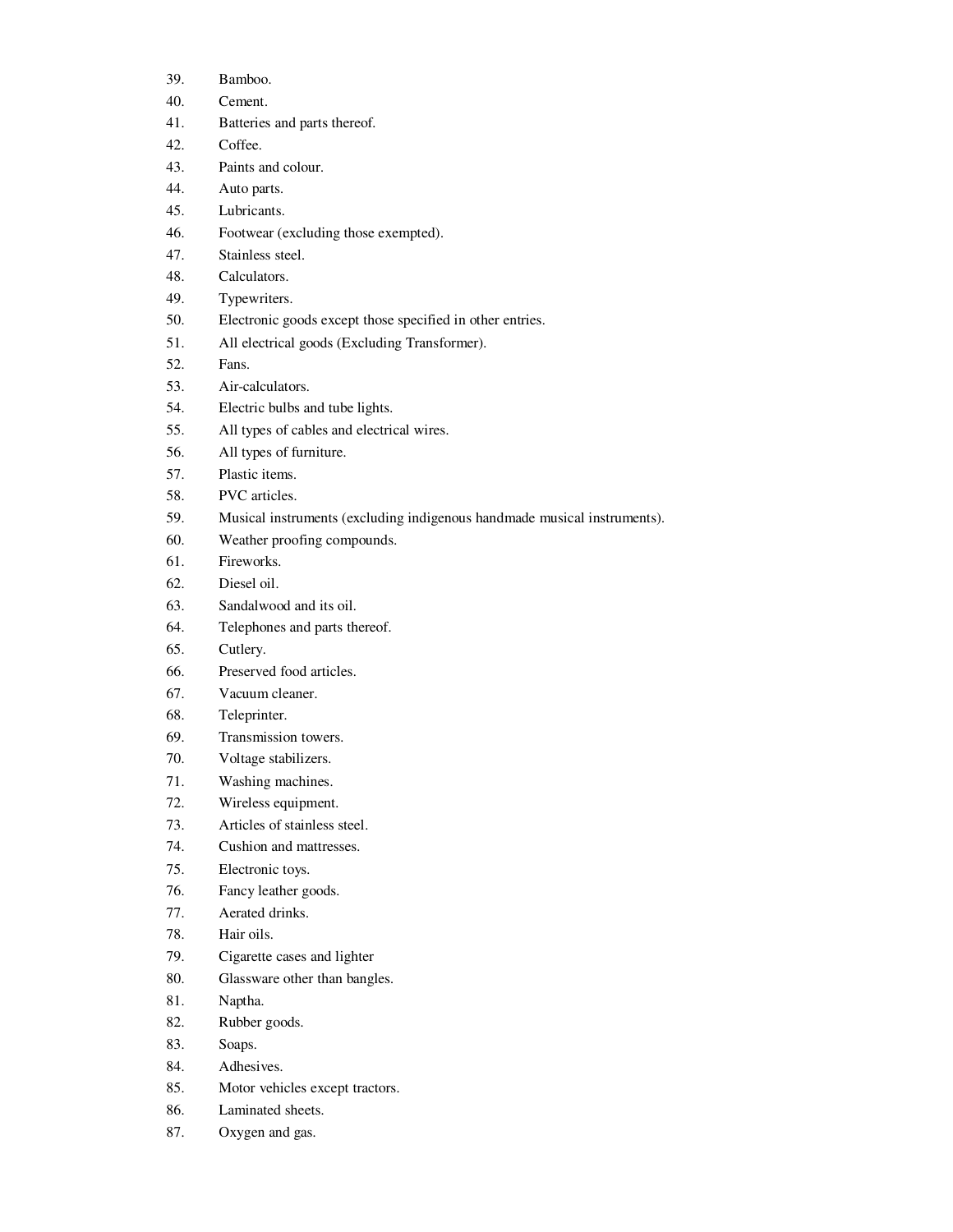39. Bamboo.
40. Cement.
41. Batteries and parts thereof.
42. Coffee.
43. Paints and colour.
44. Auto parts.
45. Lubricants.
46. Footwear (excluding those exempted).
47. Stainless steel.
48. Calculators.
49. Typewriters.
50. Electronic goods except those specified in other entries.
51. All electrical goods (Excluding Transformer).
52. Fans.
53. Air-calculators.
54. Electric bulbs and tube lights.
55. All types of cables and electrical wires.
56. All types of furniture.
57. Plastic items.
58. PVC articles.
59. Musical instruments (excluding indigenous handmade musical instruments).
60. Weather proofing compounds.
61. Fireworks.
62. Diesel oil.
63. Sandalwood and its oil.
64. Telephones and parts thereof.
65. Cutlery.
66. Preserved food articles.
67. Vacuum cleaner.
68. Teleprinter.
69. Transmission towers.
70. Voltage stabilizers.
71. Washing machines.
72. Wireless equipment.
73. Articles of stainless steel.
74. Cushion and mattresses.
75. Electronic toys.
76. Fancy leather goods.
77. Aerated drinks.
78. Hair oils.
79. Cigarette cases and lighter
80. Glassware other than bangles.
81. Naptha.
82. Rubber goods.
83. Soaps.
84. Adhesives.
85. Motor vehicles except tractors.
86. Laminated sheets.
87. Oxygen and gas.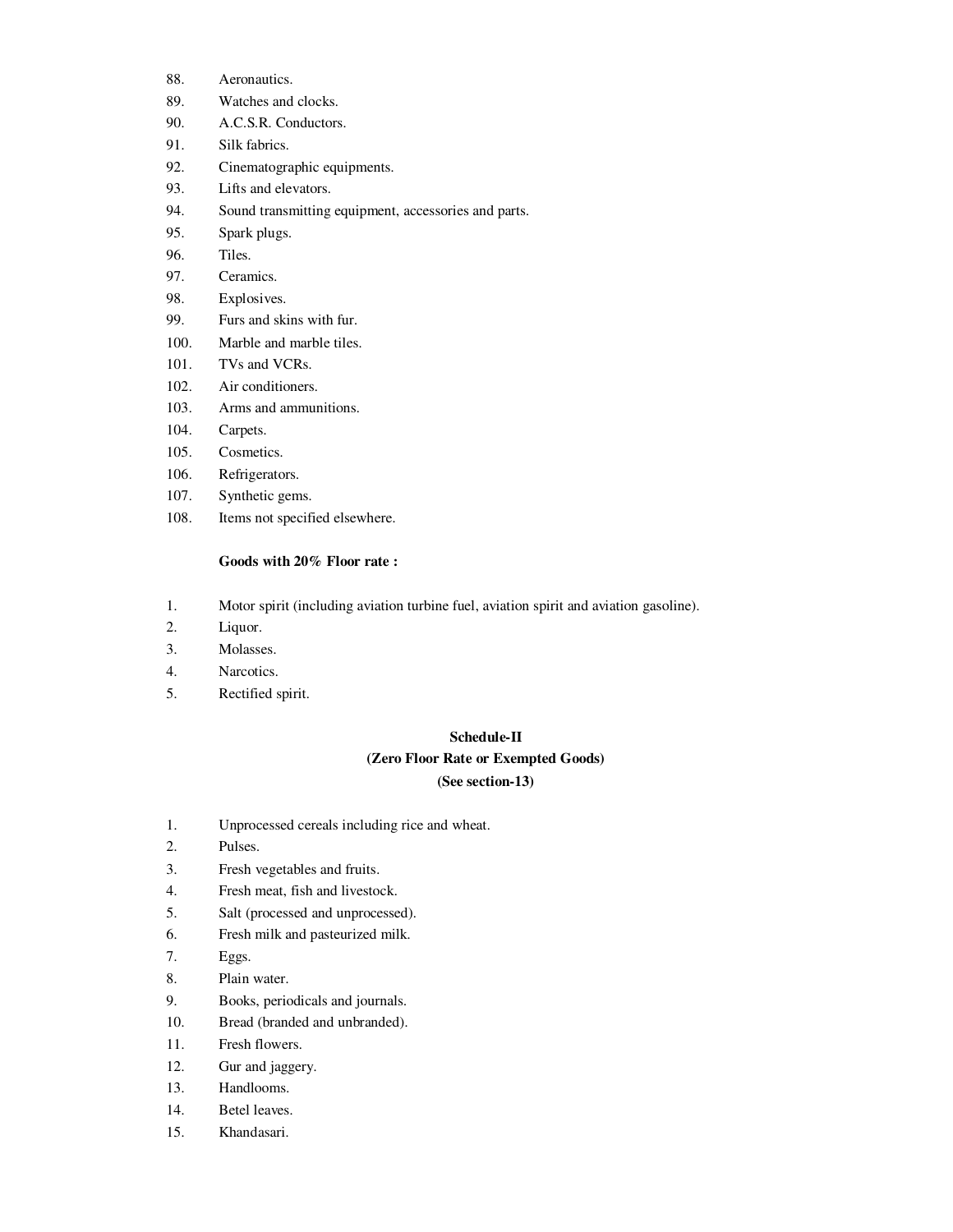88. Aeronautics.
89. Watches and clocks.
90. A.C.S.R. Conductors.
91. Silk fabrics.
92. Cinematographic equipments.
93. Lifts and elevators.
94. Sound transmitting equipment, accessories and parts.
95. Spark plugs.
96. Tiles.
97. Ceramics.
98. Explosives.
99. Furs and skins with fur.
100. Marble and marble tiles.
101. TVs and VCRs.
102. Air conditioners.
103. Arms and ammunitions.
104. Carpets.
105. Cosmetics.
106. Refrigerators.
107. Synthetic gems.
108. Items not specified elsewhere.

**Goods with 20% Floor rate :**

1. Motor spirit (including aviation turbine fuel, aviation spirit and aviation gasoline).
2. Liquor.
3. Molasses.
4. Narcotics.
5. Rectified spirit.

## Schedule-II

**(Zero Floor Rate or Exempted Goods)**

**(See section-13)**

1. Unprocessed cereals including rice and wheat.
2. Pulses.
3. Fresh vegetables and fruits.
4. Fresh meat, fish and livestock.
5. Salt (processed and unprocessed).
6. Fresh milk and pasteurized milk.
7. Eggs.
8. Plain water.
9. Books, periodicals and journals.
10. Bread (branded and unbranded).
11. Fresh flowers.
12. Gur and jaggery.
13. Handlooms.
14. Betel leaves.
15. Khandasari.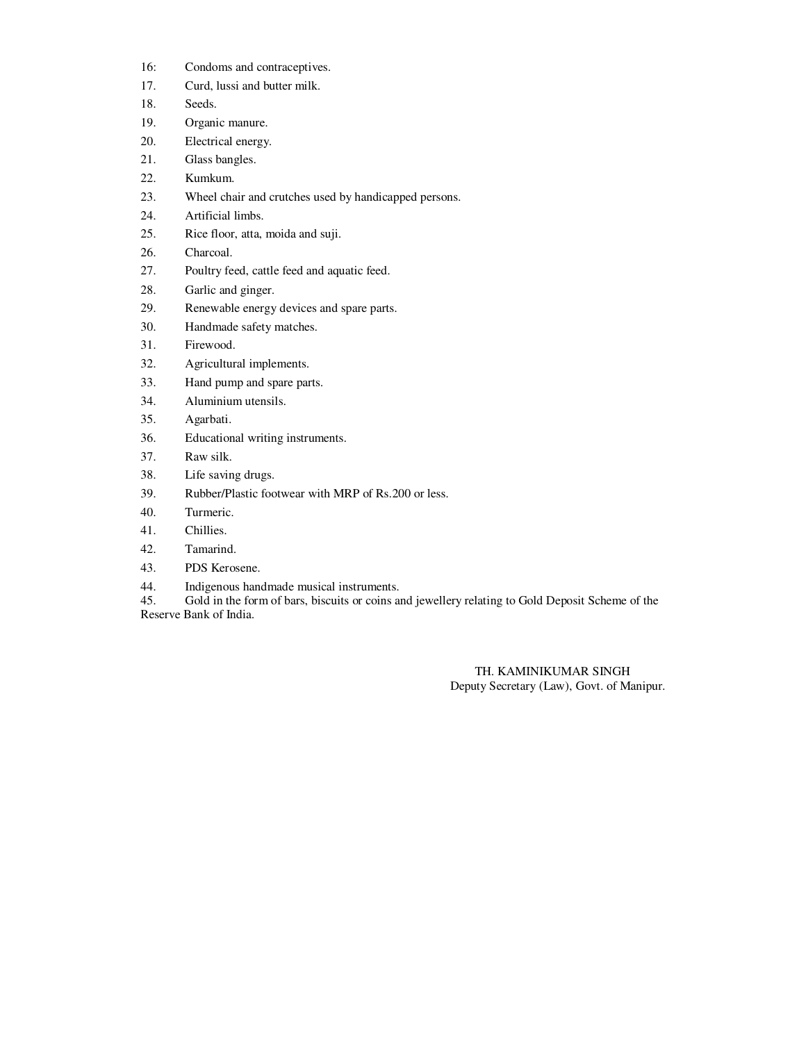16: Condoms and contraceptives.

17. Curd, lussi and butter milk.

18. Seeds.

19. Organic manure.

20. Electrical energy.

21. Glass bangles.

22. Kumkum.

23. Wheel chair and crutches used by handicapped persons.

24. Artificial limbs.

25. Rice floor, atta, moida and suji.

26. Charcoal.

27. Poultry feed, cattle feed and aquatic feed.

28. Garlic and ginger.

29. Renewable energy devices and spare parts.

30. Handmade safety matches.

31. Firewood.

32. Agricultural implements.

33. Hand pump and spare parts.

34. Aluminium utensils.

35. Agarbati.

36. Educational writing instruments.

37. Raw silk.

38. Life saving drugs.

39. Rubber/Plastic footwear with MRP of Rs.200 or less.

40. Turmeric.

41. Chillies.

42. Tamarind.

43. PDS Kerosene.

44. Indigenous handmade musical instruments.

45. Gold in the form of bars, biscuits or coins and jewellery relating to Gold Deposit Scheme of the Reserve Bank of India.

TH. KAMINIKUMAR SINGH
Deputy Secretary (Law), Govt. of Manipur.